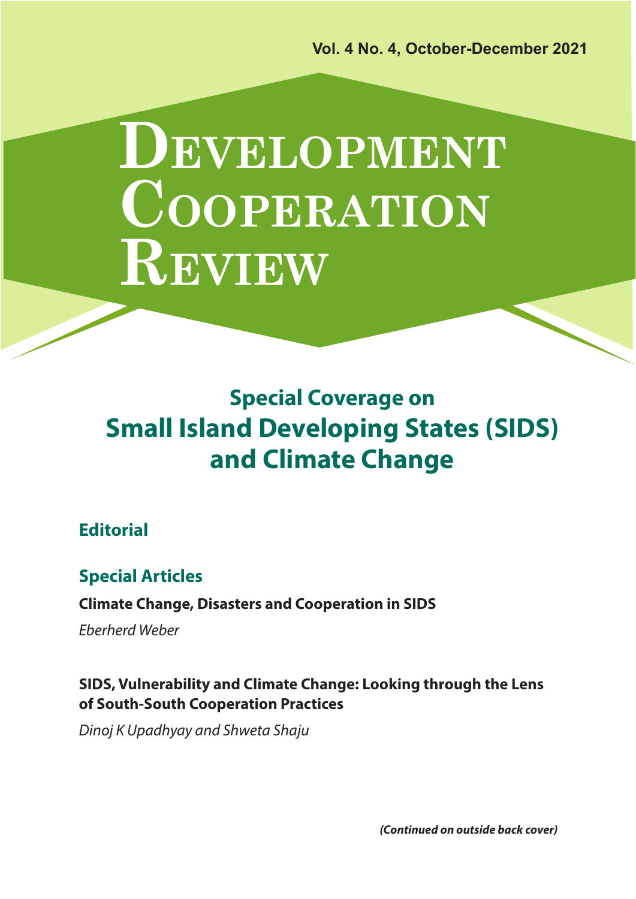Vol. 4 No. 4, October-December 2021

# Development Cooperation Review

## Special Coverage on Small Island Developing States (SIDS) and Climate Change

### Editorial

### Special Articles

**Climate Change, Disasters and Cooperation in SIDS**

*Eberherd Weber*

**SIDS, Vulnerability and Climate Change: Looking through the Lens of South-South Cooperation Practices**

*Dinoj K Upadhyay and Shweta Shaju*

***(Continued on outside back cover)***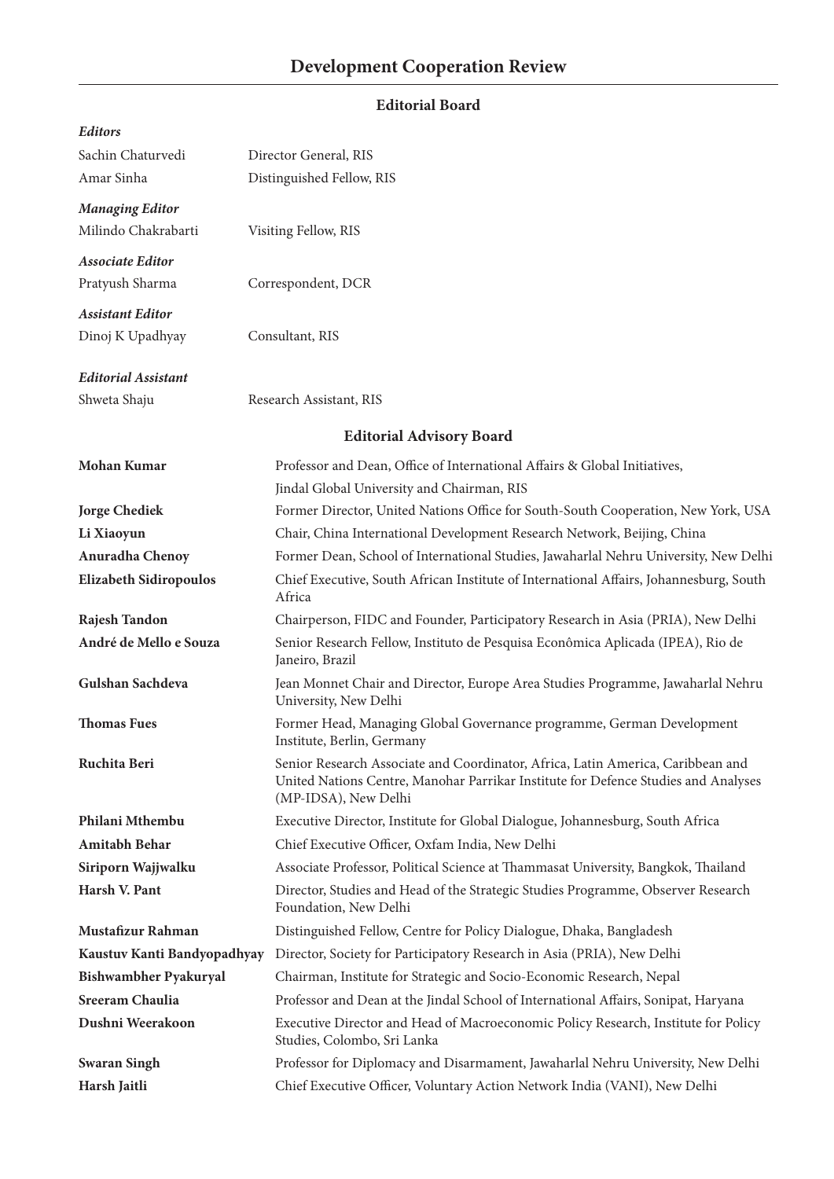# Development Cooperation Review

## Editorial Board

***Editors***

| | |
|---|---|
| Sachin Chaturvedi | Director General, RIS |
| Amar Sinha | Distinguished Fellow, RIS |

***Managing Editor***

| | |
|---|---|
| Milindo Chakrabarti | Visiting Fellow, RIS |

***Associate Editor***

| | |
|---|---|
| Pratyush Sharma | Correspondent, DCR |

***Assistant Editor***

| | |
|---|---|
| Dinoj K Upadhyay | Consultant, RIS |

***Editorial Assistant***

| | |
|---|---|
| Shweta Shaju | Research Assistant, RIS |

## Editorial Advisory Board

| | |
|---|---|
| **Mohan Kumar** | Professor and Dean, Office of International Affairs & Global Initiatives, Jindal Global University and Chairman, RIS |
| **Jorge Chediek** | Former Director, United Nations Office for South-South Cooperation, New York, USA |
| **Li Xiaoyun** | Chair, China International Development Research Network, Beijing, China |
| **Anuradha Chenoy** | Former Dean, School of International Studies, Jawaharlal Nehru University, New Delhi |
| **Elizabeth Sidiropoulos** | Chief Executive, South African Institute of International Affairs, Johannesburg, South Africa |
| **Rajesh Tandon** | Chairperson, FIDC and Founder, Participatory Research in Asia (PRIA), New Delhi |
| **André de Mello e Souza** | Senior Research Fellow, Instituto de Pesquisa Econômica Aplicada (IPEA), Rio de Janeiro, Brazil |
| **Gulshan Sachdeva** | Jean Monnet Chair and Director, Europe Area Studies Programme, Jawaharlal Nehru University, New Delhi |
| **Thomas Fues** | Former Head, Managing Global Governance programme, German Development Institute, Berlin, Germany |
| **Ruchita Beri** | Senior Research Associate and Coordinator, Africa, Latin America, Caribbean and United Nations Centre, Manohar Parrikar Institute for Defence Studies and Analyses (MP-IDSA), New Delhi |
| **Philani Mthembu** | Executive Director, Institute for Global Dialogue, Johannesburg, South Africa |
| **Amitabh Behar** | Chief Executive Officer, Oxfam India, New Delhi |
| **Siriporn Wajjwalku** | Associate Professor, Political Science at Thammasat University, Bangkok, Thailand |
| **Harsh V. Pant** | Director, Studies and Head of the Strategic Studies Programme, Observer Research Foundation, New Delhi |
| **Mustafizur Rahman** | Distinguished Fellow, Centre for Policy Dialogue, Dhaka, Bangladesh |
| **Kaustuv Kanti Bandyopadhyay** | Director, Society for Participatory Research in Asia (PRIA), New Delhi |
| **Bishwambher Pyakuryal** | Chairman, Institute for Strategic and Socio-Economic Research, Nepal |
| **Sreeram Chaulia** | Professor and Dean at the Jindal School of International Affairs, Sonipat, Haryana |
| **Dushni Weerakoon** | Executive Director and Head of Macroeconomic Policy Research, Institute for Policy Studies, Colombo, Sri Lanka |
| **Swaran Singh** | Professor for Diplomacy and Disarmament, Jawaharlal Nehru University, New Delhi |
| **Harsh Jaitli** | Chief Executive Officer, Voluntary Action Network India (VANI), New Delhi |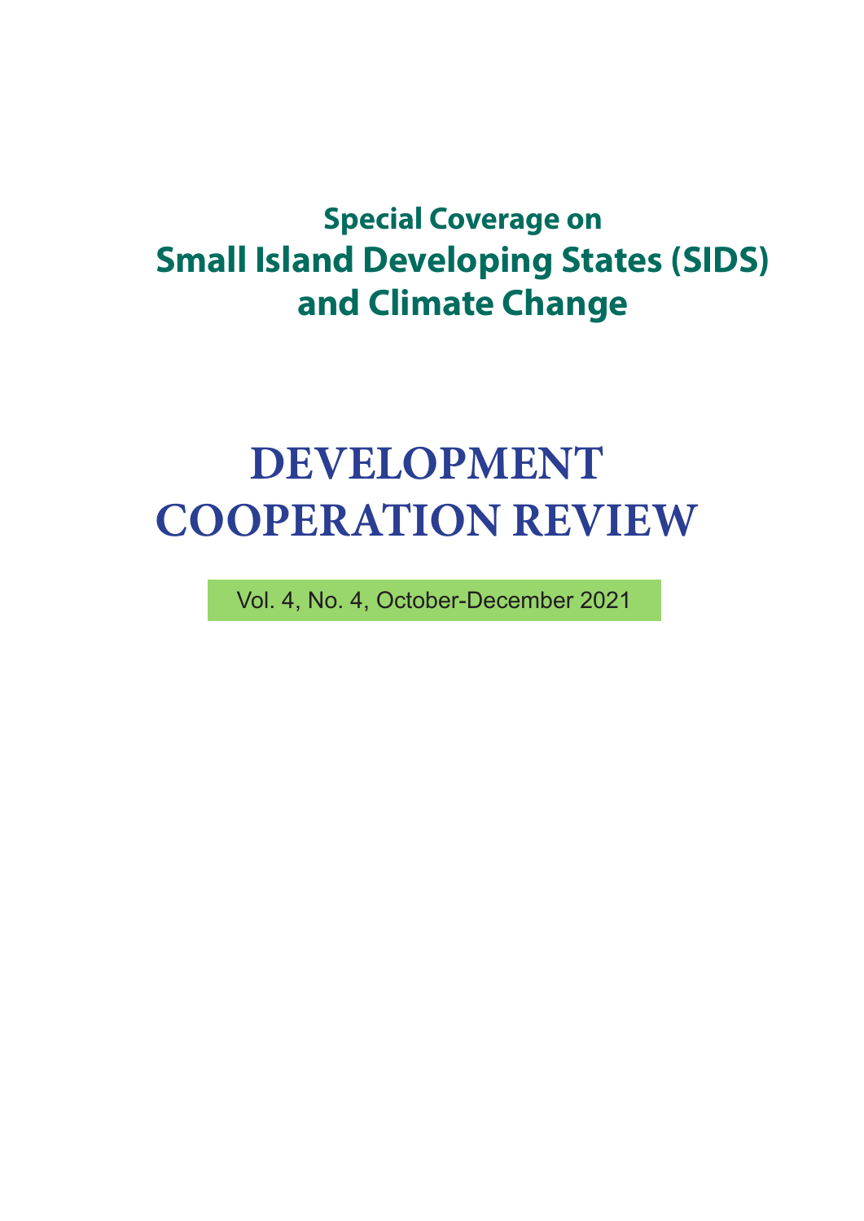**Special Coverage on**
**Small Island Developing States (SIDS) and Climate Change**

# DEVELOPMENT COOPERATION REVIEW

Vol. 4, No. 4, October-December 2021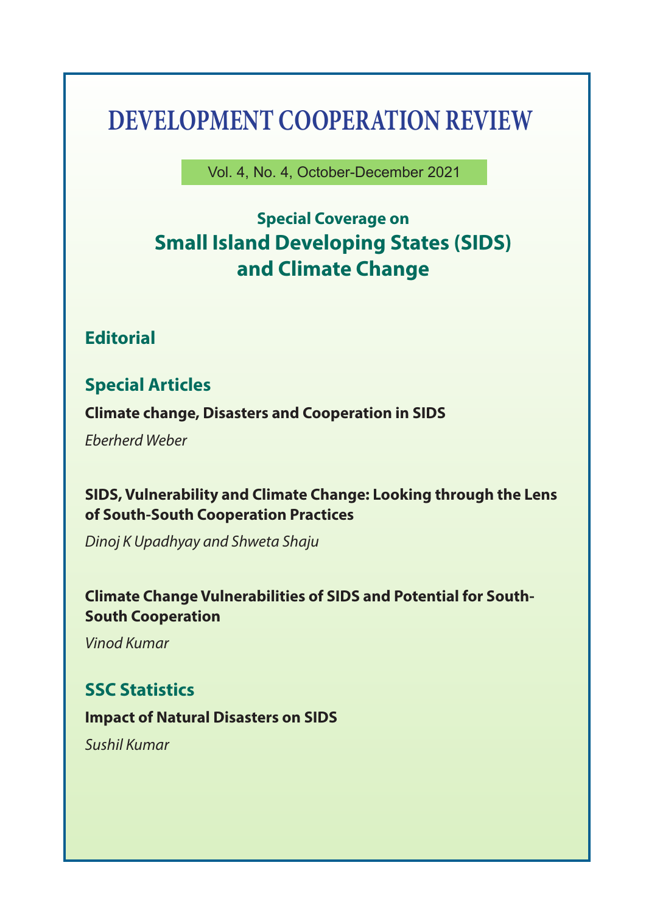# DEVELOPMENT COOPERATION REVIEW

Vol. 4, No. 4, October-December 2021

## Special Coverage on
## Small Island Developing States (SIDS) and Climate Change

## Editorial

## Special Articles

**Climate change, Disasters and Cooperation in SIDS**

*Eberherd Weber*

**SIDS, Vulnerability and Climate Change: Looking through the Lens of South-South Cooperation Practices**

*Dinoj K Upadhyay and Shweta Shaju*

**Climate Change Vulnerabilities of SIDS and Potential for South-South Cooperation**

*Vinod Kumar*

## SSC Statistics

**Impact of Natural Disasters on SIDS**

*Sushil Kumar*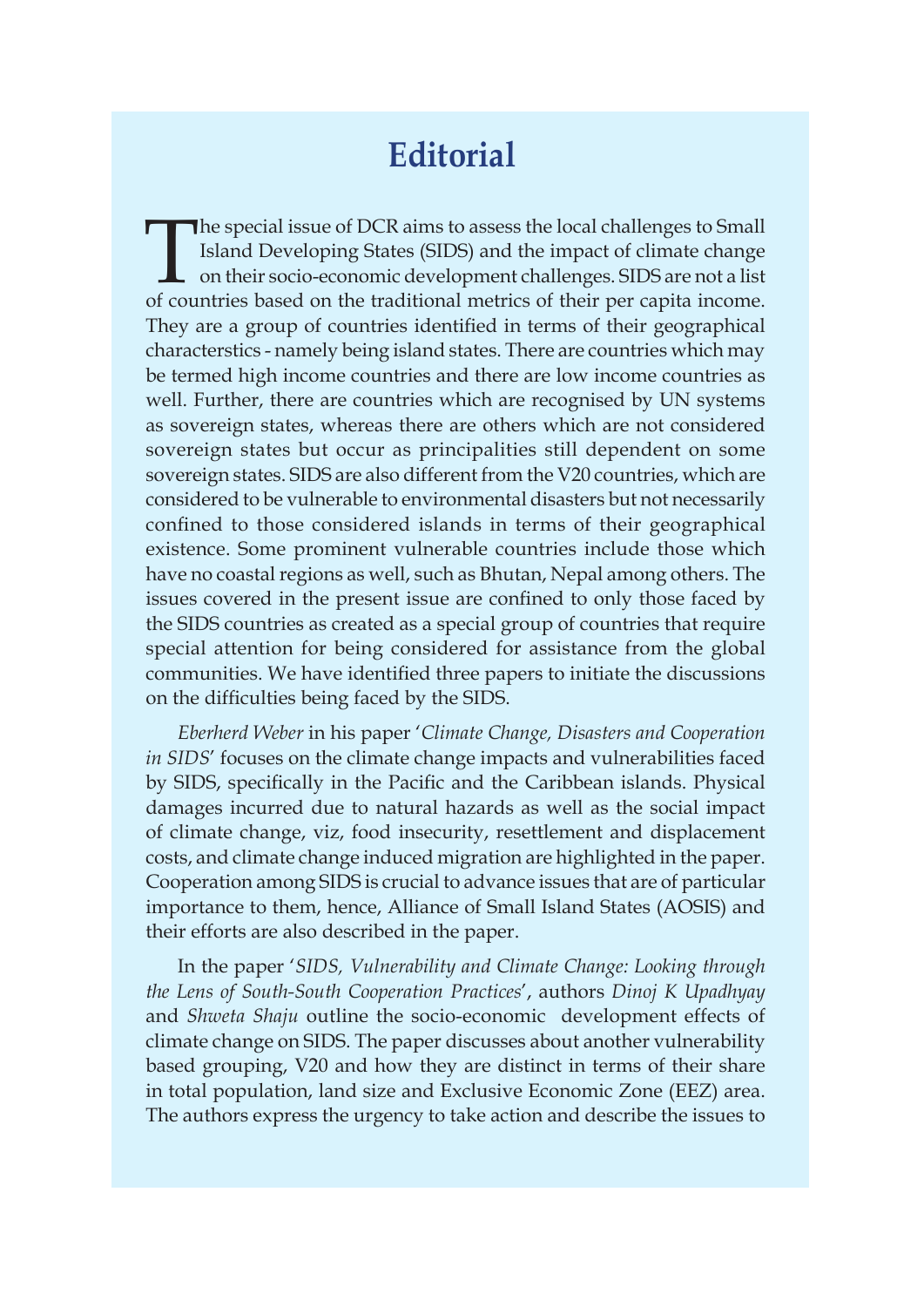# Editorial

The special issue of DCR aims to assess the local challenges to Small Island Developing States (SIDS) and the impact of climate change on their socio-economic development challenges. SIDS are not a list of countries based on the traditional metrics of their per capita income. They are a group of countries identified in terms of their geographical characterstics - namely being island states. There are countries which may be termed high income countries and there are low income countries as well. Further, there are countries which are recognised by UN systems as sovereign states, whereas there are others which are not considered sovereign states but occur as principalities still dependent on some sovereign states. SIDS are also different from the V20 countries, which are considered to be vulnerable to environmental disasters but not necessarily confined to those considered islands in terms of their geographical existence. Some prominent vulnerable countries include those which have no coastal regions as well, such as Bhutan, Nepal among others. The issues covered in the present issue are confined to only those faced by the SIDS countries as created as a special group of countries that require special attention for being considered for assistance from the global communities. We have identified three papers to initiate the discussions on the difficulties being faced by the SIDS.

*Eberherd Weber* in his paper '*Climate Change, Disasters and Cooperation in SIDS*' focuses on the climate change impacts and vulnerabilities faced by SIDS, specifically in the Pacific and the Caribbean islands. Physical damages incurred due to natural hazards as well as the social impact of climate change, viz, food insecurity, resettlement and displacement costs, and climate change induced migration are highlighted in the paper. Cooperation among SIDS is crucial to advance issues that are of particular importance to them, hence, Alliance of Small Island States (AOSIS) and their efforts are also described in the paper.

In the paper '*SIDS, Vulnerability and Climate Change: Looking through the Lens of South-South Cooperation Practices*', authors *Dinoj K Upadhyay* and *Shweta Shaju* outline the socio-economic development effects of climate change on SIDS. The paper discusses about another vulnerability based grouping, V20 and how they are distinct in terms of their share in total population, land size and Exclusive Economic Zone (EEZ) area. The authors express the urgency to take action and describe the issues to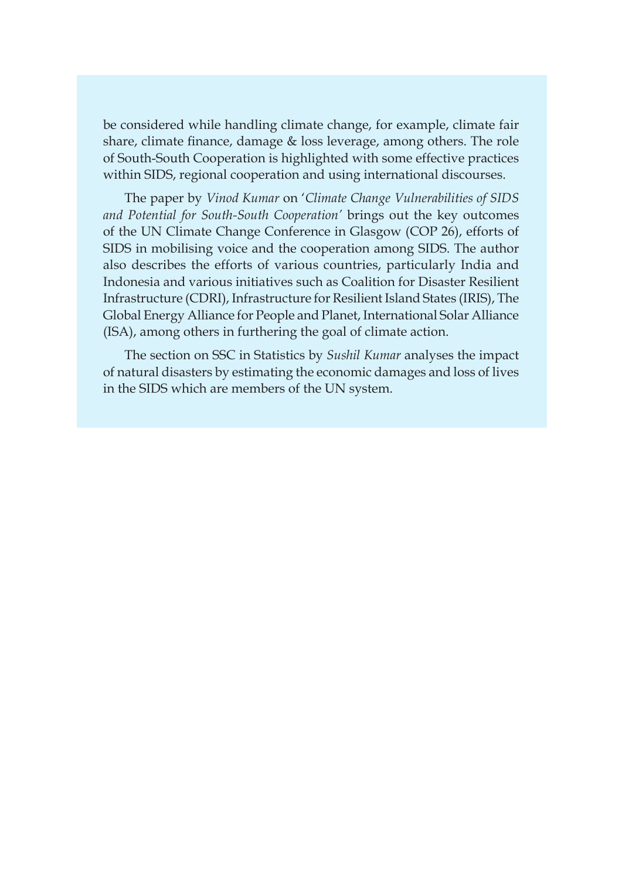be considered while handling climate change, for example, climate fair share, climate finance, damage & loss leverage, among others. The role of South-South Cooperation is highlighted with some effective practices within SIDS, regional cooperation and using international discourses.

The paper by *Vinod Kumar* on '*Climate Change Vulnerabilities of SIDS and Potential for South-South Cooperation*' brings out the key outcomes of the UN Climate Change Conference in Glasgow (COP 26), efforts of SIDS in mobilising voice and the cooperation among SIDS. The author also describes the efforts of various countries, particularly India and Indonesia and various initiatives such as Coalition for Disaster Resilient Infrastructure (CDRI), Infrastructure for Resilient Island States (IRIS), The Global Energy Alliance for People and Planet, International Solar Alliance (ISA), among others in furthering the goal of climate action.

The section on SSC in Statistics by *Sushil Kumar* analyses the impact of natural disasters by estimating the economic damages and loss of lives in the SIDS which are members of the UN system.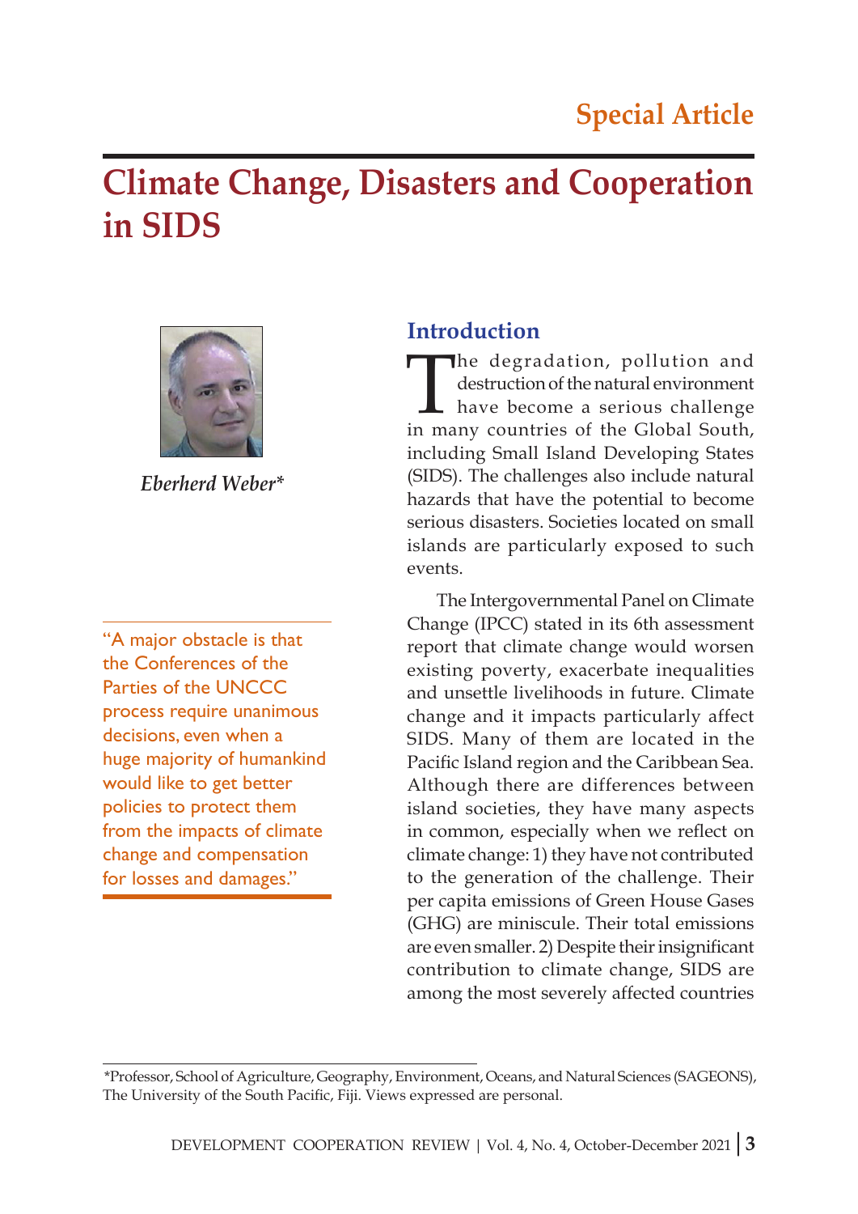Special Article

# Climate Change, Disasters and Cooperation in SIDS

*Eberherd Weber**

"A major obstacle is that the Conferences of the Parties of the UNCCC process require unanimous decisions, even when a huge majority of humankind would like to get better policies to protect them from the impacts of climate change and compensation for losses and damages."

## Introduction

The degradation, pollution and destruction of the natural environment have become a serious challenge in many countries of the Global South, including Small Island Developing States (SIDS). The challenges also include natural hazards that have the potential to become serious disasters. Societies located on small islands are particularly exposed to such events.

The Intergovernmental Panel on Climate Change (IPCC) stated in its 6th assessment report that climate change would worsen existing poverty, exacerbate inequalities and unsettle livelihoods in future. Climate change and it impacts particularly affect SIDS. Many of them are located in the Pacific Island region and the Caribbean Sea. Although there are differences between island societies, they have many aspects in common, especially when we reflect on climate change: 1) they have not contributed to the generation of the challenge. Their per capita emissions of Green House Gases (GHG) are miniscule. Their total emissions are even smaller. 2) Despite their insignificant contribution to climate change, SIDS are among the most severely affected countries

*Professor, School of Agriculture, Geography, Environment, Oceans, and Natural Sciences (SAGEONS), The University of the South Pacific, Fiji. Views expressed are personal.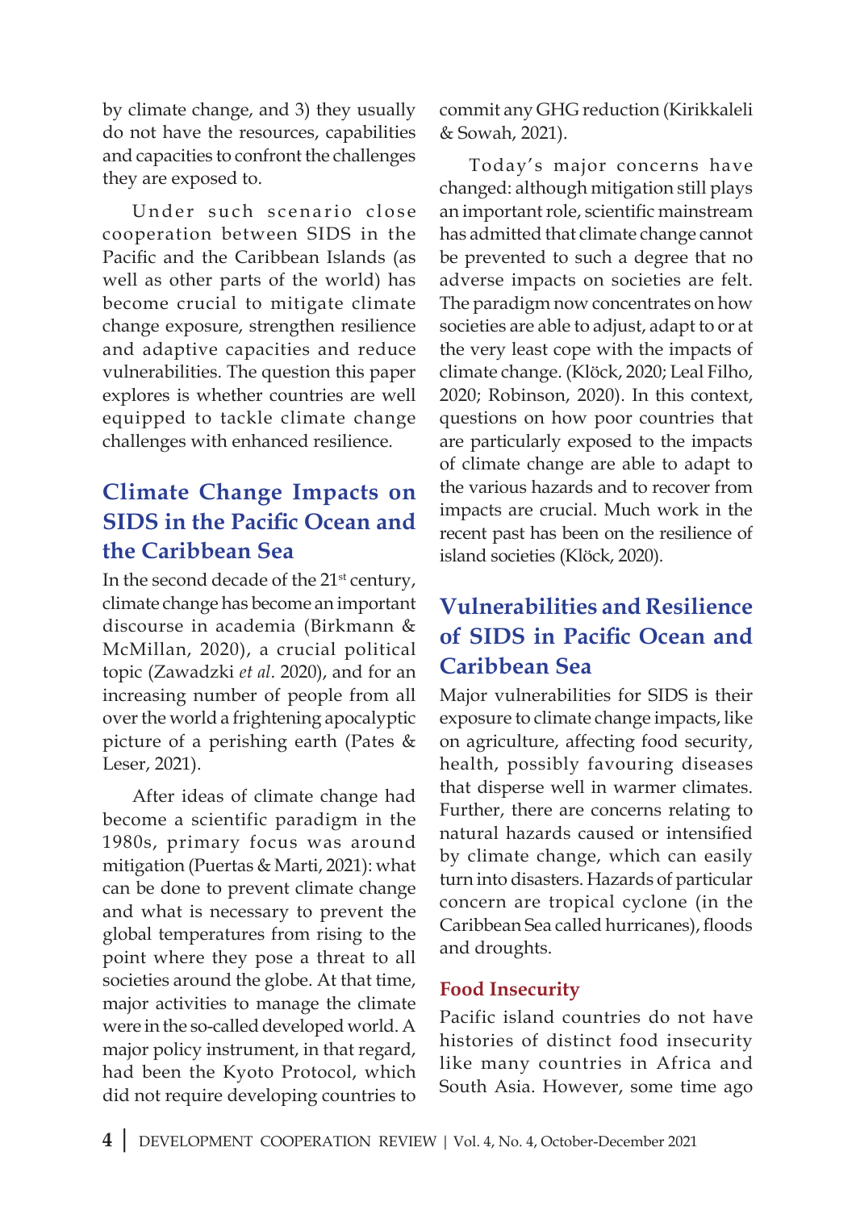by climate change, and 3) they usually do not have the resources, capabilities and capacities to confront the challenges they are exposed to.

Under such scenario close cooperation between SIDS in the Pacific and the Caribbean Islands (as well as other parts of the world) has become crucial to mitigate climate change exposure, strengthen resilience and adaptive capacities and reduce vulnerabilities. The question this paper explores is whether countries are well equipped to tackle climate change challenges with enhanced resilience.

## Climate Change Impacts on SIDS in the Pacific Ocean and the Caribbean Sea

In the second decade of the 21st century, climate change has become an important discourse in academia (Birkmann & McMillan, 2020), a crucial political topic (Zawadzki *et al*. 2020), and for an increasing number of people from all over the world a frightening apocalyptic picture of a perishing earth (Pates & Leser, 2021).

After ideas of climate change had become a scientific paradigm in the 1980s, primary focus was around mitigation (Puertas & Marti, 2021): what can be done to prevent climate change and what is necessary to prevent the global temperatures from rising to the point where they pose a threat to all societies around the globe. At that time, major activities to manage the climate were in the so-called developed world. A major policy instrument, in that regard, had been the Kyoto Protocol, which did not require developing countries to commit any GHG reduction (Kirikkaleli & Sowah, 2021).

Today's major concerns have changed: although mitigation still plays an important role, scientific mainstream has admitted that climate change cannot be prevented to such a degree that no adverse impacts on societies are felt. The paradigm now concentrates on how societies are able to adjust, adapt to or at the very least cope with the impacts of climate change. (Klöck, 2020; Leal Filho, 2020; Robinson, 2020). In this context, questions on how poor countries that are particularly exposed to the impacts of climate change are able to adapt to the various hazards and to recover from impacts are crucial. Much work in the recent past has been on the resilience of island societies (Klöck, 2020).

## Vulnerabilities and Resilience of SIDS in Pacific Ocean and Caribbean Sea

Major vulnerabilities for SIDS is their exposure to climate change impacts, like on agriculture, affecting food security, health, possibly favouring diseases that disperse well in warmer climates. Further, there are concerns relating to natural hazards caused or intensified by climate change, which can easily turn into disasters. Hazards of particular concern are tropical cyclone (in the Caribbean Sea called hurricanes), floods and droughts.

### Food Insecurity

Pacific island countries do not have histories of distinct food insecurity like many countries in Africa and South Asia. However, some time ago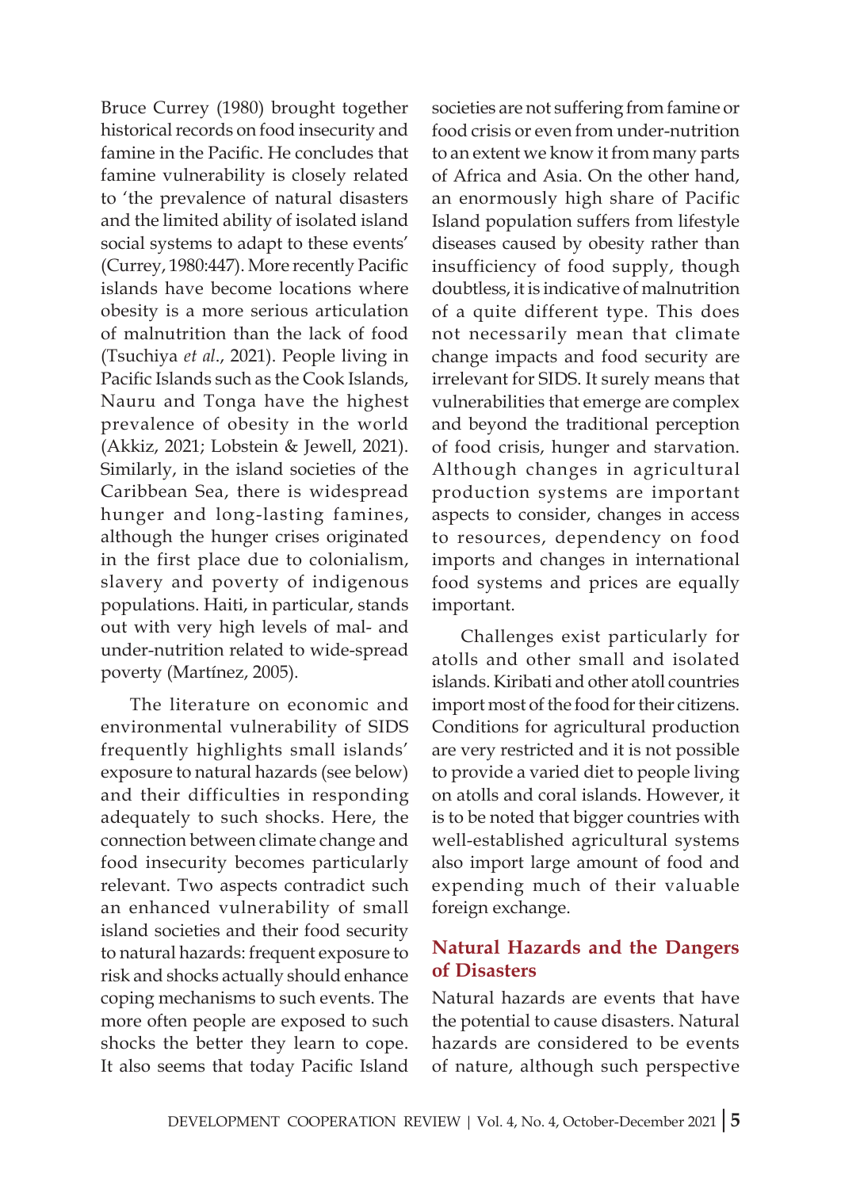Bruce Currey (1980) brought together historical records on food insecurity and famine in the Pacific. He concludes that famine vulnerability is closely related to 'the prevalence of natural disasters and the limited ability of isolated island social systems to adapt to these events' (Currey, 1980:447). More recently Pacific islands have become locations where obesity is a more serious articulation of malnutrition than the lack of food (Tsuchiya *et al.*, 2021). People living in Pacific Islands such as the Cook Islands, Nauru and Tonga have the highest prevalence of obesity in the world (Akkiz, 2021; Lobstein & Jewell, 2021). Similarly, in the island societies of the Caribbean Sea, there is widespread hunger and long-lasting famines, although the hunger crises originated in the first place due to colonialism, slavery and poverty of indigenous populations. Haiti, in particular, stands out with very high levels of mal- and under-nutrition related to wide-spread poverty (Martínez, 2005).

The literature on economic and environmental vulnerability of SIDS frequently highlights small islands' exposure to natural hazards (see below) and their difficulties in responding adequately to such shocks. Here, the connection between climate change and food insecurity becomes particularly relevant. Two aspects contradict such an enhanced vulnerability of small island societies and their food security to natural hazards: frequent exposure to risk and shocks actually should enhance coping mechanisms to such events. The more often people are exposed to such shocks the better they learn to cope. It also seems that today Pacific Island societies are not suffering from famine or food crisis or even from under-nutrition to an extent we know it from many parts of Africa and Asia. On the other hand, an enormously high share of Pacific Island population suffers from lifestyle diseases caused by obesity rather than insufficiency of food supply, though doubtless, it is indicative of malnutrition of a quite different type. This does not necessarily mean that climate change impacts and food security are irrelevant for SIDS. It surely means that vulnerabilities that emerge are complex and beyond the traditional perception of food crisis, hunger and starvation. Although changes in agricultural production systems are important aspects to consider, changes in access to resources, dependency on food imports and changes in international food systems and prices are equally important.

Challenges exist particularly for atolls and other small and isolated islands. Kiribati and other atoll countries import most of the food for their citizens. Conditions for agricultural production are very restricted and it is not possible to provide a varied diet to people living on atolls and coral islands. However, it is to be noted that bigger countries with well-established agricultural systems also import large amount of food and expending much of their valuable foreign exchange.

## Natural Hazards and the Dangers of Disasters

Natural hazards are events that have the potential to cause disasters. Natural hazards are considered to be events of nature, although such perspective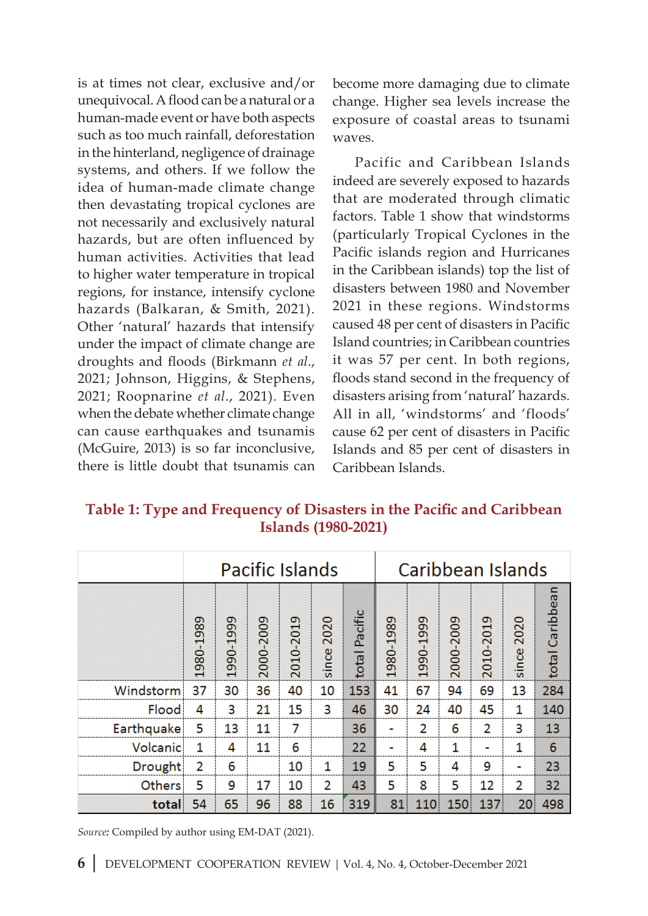is at times not clear, exclusive and/or unequivocal. A flood can be a natural or a human-made event or have both aspects such as too much rainfall, deforestation in the hinterland, negligence of drainage systems, and others. If we follow the idea of human-made climate change then devastating tropical cyclones are not necessarily and exclusively natural hazards, but are often influenced by human activities. Activities that lead to higher water temperature in tropical regions, for instance, intensify cyclone hazards (Balkaran, & Smith, 2021). Other 'natural' hazards that intensify under the impact of climate change are droughts and floods (Birkmann *et al.*, 2021; Johnson, Higgins, & Stephens, 2021; Roopnarine *et al.*, 2021). Even when the debate whether climate change can cause earthquakes and tsunamis (McGuire, 2013) is so far inconclusive, there is little doubt that tsunamis can become more damaging due to climate change. Higher sea levels increase the exposure of coastal areas to tsunami waves.

Pacific and Caribbean Islands indeed are severely exposed to hazards that are moderated through climatic factors. Table 1 show that windstorms (particularly Tropical Cyclones in the Pacific islands region and Hurricanes in the Caribbean islands) top the list of disasters between 1980 and November 2021 in these regions. Windstorms caused 48 per cent of disasters in Pacific Island countries; in Caribbean countries it was 57 per cent. In both regions, floods stand second in the frequency of disasters arising from 'natural' hazards. All in all, 'windstorms' and 'floods' cause 62 per cent of disasters in Pacific Islands and 85 per cent of disasters in Caribbean Islands.

**Table 1: Type and Frequency of Disasters in the Pacific and Caribbean Islands (1980-2021)**

| | Pacific Islands | | | | | | Caribbean Islands | | | | | |
|---|---|---|---|---|---|---|---|---|---|---|---|---|
| | 1980-1989 | 1990-1999 | 2000-2009 | 2010-2019 | since 2020 | total Pacific | 1980-1989 | 1990-1999 | 2000-2009 | 2010-2019 | since 2020 | total Caribbean |
| Windstorm | 37 | 30 | 36 | 40 | 10 | 153 | 41 | 67 | 94 | 69 | 13 | 284 |
| Flood | 4 | 3 | 21 | 15 | 3 | 46 | 30 | 24 | 40 | 45 | 1 | 140 |
| Earthquake | 5 | 13 | 11 | 7 | | 36 | - | 2 | 6 | 2 | 3 | 13 |
| Volcanic | 1 | 4 | 11 | 6 | | 22 | - | 4 | 1 | - | 1 | 6 |
| Drought | 2 | 6 | | 10 | 1 | 19 | 5 | 5 | 4 | 9 | - | 23 |
| Others | 5 | 9 | 17 | 10 | 2 | 43 | 5 | 8 | 5 | 12 | 2 | 32 |
| **total** | 54 | 65 | 96 | 88 | 16 | 319 | 81 | 110 | 150 | 137 | 20 | 498 |

*Source:* Compiled by author using EM-DAT (2021).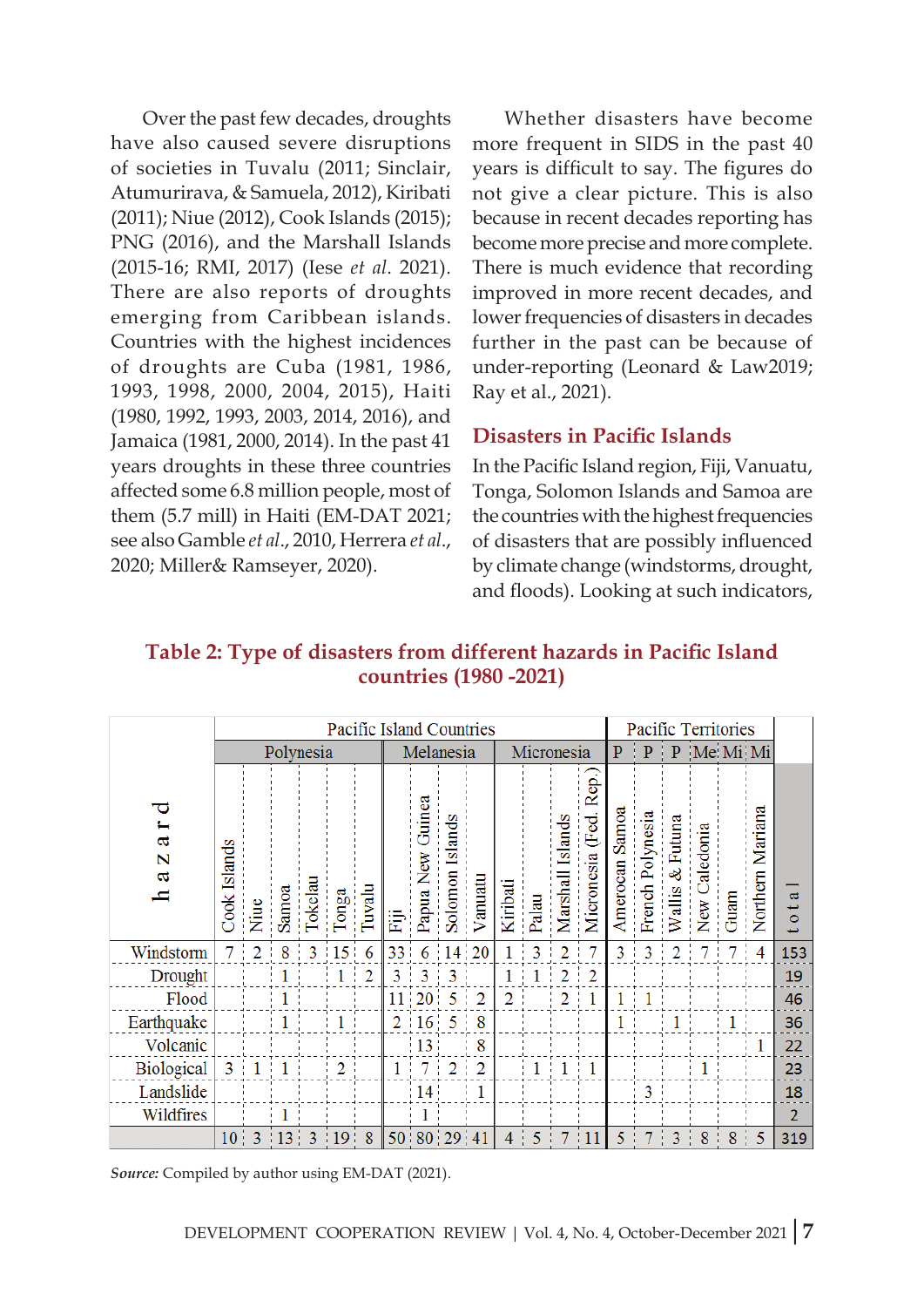Over the past few decades, droughts have also caused severe disruptions of societies in Tuvalu (2011; Sinclair, Atumurirava, & Samuela, 2012), Kiribati (2011); Niue (2012), Cook Islands (2015); PNG (2016), and the Marshall Islands (2015-16; RMI, 2017) (Iese *et al*. 2021). There are also reports of droughts emerging from Caribbean islands. Countries with the highest incidences of droughts are Cuba (1981, 1986, 1993, 1998, 2000, 2004, 2015), Haiti (1980, 1992, 1993, 2003, 2014, 2016), and Jamaica (1981, 2000, 2014). In the past 41 years droughts in these three countries affected some 6.8 million people, most of them (5.7 mill) in Haiti (EM-DAT 2021; see also Gamble *et al*., 2010, Herrera *et al*., 2020; Miller& Ramseyer, 2020).

Whether disasters have become more frequent in SIDS in the past 40 years is difficult to say. The figures do not give a clear picture. This is also because in recent decades reporting has become more precise and more complete. There is much evidence that recording improved in more recent decades, and lower frequencies of disasters in decades further in the past can be because of under-reporting (Leonard & Law2019; Ray et al., 2021).

## Disasters in Pacific Islands

In the Pacific Island region, Fiji, Vanuatu, Tonga, Solomon Islands and Samoa are the countries with the highest frequencies of disasters that are possibly influenced by climate change (windstorms, drought, and floods). Looking at such indicators,

**Table 2: Type of disasters from different hazards in Pacific Island countries (1980 -2021)**

| hazard | Pacific Island Countries | | | | | | | | | | | | | | Pacific Territories | | | | | | total |
|---|---|---|---|---|---|---|---|---|---|---|---|---|---|---|---|---|---|---|---|---|---|
| | Polynesia | | | | | | Melanesia | | | | Micronesia | | | | P | P | P | Me | Mi | Mi | |
| | Cook Islands | Niue | Samoa | Tokelau | Tonga | Tuvalu | Fiji | Papua New Guinea | Solomon Islands | Vanuatu | Kiribati | Palau | Marshall Islands | Micronesia (Fed. Rep.) | American Samoa | French Polynesia | Wallis & Futuna | New Caledonia | Guam | Northern Mariana | total |
| Windstorm | 7 | 2 | 8 | 3 | 15 | 6 | 33 | 6 | 14 | 20 | 1 | 3 | 2 | 7 | 3 | 3 | 2 | 7 | 7 | 4 | 153 |
| Drought | | | 1 | | 1 | 2 | 3 | 3 | 3 | | 1 | 1 | 2 | 2 | | | | | | | 19 |
| Flood | | | 1 | | | | 11 | 20 | 5 | 2 | 2 | | 2 | 1 | 1 | 1 | | | | | 46 |
| Earthquake | | | 1 | | 1 | | 2 | 16 | 5 | 8 | | | | | 1 | | 1 | | 1 | | 36 |
| Volcanic | | | | | | | | 13 | | 8 | | | | | | | | | | 1 | 22 |
| Biological | 3 | 1 | 1 | | 2 | | 1 | 7 | 2 | 2 | | 1 | 1 | 1 | | | | 1 | | | 23 |
| Landslide | | | | | | | | 14 | | 1 | | | | | | 3 | | | | | 18 |
| Wildfires | | | 1 | | | | | 1 | | | | | | | | | | | | | 2 |
| | 10 | 3 | 13 | 3 | 19 | 8 | 50 | 80 | 29 | 41 | 4 | 5 | 7 | 11 | 5 | 7 | 3 | 8 | 8 | 5 | 319 |

***Source:*** Compiled by author using EM-DAT (2021).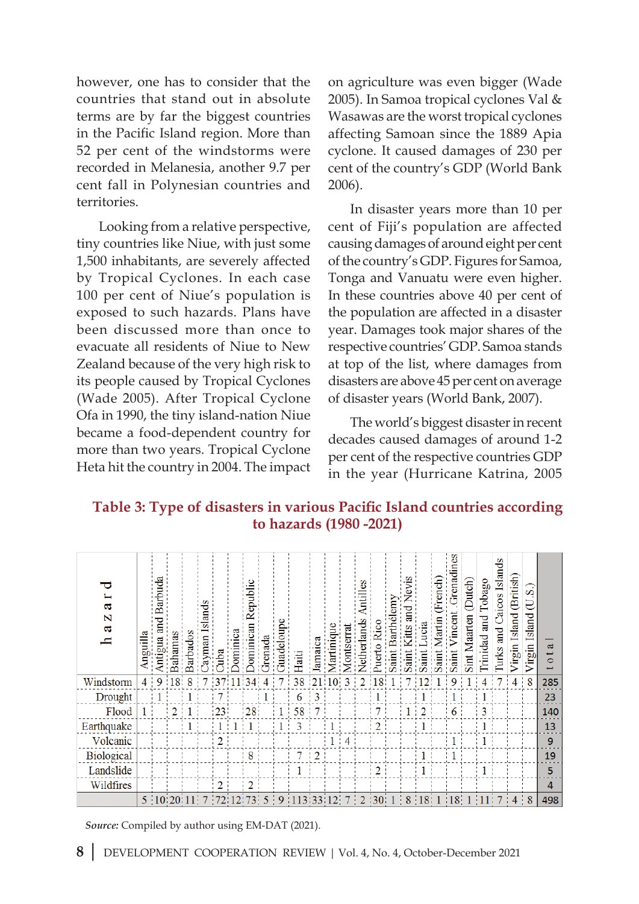however, one has to consider that the countries that stand out in absolute terms are by far the biggest countries in the Pacific Island region. More than 52 per cent of the windstorms were recorded in Melanesia, another 9.7 per cent fall in Polynesian countries and territories.

Looking from a relative perspective, tiny countries like Niue, with just some 1,500 inhabitants, are severely affected by Tropical Cyclones. In each case 100 per cent of Niue's population is exposed to such hazards. Plans have been discussed more than once to evacuate all residents of Niue to New Zealand because of the very high risk to its people caused by Tropical Cyclones (Wade 2005). After Tropical Cyclone Ofa in 1990, the tiny island-nation Niue became a food-dependent country for more than two years. Tropical Cyclone Heta hit the country in 2004. The impact on agriculture was even bigger (Wade 2005). In Samoa tropical cyclones Val & Wasawas are the worst tropical cyclones affecting Samoan since the 1889 Apia cyclone. It caused damages of 230 per cent of the country's GDP (World Bank 2006).

In disaster years more than 10 per cent of Fiji's population are affected causing damages of around eight per cent of the country's GDP. Figures for Samoa, Tonga and Vanuatu were even higher. In these countries above 40 per cent of the population are affected in a disaster year. Damages took major shares of the respective countries' GDP. Samoa stands at top of the list, where damages from disasters are above 45 per cent on average of disaster years (World Bank, 2007).

The world's biggest disaster in recent decades caused damages of around 1-2 per cent of the respective countries GDP in the year (Hurricane Katrina, 2005

**Table 3: Type of disasters in various Pacific Island countries according to hazards (1980 -2021)**

| hazard | Anguilla | Antigua and Barbuda | Bahamas | Barbados | Cayman Islands | Cuba | Dominica | Dominican Republic | Grenada | Guadeloupe | Haiti | Jamaica | Martinique | Montserrat | Netherlands Antilles | Puerto Rico | Saint Barthélemy | Saint Kitts and Nevis | Saint Lucia | Saint Martin (French) | Saint Vincent Grenadines | Sint Maarten (Dutch) | Trinidad and Tobago | Turks and Caicos Islands | Virgin Island (British) | Virgin Island (U.S.) | total |
|---|---|---|---|---|---|---|---|---|---|---|---|---|---|---|---|---|---|---|---|---|---|---|---|---|---|---|---|
| Windstorm | 4 | 9 | 18 | 8 | 7 | 37 | 11 | 34 | 4 | 7 | 38 | 21 | 10 | 3 | 2 | 18 | 1 | 7 | 12 | 1 | 9 | 1 | 4 | 7 | 4 | 8 | **285** |
| Drought | | 1 | | 1 | | 7 | | | 1 | | 6 | 3 | | | | 1 | | | 1 | | 1 | | 1 | | | | **23** |
| Flood | 1 | | 2 | 1 | | 23 | | 28 | | 1 | 58 | 7 | | | | 7 | | 1 | 2 | | 6 | | 3 | | | | **140** |
| Earthquake | | | | 1 | | 1 | 1 | 1 | | 1 | 3 | | 1 | | | 2 | | | 1 | | | | 1 | | | | **13** |
| Volcanic | | | | | | 2 | | | | | | | 1 | 4 | | | | | | | 1 | | 1 | | | | **9** |
| Biological | | | | | | | | 8 | | | 7 | 2 | | | | | | | 1 | | 1 | | | | | | **19** |
| Landslide | | | | | | | | | | | 1 | | | | | 2 | | | 1 | | | | 1 | | | | **5** |
| Wildfires | | | | | | 2 | | 2 | | | | | | | | | | | | | | | | | | | **4** |
| | 5 | 10 | 20 | 11 | 7 | 72 | 12 | 73 | 5 | 9 | 113 | 33 | 12 | 7 | 2 | 30 | 1 | 8 | 18 | 1 | 18 | 1 | 11 | 7 | 4 | 8 | **498** |

*Source:* Compiled by author using EM-DAT (2021).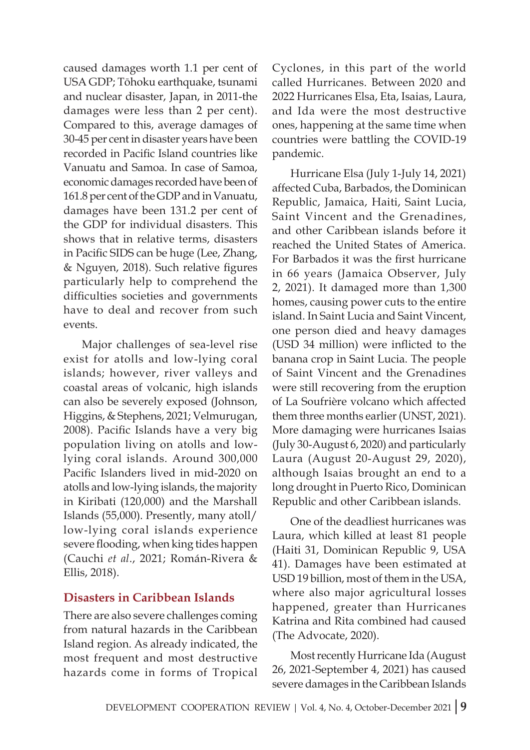caused damages worth 1.1 per cent of USA GDP; Tōhoku earthquake, tsunami and nuclear disaster, Japan, in 2011-the damages were less than 2 per cent). Compared to this, average damages of 30-45 per cent in disaster years have been recorded in Pacific Island countries like Vanuatu and Samoa. In case of Samoa, economic damages recorded have been of 161.8 per cent of the GDP and in Vanuatu, damages have been 131.2 per cent of the GDP for individual disasters. This shows that in relative terms, disasters in Pacific SIDS can be huge (Lee, Zhang, & Nguyen, 2018). Such relative figures particularly help to comprehend the difficulties societies and governments have to deal and recover from such events.

Major challenges of sea-level rise exist for atolls and low-lying coral islands; however, river valleys and coastal areas of volcanic, high islands can also be severely exposed (Johnson, Higgins, & Stephens, 2021; Velmurugan, 2008). Pacific Islands have a very big population living on atolls and low-lying coral islands. Around 300,000 Pacific Islanders lived in mid-2020 on atolls and low-lying islands, the majority in Kiribati (120,000) and the Marshall Islands (55,000). Presently, many atoll/low-lying coral islands experience severe flooding, when king tides happen (Cauchi *et al.*, 2021; Román-Rivera & Ellis, 2018).

## Disasters in Caribbean Islands

There are also severe challenges coming from natural hazards in the Caribbean Island region. As already indicated, the most frequent and most destructive hazards come in forms of Tropical Cyclones, in this part of the world called Hurricanes. Between 2020 and 2022 Hurricanes Elsa, Eta, Isaias, Laura, and Ida were the most destructive ones, happening at the same time when countries were battling the COVID-19 pandemic.

Hurricane Elsa (July 1-July 14, 2021) affected Cuba, Barbados, the Dominican Republic, Jamaica, Haiti, Saint Lucia, Saint Vincent and the Grenadines, and other Caribbean islands before it reached the United States of America. For Barbados it was the first hurricane in 66 years (Jamaica Observer, July 2, 2021). It damaged more than 1,300 homes, causing power cuts to the entire island. In Saint Lucia and Saint Vincent, one person died and heavy damages (USD 34 million) were inflicted to the banana crop in Saint Lucia. The people of Saint Vincent and the Grenadines were still recovering from the eruption of La Soufrière volcano which affected them three months earlier (UNST, 2021). More damaging were hurricanes Isaias (July 30-August 6, 2020) and particularly Laura (August 20-August 29, 2020), although Isaias brought an end to a long drought in Puerto Rico, Dominican Republic and other Caribbean islands.

One of the deadliest hurricanes was Laura, which killed at least 81 people (Haiti 31, Dominican Republic 9, USA 41). Damages have been estimated at USD 19 billion, most of them in the USA, where also major agricultural losses happened, greater than Hurricanes Katrina and Rita combined had caused (The Advocate, 2020).

Most recently Hurricane Ida (August 26, 2021-September 4, 2021) has caused severe damages in the Caribbean Islands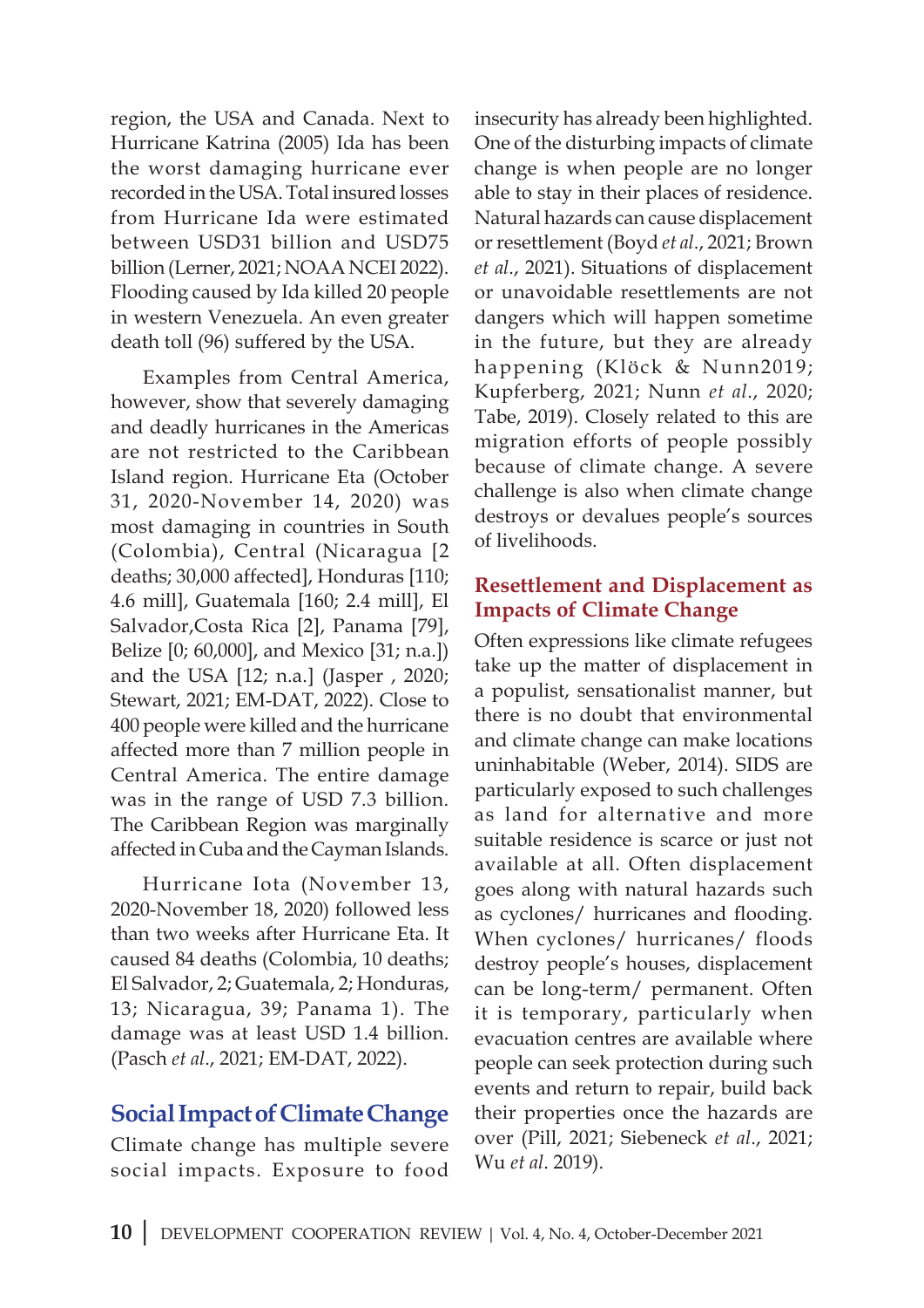region, the USA and Canada. Next to Hurricane Katrina (2005) Ida has been the worst damaging hurricane ever recorded in the USA. Total insured losses from Hurricane Ida were estimated between USD31 billion and USD75 billion (Lerner, 2021; NOAA NCEI 2022). Flooding caused by Ida killed 20 people in western Venezuela. An even greater death toll (96) suffered by the USA.

Examples from Central America, however, show that severely damaging and deadly hurricanes in the Americas are not restricted to the Caribbean Island region. Hurricane Eta (October 31, 2020-November 14, 2020) was most damaging in countries in South (Colombia), Central (Nicaragua [2 deaths; 30,000 affected], Honduras [110; 4.6 mill], Guatemala [160; 2.4 mill], El Salvador,Costa Rica [2], Panama [79], Belize [0; 60,000], and Mexico [31; n.a.]) and the USA [12; n.a.] (Jasper , 2020; Stewart, 2021; EM-DAT, 2022). Close to 400 people were killed and the hurricane affected more than 7 million people in Central America. The entire damage was in the range of USD 7.3 billion. The Caribbean Region was marginally affected in Cuba and the Cayman Islands.

Hurricane Iota (November 13, 2020-November 18, 2020) followed less than two weeks after Hurricane Eta. It caused 84 deaths (Colombia, 10 deaths; El Salvador, 2; Guatemala, 2; Honduras, 13; Nicaragua, 39; Panama 1). The damage was at least USD 1.4 billion. (Pasch *et al*., 2021; EM-DAT, 2022).

## Social Impact of Climate Change

Climate change has multiple severe social impacts. Exposure to food insecurity has already been highlighted. One of the disturbing impacts of climate change is when people are no longer able to stay in their places of residence. Natural hazards can cause displacement or resettlement (Boyd *et al*., 2021; Brown *et al*., 2021). Situations of displacement or unavoidable resettlements are not dangers which will happen sometime in the future, but they are already happening (Klöck & Nunn2019; Kupferberg, 2021; Nunn *et al*., 2020; Tabe, 2019). Closely related to this are migration efforts of people possibly because of climate change. A severe challenge is also when climate change destroys or devalues people's sources of livelihoods.

### Resettlement and Displacement as Impacts of Climate Change

Often expressions like climate refugees take up the matter of displacement in a populist, sensationalist manner, but there is no doubt that environmental and climate change can make locations uninhabitable (Weber, 2014). SIDS are particularly exposed to such challenges as land for alternative and more suitable residence is scarce or just not available at all. Often displacement goes along with natural hazards such as cyclones/ hurricanes and flooding. When cyclones/ hurricanes/ floods destroy people's houses, displacement can be long-term/ permanent. Often it is temporary, particularly when evacuation centres are available where people can seek protection during such events and return to repair, build back their properties once the hazards are over (Pill, 2021; Siebeneck *et al*., 2021; Wu *et al*. 2019).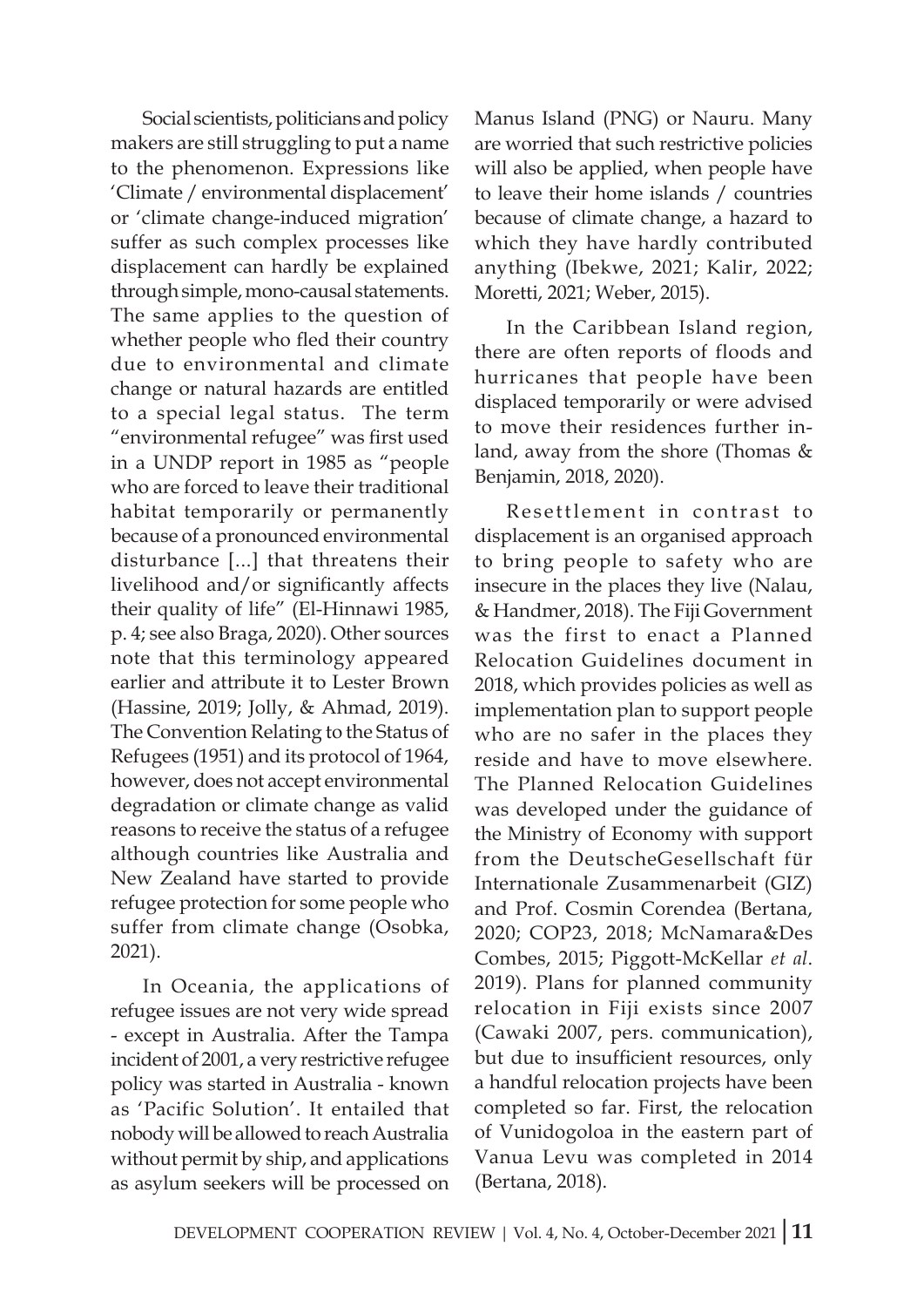Social scientists, politicians and policy makers are still struggling to put a name to the phenomenon. Expressions like 'Climate / environmental displacement' or 'climate change-induced migration' suffer as such complex processes like displacement can hardly be explained through simple, mono-causal statements. The same applies to the question of whether people who fled their country due to environmental and climate change or natural hazards are entitled to a special legal status. The term "environmental refugee" was first used in a UNDP report in 1985 as "people who are forced to leave their traditional habitat temporarily or permanently because of a pronounced environmental disturbance [...] that threatens their livelihood and/or significantly affects their quality of life" (El-Hinnawi 1985, p. 4; see also Braga, 2020). Other sources note that this terminology appeared earlier and attribute it to Lester Brown (Hassine, 2019; Jolly, & Ahmad, 2019). The Convention Relating to the Status of Refugees (1951) and its protocol of 1964, however, does not accept environmental degradation or climate change as valid reasons to receive the status of a refugee although countries like Australia and New Zealand have started to provide refugee protection for some people who suffer from climate change (Osobka, 2021).

In Oceania, the applications of refugee issues are not very wide spread - except in Australia. After the Tampa incident of 2001, a very restrictive refugee policy was started in Australia - known as 'Pacific Solution'. It entailed that nobody will be allowed to reach Australia without permit by ship, and applications as asylum seekers will be processed on Manus Island (PNG) or Nauru. Many are worried that such restrictive policies will also be applied, when people have to leave their home islands / countries because of climate change, a hazard to which they have hardly contributed anything (Ibekwe, 2021; Kalir, 2022; Moretti, 2021; Weber, 2015).

In the Caribbean Island region, there are often reports of floods and hurricanes that people have been displaced temporarily or were advised to move their residences further in-land, away from the shore (Thomas & Benjamin, 2018, 2020).

Resettlement in contrast to displacement is an organised approach to bring people to safety who are insecure in the places they live (Nalau, & Handmer, 2018). The Fiji Government was the first to enact a Planned Relocation Guidelines document in 2018, which provides policies as well as implementation plan to support people who are no safer in the places they reside and have to move elsewhere. The Planned Relocation Guidelines was developed under the guidance of the Ministry of Economy with support from the DeutscheGesellschaft für Internationale Zusammenarbeit (GIZ) and Prof. Cosmin Corendea (Bertana, 2020; COP23, 2018; McNamara&Des Combes, 2015; Piggott-McKellar *et al*. 2019). Plans for planned community relocation in Fiji exists since 2007 (Cawaki 2007, pers. communication), but due to insufficient resources, only a handful relocation projects have been completed so far. First, the relocation of Vunidogoloa in the eastern part of Vanua Levu was completed in 2014 (Bertana, 2018).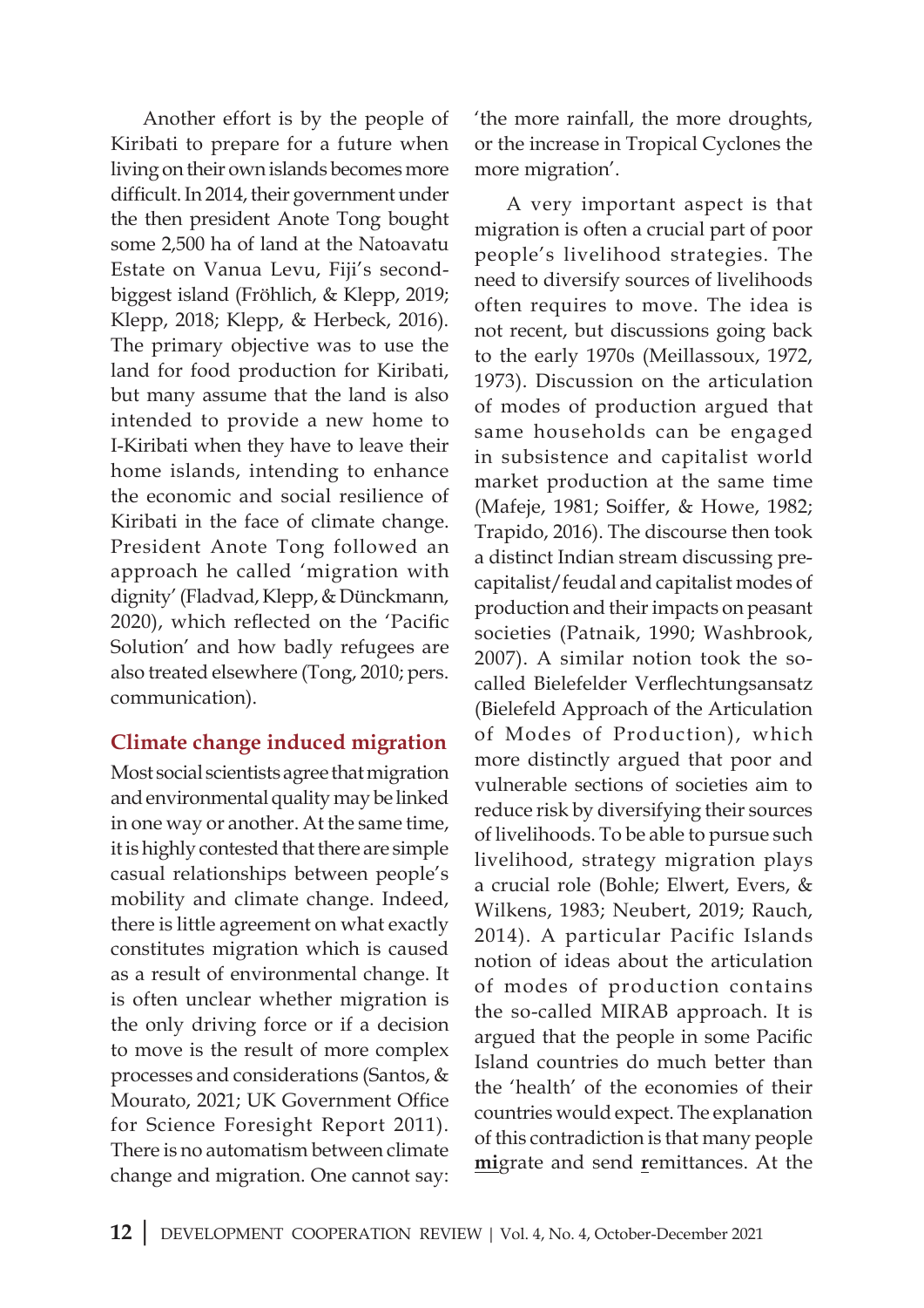Another effort is by the people of Kiribati to prepare for a future when living on their own islands becomes more difficult. In 2014, their government under the then president Anote Tong bought some 2,500 ha of land at the Natoavatu Estate on Vanua Levu, Fiji's second-biggest island (Fröhlich, & Klepp, 2019; Klepp, 2018; Klepp, & Herbeck, 2016). The primary objective was to use the land for food production for Kiribati, but many assume that the land is also intended to provide a new home to I-Kiribati when they have to leave their home islands, intending to enhance the economic and social resilience of Kiribati in the face of climate change. President Anote Tong followed an approach he called 'migration with dignity' (Fladvad, Klepp, & Dünckmann, 2020), which reflected on the 'Pacific Solution' and how badly refugees are also treated elsewhere (Tong, 2010; pers. communication).

## Climate change induced migration

Most social scientists agree that migration and environmental quality may be linked in one way or another. At the same time, it is highly contested that there are simple casual relationships between people's mobility and climate change. Indeed, there is little agreement on what exactly constitutes migration which is caused as a result of environmental change. It is often unclear whether migration is the only driving force or if a decision to move is the result of more complex processes and considerations (Santos, & Mourato, 2021; UK Government Office for Science Foresight Report 2011). There is no automatism between climate change and migration. One cannot say: 'the more rainfall, the more droughts, or the increase in Tropical Cyclones the more migration'.

A very important aspect is that migration is often a crucial part of poor people's livelihood strategies. The need to diversify sources of livelihoods often requires to move. The idea is not recent, but discussions going back to the early 1970s (Meillassoux, 1972, 1973). Discussion on the articulation of modes of production argued that same households can be engaged in subsistence and capitalist world market production at the same time (Mafeje, 1981; Soiffer, & Howe, 1982; Trapido, 2016). The discourse then took a distinct Indian stream discussing pre-capitalist/feudal and capitalist modes of production and their impacts on peasant societies (Patnaik, 1990; Washbrook, 2007). A similar notion took the so-called Bielefelder Verflechtungsansatz (Bielefeld Approach of the Articulation of Modes of Production), which more distinctly argued that poor and vulnerable sections of societies aim to reduce risk by diversifying their sources of livelihoods. To be able to pursue such livelihood, strategy migration plays a crucial role (Bohle; Elwert, Evers, & Wilkens, 1983; Neubert, 2019; Rauch, 2014). A particular Pacific Islands notion of ideas about the articulation of modes of production contains the so-called MIRAB approach. It is argued that the people in some Pacific Island countries do much better than the 'health' of the economies of their countries would expect. The explanation of this contradiction is that many people **mi**grate and send **r**emittances. At the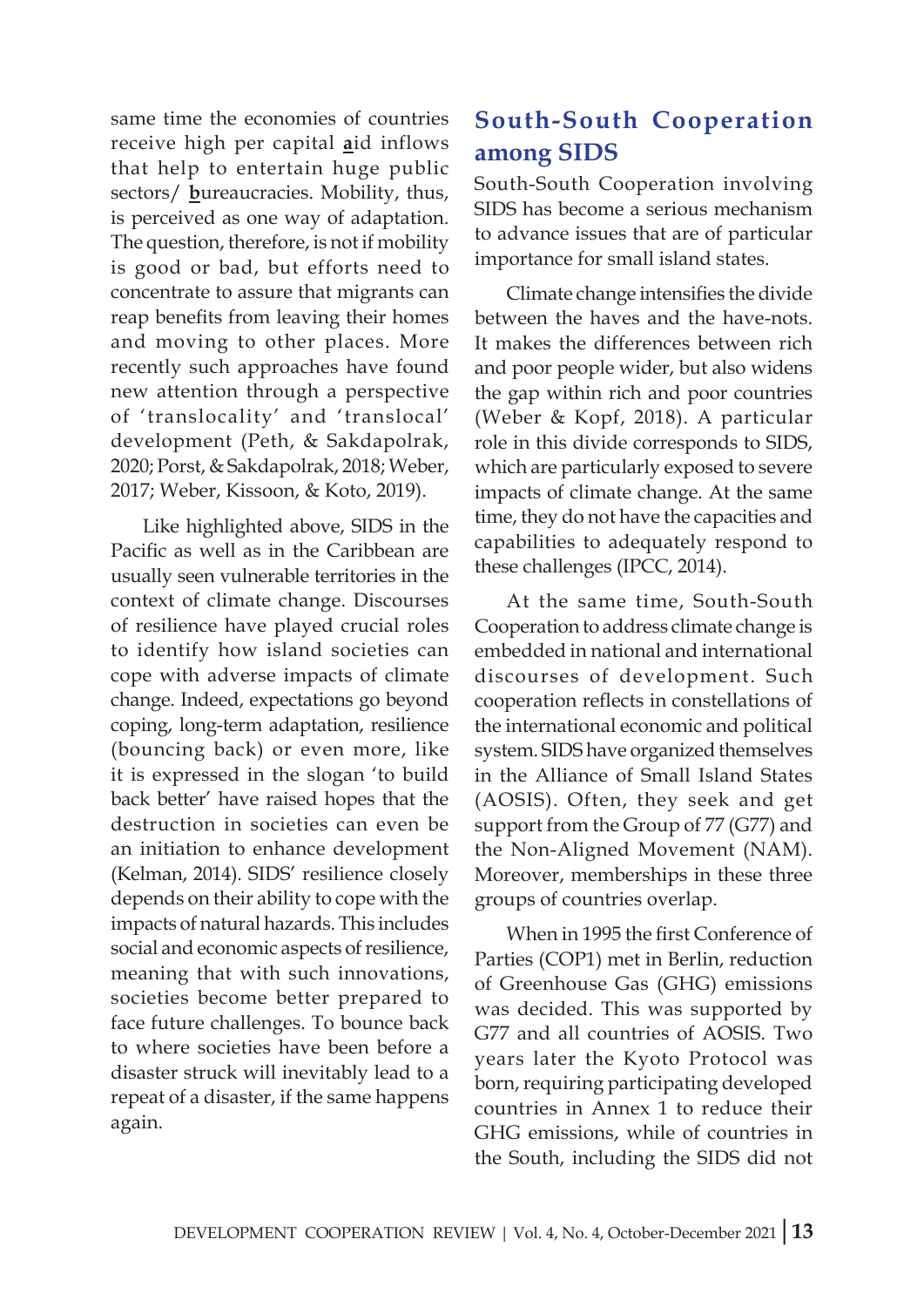same time the economies of countries receive high per capital **a**id inflows that help to entertain huge public sectors/ **b**ureaucracies. Mobility, thus, is perceived as one way of adaptation. The question, therefore, is not if mobility is good or bad, but efforts need to concentrate to assure that migrants can reap benefits from leaving their homes and moving to other places. More recently such approaches have found new attention through a perspective of 'translocality' and 'translocal' development (Peth, & Sakdapolrak, 2020; Porst, & Sakdapolrak, 2018; Weber, 2017; Weber, Kissoon, & Koto, 2019).

Like highlighted above, SIDS in the Pacific as well as in the Caribbean are usually seen vulnerable territories in the context of climate change. Discourses of resilience have played crucial roles to identify how island societies can cope with adverse impacts of climate change. Indeed, expectations go beyond coping, long-term adaptation, resilience (bouncing back) or even more, like it is expressed in the slogan 'to build back better' have raised hopes that the destruction in societies can even be an initiation to enhance development (Kelman, 2014). SIDS' resilience closely depends on their ability to cope with the impacts of natural hazards. This includes social and economic aspects of resilience, meaning that with such innovations, societies become better prepared to face future challenges. To bounce back to where societies have been before a disaster struck will inevitably lead to a repeat of a disaster, if the same happens again.

## South-South Cooperation among SIDS

South-South Cooperation involving SIDS has become a serious mechanism to advance issues that are of particular importance for small island states.

Climate change intensifies the divide between the haves and the have-nots. It makes the differences between rich and poor people wider, but also widens the gap within rich and poor countries (Weber & Kopf, 2018). A particular role in this divide corresponds to SIDS, which are particularly exposed to severe impacts of climate change. At the same time, they do not have the capacities and capabilities to adequately respond to these challenges (IPCC, 2014).

At the same time, South-South Cooperation to address climate change is embedded in national and international discourses of development. Such cooperation reflects in constellations of the international economic and political system. SIDS have organized themselves in the Alliance of Small Island States (AOSIS). Often, they seek and get support from the Group of 77 (G77) and the Non-Aligned Movement (NAM). Moreover, memberships in these three groups of countries overlap.

When in 1995 the first Conference of Parties (COP1) met in Berlin, reduction of Greenhouse Gas (GHG) emissions was decided. This was supported by G77 and all countries of AOSIS. Two years later the Kyoto Protocol was born, requiring participating developed countries in Annex 1 to reduce their GHG emissions, while of countries in the South, including the SIDS did not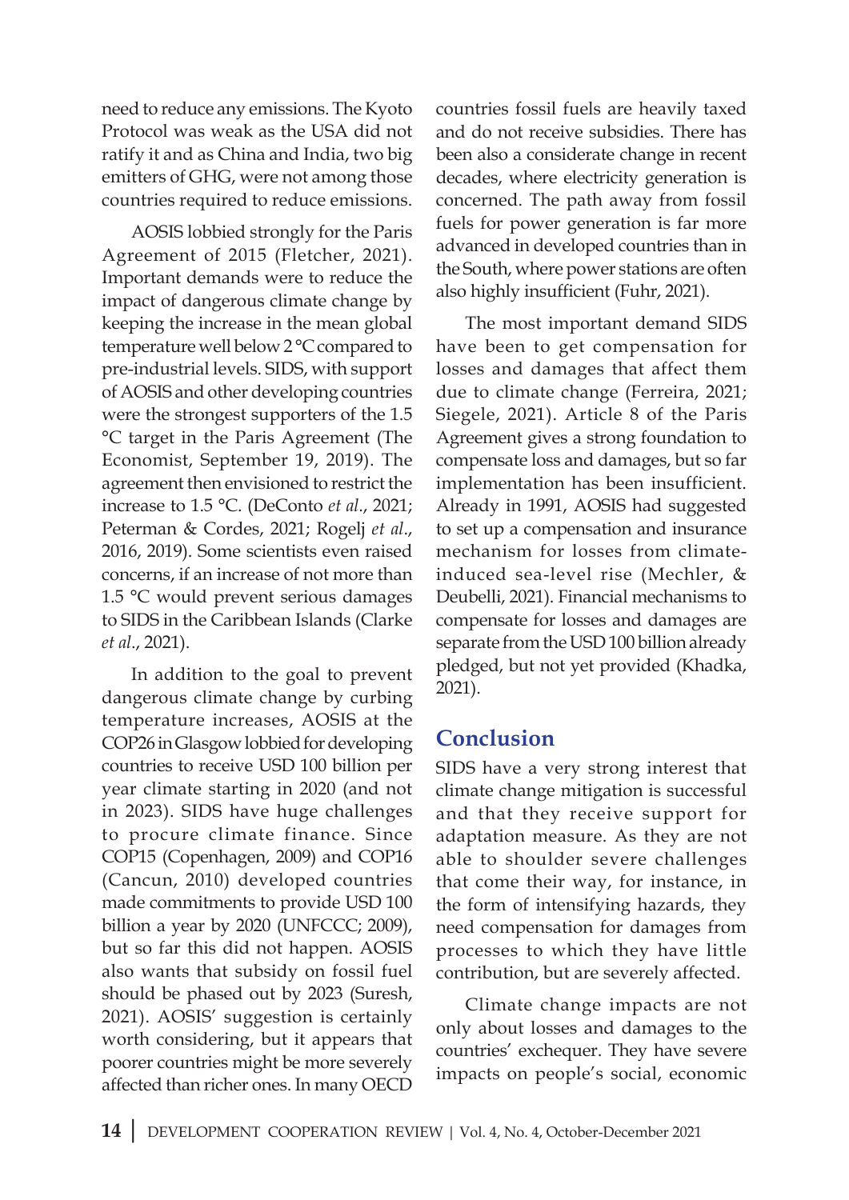need to reduce any emissions. The Kyoto Protocol was weak as the USA did not ratify it and as China and India, two big emitters of GHG, were not among those countries required to reduce emissions.

AOSIS lobbied strongly for the Paris Agreement of 2015 (Fletcher, 2021). Important demands were to reduce the impact of dangerous climate change by keeping the increase in the mean global temperature well below 2 °C compared to pre-industrial levels. SIDS, with support of AOSIS and other developing countries were the strongest supporters of the 1.5 °C target in the Paris Agreement (The Economist, September 19, 2019). The agreement then envisioned to restrict the increase to 1.5 °C. (DeConto *et al*., 2021; Peterman & Cordes, 2021; Rogelj *et al*., 2016, 2019). Some scientists even raised concerns, if an increase of not more than 1.5 °C would prevent serious damages to SIDS in the Caribbean Islands (Clarke *et al*., 2021).

In addition to the goal to prevent dangerous climate change by curbing temperature increases, AOSIS at the COP26 in Glasgow lobbied for developing countries to receive USD 100 billion per year climate starting in 2020 (and not in 2023). SIDS have huge challenges to procure climate finance. Since COP15 (Copenhagen, 2009) and COP16 (Cancun, 2010) developed countries made commitments to provide USD 100 billion a year by 2020 (UNFCCC; 2009), but so far this did not happen. AOSIS also wants that subsidy on fossil fuel should be phased out by 2023 (Suresh, 2021). AOSIS' suggestion is certainly worth considering, but it appears that poorer countries might be more severely affected than richer ones. In many OECD countries fossil fuels are heavily taxed and do not receive subsidies. There has been also a considerate change in recent decades, where electricity generation is concerned. The path away from fossil fuels for power generation is far more advanced in developed countries than in the South, where power stations are often also highly insufficient (Fuhr, 2021).

The most important demand SIDS have been to get compensation for losses and damages that affect them due to climate change (Ferreira, 2021; Siegele, 2021). Article 8 of the Paris Agreement gives a strong foundation to compensate loss and damages, but so far implementation has been insufficient. Already in 1991, AOSIS had suggested to set up a compensation and insurance mechanism for losses from climate-induced sea-level rise (Mechler, & Deubelli, 2021). Financial mechanisms to compensate for losses and damages are separate from the USD 100 billion already pledged, but not yet provided (Khadka, 2021).

## Conclusion

SIDS have a very strong interest that climate change mitigation is successful and that they receive support for adaptation measure. As they are not able to shoulder severe challenges that come their way, for instance, in the form of intensifying hazards, they need compensation for damages from processes to which they have little contribution, but are severely affected.

Climate change impacts are not only about losses and damages to the countries' exchequer. They have severe impacts on people's social, economic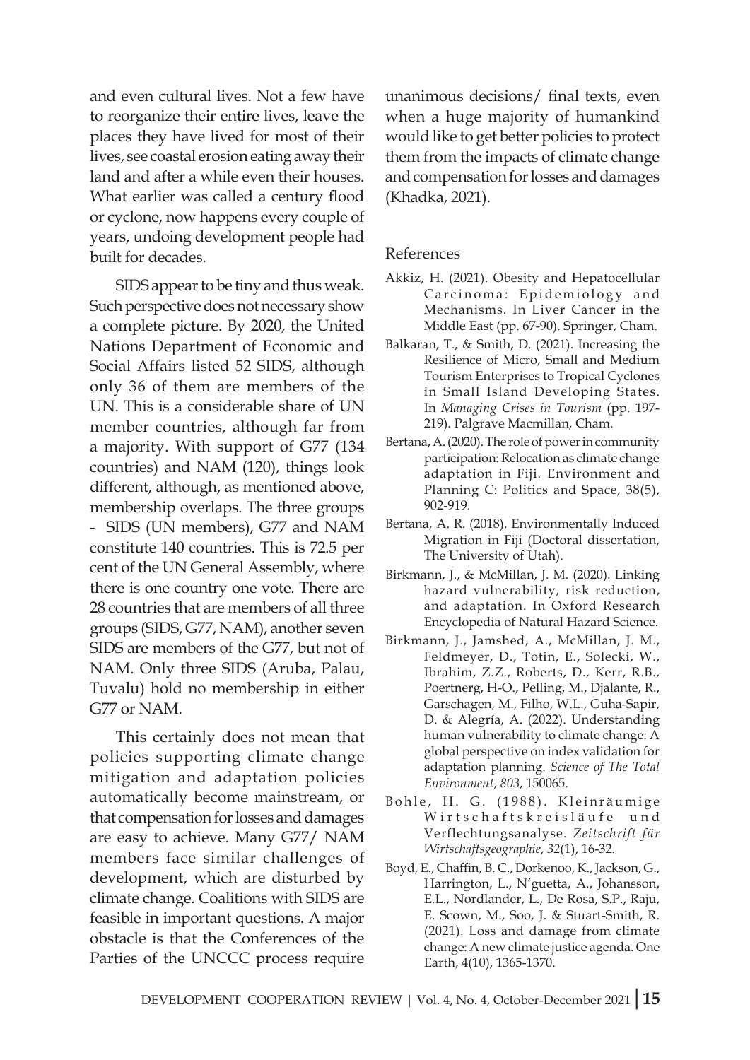and even cultural lives. Not a few have to reorganize their entire lives, leave the places they have lived for most of their lives, see coastal erosion eating away their land and after a while even their houses. What earlier was called a century flood or cyclone, now happens every couple of years, undoing development people had built for decades.

SIDS appear to be tiny and thus weak. Such perspective does not necessary show a complete picture. By 2020, the United Nations Department of Economic and Social Affairs listed 52 SIDS, although only 36 of them are members of the UN. This is a considerable share of UN member countries, although far from a majority. With support of G77 (134 countries) and NAM (120), things look different, although, as mentioned above, membership overlaps. The three groups - SIDS (UN members), G77 and NAM constitute 140 countries. This is 72.5 per cent of the UN General Assembly, where there is one country one vote. There are 28 countries that are members of all three groups (SIDS, G77, NAM), another seven SIDS are members of the G77, but not of NAM. Only three SIDS (Aruba, Palau, Tuvalu) hold no membership in either G77 or NAM.

This certainly does not mean that policies supporting climate change mitigation and adaptation policies automatically become mainstream, or that compensation for losses and damages are easy to achieve. Many G77/ NAM members face similar challenges of development, which are disturbed by climate change. Coalitions with SIDS are feasible in important questions. A major obstacle is that the Conferences of the Parties of the UNCCC process require unanimous decisions/ final texts, even when a huge majority of humankind would like to get better policies to protect them from the impacts of climate change and compensation for losses and damages (Khadka, 2021).

## References

Akkiz, H. (2021). Obesity and Hepatocellular Carcinoma: Epidemiology and Mechanisms. In Liver Cancer in the Middle East (pp. 67-90). Springer, Cham.

Balkaran, T., & Smith, D. (2021). Increasing the Resilience of Micro, Small and Medium Tourism Enterprises to Tropical Cyclones in Small Island Developing States. In *Managing Crises in Tourism* (pp. 197-219). Palgrave Macmillan, Cham.

Bertana, A. (2020). The role of power in community participation: Relocation as climate change adaptation in Fiji. Environment and Planning C: Politics and Space, 38(5), 902-919.

Bertana, A. R. (2018). Environmentally Induced Migration in Fiji (Doctoral dissertation, The University of Utah).

Birkmann, J., & McMillan, J. M. (2020). Linking hazard vulnerability, risk reduction, and adaptation. In Oxford Research Encyclopedia of Natural Hazard Science.

Birkmann, J., Jamshed, A., McMillan, J. M., Feldmeyer, D., Totin, E., Solecki, W., Ibrahim, Z.Z., Roberts, D., Kerr, R.B., Poertnerg, H-O., Pelling, M., Djalante, R., Garschagen, M., Filho, W.L., Guha-Sapir, D. & Alegría, A. (2022). Understanding human vulnerability to climate change: A global perspective on index validation for adaptation planning. *Science of The Total Environment*, *803*, 150065.

Bohle, H. G. (1988). Kleinräumige Wirtschaftskreisläufe und Verflechtungsanalyse. *Zeitschrift für Wirtschaftsgeographie*, *32*(1), 16-32.

Boyd, E., Chaffin, B. C., Dorkenoo, K., Jackson, G., Harrington, L., N'guetta, A., Johansson, E.L., Nordlander, L., De Rosa, S.P., Raju, E. Scown, M., Soo, J. & Stuart-Smith, R. (2021). Loss and damage from climate change: A new climate justice agenda. One Earth, 4(10), 1365-1370.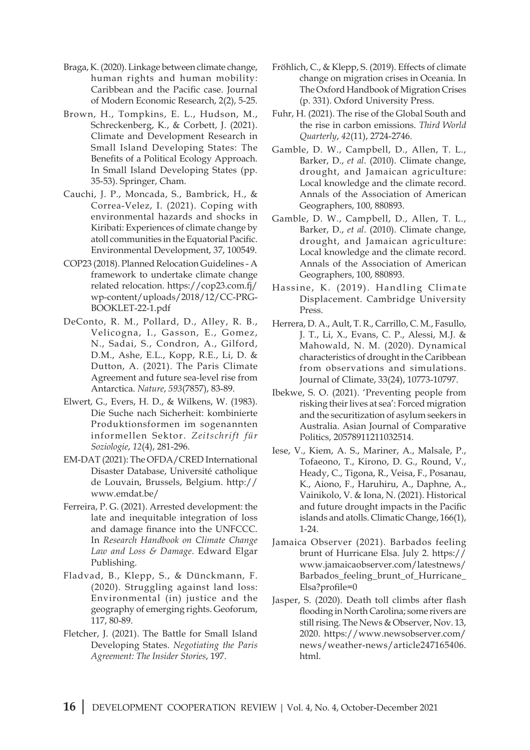Braga, K. (2020). Linkage between climate change, human rights and human mobility: Caribbean and the Pacific case. Journal of Modern Economic Research, 2(2), 5-25.

Brown, H., Tompkins, E. L., Hudson, M., Schreckenberg, K., & Corbett, J. (2021). Climate and Development Research in Small Island Developing States: The Benefits of a Political Ecology Approach. In Small Island Developing States (pp. 35-53). Springer, Cham.

Cauchi, J. P., Moncada, S., Bambrick, H., & Correa-Velez, I. (2021). Coping with environmental hazards and shocks in Kiribati: Experiences of climate change by atoll communities in the Equatorial Pacific. Environmental Development, 37, 100549.

COP23 (2018). Planned Relocation Guidelines - A framework to undertake climate change related relocation. https://cop23.com.fj/wp-content/uploads/2018/12/CC-PRG-BOOKLET-22-1.pdf

DeConto, R. M., Pollard, D., Alley, R. B., Velicogna, I., Gasson, E., Gomez, N., Sadai, S., Condron, A., Gilford, D.M., Ashe, E.L., Kopp, R.E., Li, D. & Dutton, A. (2021). The Paris Climate Agreement and future sea-level rise from Antarctica. *Nature*, *593*(7857), 83-89.

Elwert, G., Evers, H. D., & Wilkens, W. (1983). Die Suche nach Sicherheit: kombinierte Produktionsformen im sogenannten informellen Sektor. *Zeitschrift für Soziologie*, *12*(4), 281-296.

EM-DAT (2021): The OFDA/CRED International Disaster Database, Université catholique de Louvain, Brussels, Belgium. http://www.emdat.be/

Ferreira, P. G. (2021). Arrested development: the late and inequitable integration of loss and damage finance into the UNFCCC. In *Research Handbook on Climate Change Law and Loss & Damage*. Edward Elgar Publishing.

Fladvad, B., Klepp, S., & Dünckmann, F. (2020). Struggling against land loss: Environmental (in) justice and the geography of emerging rights. Geoforum, 117, 80-89.

Fletcher, J. (2021). The Battle for Small Island Developing States. *Negotiating the Paris Agreement: The Insider Stories*, 197.

Fröhlich, C., & Klepp, S. (2019). Effects of climate change on migration crises in Oceania. In The Oxford Handbook of Migration Crises (p. 331). Oxford University Press.

Fuhr, H. (2021). The rise of the Global South and the rise in carbon emissions. *Third World Quarterly*, *42*(11), 2724-2746.

Gamble, D. W., Campbell, D., Allen, T. L., Barker, D., *et al*. (2010). Climate change, drought, and Jamaican agriculture: Local knowledge and the climate record. Annals of the Association of American Geographers, 100, 880893.

Gamble, D. W., Campbell, D., Allen, T. L., Barker, D., *et al*. (2010). Climate change, drought, and Jamaican agriculture: Local knowledge and the climate record. Annals of the Association of American Geographers, 100, 880893.

Hassine, K. (2019). Handling Climate Displacement. Cambridge University Press.

Herrera, D. A., Ault, T. R., Carrillo, C. M., Fasullo, J. T., Li, X., Evans, C. P., Alessi, M.J. & Mahowald, N. M. (2020). Dynamical characteristics of drought in the Caribbean from observations and simulations. Journal of Climate, 33(24), 10773-10797.

Ibekwe, S. O. (2021). 'Preventing people from risking their lives at sea': Forced migration and the securitization of asylum seekers in Australia. Asian Journal of Comparative Politics, 20578911211032514.

Iese, V., Kiem, A. S., Mariner, A., Malsale, P., Tofaeono, T., Kirono, D. G., Round, V., Heady, C., Tigona, R., Veisa, F., Posanau, K., Aiono, F., Haruhiru, A., Daphne, A., Vainikolo, V. & Iona, N. (2021). Historical and future drought impacts in the Pacific islands and atolls. Climatic Change, 166(1), 1-24.

Jamaica Observer (2021). Barbados feeling brunt of Hurricane Elsa. July 2. https://www.jamaicaobserver.com/latestnews/Barbados_feeling_brunt_of_Hurricane_Elsa?profile=0

Jasper, S. (2020). Death toll climbs after flash flooding in North Carolina; some rivers are still rising. The News & Observer, Nov. 13, 2020. https://www.newsobserver.com/news/weather-news/article247165406.html.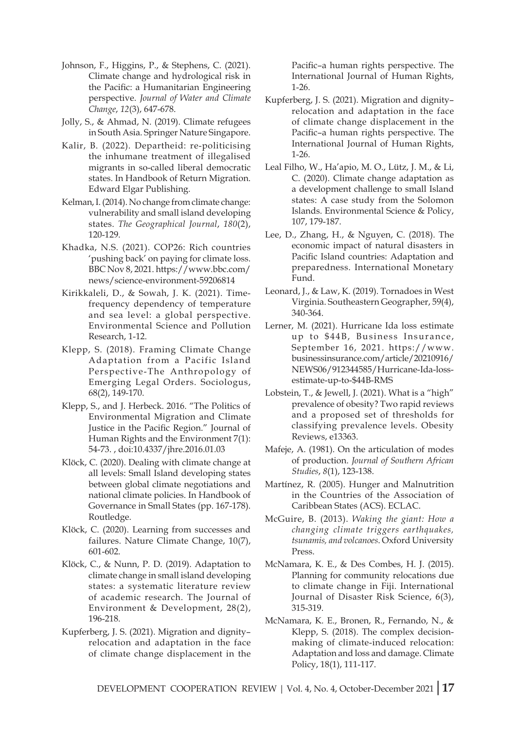Johnson, F., Higgins, P., & Stephens, C. (2021). Climate change and hydrological risk in the Pacific: a Humanitarian Engineering perspective. *Journal of Water and Climate Change*, *12*(3), 647-678.

Jolly, S., & Ahmad, N. (2019). Climate refugees in South Asia. Springer Nature Singapore.

Kalir, B. (2022). Departheid: re-politicising the inhumane treatment of illegalised migrants in so-called liberal democratic states. In Handbook of Return Migration. Edward Elgar Publishing.

Kelman, I. (2014). No change from climate change: vulnerability and small island developing states. *The Geographical Journal*, *180*(2), 120-129.

Khadka, N.S. (2021). COP26: Rich countries 'pushing back' on paying for climate loss. BBC Nov 8, 2021. https://www.bbc.com/news/science-environment-59206814

Kirikkaleli, D., & Sowah, J. K. (2021). Time-frequency dependency of temperature and sea level: a global perspective. Environmental Science and Pollution Research, 1-12.

Klepp, S. (2018). Framing Climate Change Adaptation from a Pacific Island Perspective-The Anthropology of Emerging Legal Orders. Sociologus, 68(2), 149-170.

Klepp, S., and J. Herbeck. 2016. "The Politics of Environmental Migration and Climate Justice in the Pacific Region." Journal of Human Rights and the Environment 7(1): 54-73. , doi:10.4337/jhre.2016.01.03

Klöck, C. (2020). Dealing with climate change at all levels: Small Island developing states between global climate negotiations and national climate policies. In Handbook of Governance in Small States (pp. 167-178). Routledge.

Klöck, C. (2020). Learning from successes and failures. Nature Climate Change, 10(7), 601-602.

Klöck, C., & Nunn, P. D. (2019). Adaptation to climate change in small island developing states: a systematic literature review of academic research. The Journal of Environment & Development, 28(2), 196-218.

Kupferberg, J. S. (2021). Migration and dignity–relocation and adaptation in the face of climate change displacement in the Pacific–a human rights perspective. The International Journal of Human Rights, 1-26.

Kupferberg, J. S. (2021). Migration and dignity–relocation and adaptation in the face of climate change displacement in the Pacific–a human rights perspective. The International Journal of Human Rights, 1-26.

Leal Filho, W., Ha'apio, M. O., Lütz, J. M., & Li, C. (2020). Climate change adaptation as a development challenge to small Island states: A case study from the Solomon Islands. Environmental Science & Policy, 107, 179-187.

Lee, D., Zhang, H., & Nguyen, C. (2018). The economic impact of natural disasters in Pacific Island countries: Adaptation and preparedness. International Monetary Fund.

Leonard, J., & Law, K. (2019). Tornadoes in West Virginia. Southeastern Geographer, 59(4), 340-364.

Lerner, M. (2021). Hurricane Ida loss estimate up to $44B, Business Insurance, September 16, 2021. https://www.businessinsurance.com/article/20210916/NEWS06/912344585/Hurricane-Ida-loss-estimate-up-to-$44B-RMS

Lobstein, T., & Jewell, J. (2021). What is a "high" prevalence of obesity? Two rapid reviews and a proposed set of thresholds for classifying prevalence levels. Obesity Reviews, e13363.

Mafeje, A. (1981). On the articulation of modes of production. *Journal of Southern African Studies*, *8*(1), 123-138.

Martínez, R. (2005). Hunger and Malnutrition in the Countries of the Association of Caribbean States (ACS). ECLAC.

McGuire, B. (2013). *Waking the giant: How a changing climate triggers earthquakes, tsunamis, and volcanoes.* Oxford University Press.

McNamara, K. E., & Des Combes, H. J. (2015). Planning for community relocations due to climate change in Fiji. International Journal of Disaster Risk Science, 6(3), 315-319.

McNamara, K. E., Bronen, R., Fernando, N., & Klepp, S. (2018). The complex decision-making of climate-induced relocation: Adaptation and loss and damage. Climate Policy, 18(1), 111-117.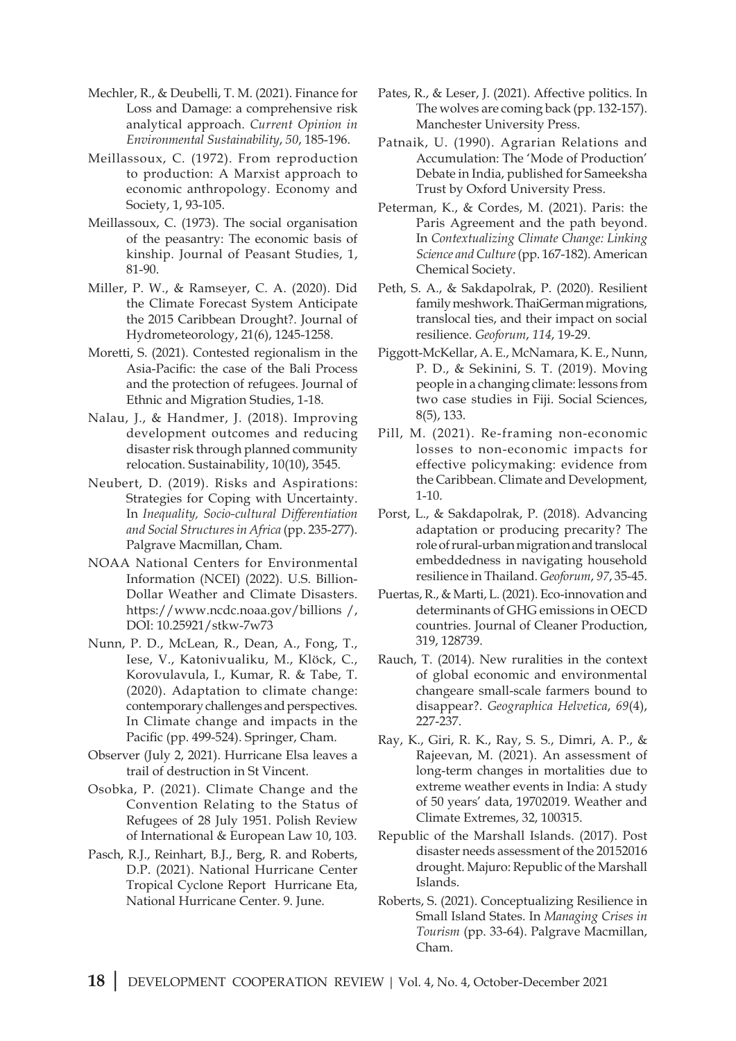Mechler, R., & Deubelli, T. M. (2021). Finance for Loss and Damage: a comprehensive risk analytical approach. *Current Opinion in Environmental Sustainability*, *50*, 185-196.

Meillassoux, C. (1972). From reproduction to production: A Marxist approach to economic anthropology. Economy and Society, 1, 93-105.

Meillassoux, C. (1973). The social organisation of the peasantry: The economic basis of kinship. Journal of Peasant Studies, 1, 81-90.

Miller, P. W., & Ramseyer, C. A. (2020). Did the Climate Forecast System Anticipate the 2015 Caribbean Drought?. Journal of Hydrometeorology, 21(6), 1245-1258.

Moretti, S. (2021). Contested regionalism in the Asia-Pacific: the case of the Bali Process and the protection of refugees. Journal of Ethnic and Migration Studies, 1-18.

Nalau, J., & Handmer, J. (2018). Improving development outcomes and reducing disaster risk through planned community relocation. Sustainability, 10(10), 3545.

Neubert, D. (2019). Risks and Aspirations: Strategies for Coping with Uncertainty. In *Inequality, Socio-cultural Differentiation and Social Structures in Africa* (pp. 235-277). Palgrave Macmillan, Cham.

NOAA National Centers for Environmental Information (NCEI) (2022). U.S. Billion-Dollar Weather and Climate Disasters. https://www.ncdc.noaa.gov/billions /, DOI: 10.25921/stkw-7w73

Nunn, P. D., McLean, R., Dean, A., Fong, T., Iese, V., Katonivualiku, M., Klöck, C., Korovulavula, I., Kumar, R. & Tabe, T. (2020). Adaptation to climate change: contemporary challenges and perspectives. In Climate change and impacts in the Pacific (pp. 499-524). Springer, Cham.

Observer (July 2, 2021). Hurricane Elsa leaves a trail of destruction in St Vincent.

Osobka, P. (2021). Climate Change and the Convention Relating to the Status of Refugees of 28 July 1951. Polish Review of International & European Law 10, 103.

Pasch, R.J., Reinhart, B.J., Berg, R. and Roberts, D.P. (2021). National Hurricane Center Tropical Cyclone Report Hurricane Eta, National Hurricane Center. 9. June.

Pates, R., & Leser, J. (2021). Affective politics. In The wolves are coming back (pp. 132-157). Manchester University Press.

Patnaik, U. (1990). Agrarian Relations and Accumulation: The 'Mode of Production' Debate in India, published for Sameeksha Trust by Oxford University Press.

Peterman, K., & Cordes, M. (2021). Paris: the Paris Agreement and the path beyond. In *Contextualizing Climate Change: Linking Science and Culture* (pp. 167-182). American Chemical Society.

Peth, S. A., & Sakdapolrak, P. (2020). Resilient family meshwork. ThaiGerman migrations, translocal ties, and their impact on social resilience. *Geoforum*, *114*, 19-29.

Piggott-McKellar, A. E., McNamara, K. E., Nunn, P. D., & Sekinini, S. T. (2019). Moving people in a changing climate: lessons from two case studies in Fiji. Social Sciences, 8(5), 133.

Pill, M. (2021). Re-framing non-economic losses to non-economic impacts for effective policymaking: evidence from the Caribbean. Climate and Development, 1-10.

Porst, L., & Sakdapolrak, P. (2018). Advancing adaptation or producing precarity? The role of rural-urban migration and translocal embeddedness in navigating household resilience in Thailand. *Geoforum*, *97*, 35-45.

Puertas, R., & Marti, L. (2021). Eco-innovation and determinants of GHG emissions in OECD countries. Journal of Cleaner Production, 319, 128739.

Rauch, T. (2014). New ruralities in the context of global economic and environmental changeare small-scale farmers bound to disappear?. *Geographica Helvetica*, *69*(4), 227-237.

Ray, K., Giri, R. K., Ray, S. S., Dimri, A. P., & Rajeevan, M. (2021). An assessment of long-term changes in mortalities due to extreme weather events in India: A study of 50 years' data, 19702019. Weather and Climate Extremes, 32, 100315.

Republic of the Marshall Islands. (2017). Post disaster needs assessment of the 20152016 drought. Majuro: Republic of the Marshall Islands.

Roberts, S. (2021). Conceptualizing Resilience in Small Island States. In *Managing Crises in Tourism* (pp. 33-64). Palgrave Macmillan, Cham.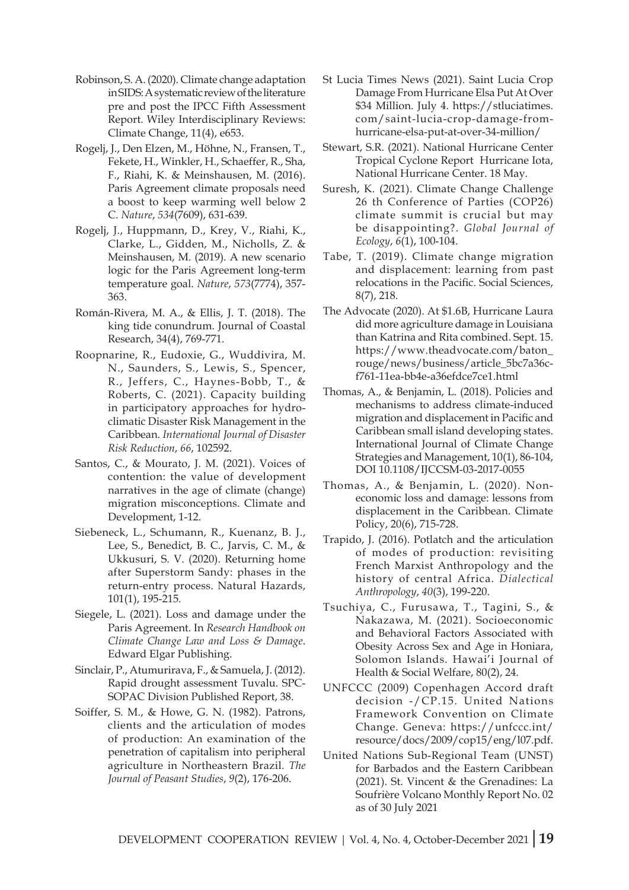Robinson, S. A. (2020). Climate change adaptation in SIDS: A systematic review of the literature pre and post the IPCC Fifth Assessment Report. Wiley Interdisciplinary Reviews: Climate Change, 11(4), e653.

Rogelj, J., Den Elzen, M., Höhne, N., Fransen, T., Fekete, H., Winkler, H., Schaeffer, R., Sha, F., Riahi, K. & Meinshausen, M. (2016). Paris Agreement climate proposals need a boost to keep warming well below 2 C. *Nature*, *534*(7609), 631-639.

Rogelj, J., Huppmann, D., Krey, V., Riahi, K., Clarke, L., Gidden, M., Nicholls, Z. & Meinshausen, M. (2019). A new scenario logic for the Paris Agreement long-term temperature goal. *Nature*, *573*(7774), 357-363.

Román-Rivera, M. A., & Ellis, J. T. (2018). The king tide conundrum. Journal of Coastal Research, 34(4), 769-771.

Roopnarine, R., Eudoxie, G., Wuddivira, M. N., Saunders, S., Lewis, S., Spencer, R., Jeffers, C., Haynes-Bobb, T., & Roberts, C. (2021). Capacity building in participatory approaches for hydro-climatic Disaster Risk Management in the Caribbean. *International Journal of Disaster Risk Reduction*, *66*, 102592.

Santos, C., & Mourato, J. M. (2021). Voices of contention: the value of development narratives in the age of climate (change) migration misconceptions. Climate and Development, 1-12.

Siebeneck, L., Schumann, R., Kuenanz, B. J., Lee, S., Benedict, B. C., Jarvis, C. M., & Ukkusuri, S. V. (2020). Returning home after Superstorm Sandy: phases in the return-entry process. Natural Hazards, 101(1), 195-215.

Siegele, L. (2021). Loss and damage under the Paris Agreement. In *Research Handbook on Climate Change Law and Loss & Damage*. Edward Elgar Publishing.

Sinclair, P., Atumurirava, F., & Samuela, J. (2012). Rapid drought assessment Tuvalu. SPC-SOPAC Division Published Report, 38.

Soiffer, S. M., & Howe, G. N. (1982). Patrons, clients and the articulation of modes of production: An examination of the penetration of capitalism into peripheral agriculture in Northeastern Brazil. *The Journal of Peasant Studies*, *9*(2), 176-206.

St Lucia Times News (2021). Saint Lucia Crop Damage From Hurricane Elsa Put At Over $34 Million. July 4. https://stluciatimes.com/saint-lucia-crop-damage-from-hurricane-elsa-put-at-over-34-million/

Stewart, S.R. (2021). National Hurricane Center Tropical Cyclone Report Hurricane Iota, National Hurricane Center. 18 May.

Suresh, K. (2021). Climate Change Challenge 26 th Conference of Parties (COP26) climate summit is crucial but may be disappointing?. *Global Journal of Ecology*, *6*(1), 100-104.

Tabe, T. (2019). Climate change migration and displacement: learning from past relocations in the Pacific. Social Sciences, 8(7), 218.

The Advocate (2020). At $1.6B, Hurricane Laura did more agriculture damage in Louisiana than Katrina and Rita combined. Sept. 15. https://www.theadvocate.com/baton_rouge/news/business/article_5bc7a36c-f761-11ea-bb4e-a36efdce7ce1.html

Thomas, A., & Benjamin, L. (2018). Policies and mechanisms to address climate-induced migration and displacement in Pacific and Caribbean small island developing states. International Journal of Climate Change Strategies and Management, 10(1), 86-104, DOI 10.1108/IJCCSM-03-2017-0055

Thomas, A., & Benjamin, L. (2020). Non-economic loss and damage: lessons from displacement in the Caribbean. Climate Policy, 20(6), 715-728.

Trapido, J. (2016). Potlatch and the articulation of modes of production: revisiting French Marxist Anthropology and the history of central Africa. *Dialectical Anthropology*, *40*(3), 199-220.

Tsuchiya, C., Furusawa, T., Tagini, S., & Nakazawa, M. (2021). Socioeconomic and Behavioral Factors Associated with Obesity Across Sex and Age in Honiara, Solomon Islands. Hawai'i Journal of Health & Social Welfare, 80(2), 24.

UNFCCC (2009) Copenhagen Accord draft decision -/CP.15. United Nations Framework Convention on Climate Change. Geneva: https://unfccc.int/resource/docs/2009/cop15/eng/l07.pdf.

United Nations Sub-Regional Team (UNST) for Barbados and the Eastern Caribbean (2021). St. Vincent & the Grenadines: La Soufrière Volcano Monthly Report No. 02 as of 30 July 2021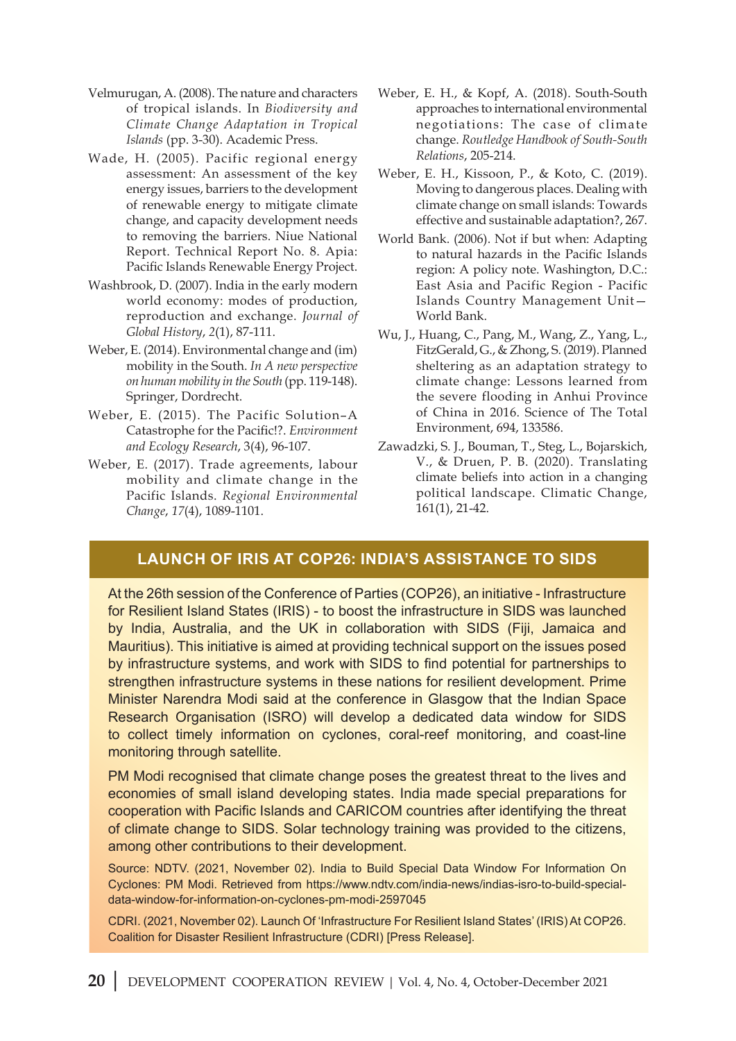Velmurugan, A. (2008). The nature and characters of tropical islands. In *Biodiversity and Climate Change Adaptation in Tropical Islands* (pp. 3-30). Academic Press.

Wade, H. (2005). Pacific regional energy assessment: An assessment of the key energy issues, barriers to the development of renewable energy to mitigate climate change, and capacity development needs to removing the barriers. Niue National Report. Technical Report No. 8. Apia: Pacific Islands Renewable Energy Project.

Washbrook, D. (2007). India in the early modern world economy: modes of production, reproduction and exchange. *Journal of Global History*, *2*(1), 87-111.

Weber, E. (2014). Environmental change and (im) mobility in the South. *In A new perspective on human mobility in the South* (pp. 119-148). Springer, Dordrecht.

Weber, E. (2015). The Pacific Solution–A Catastrophe for the Pacific!?. *Environment and Ecology Research*, 3(4), 96-107.

Weber, E. (2017). Trade agreements, labour mobility and climate change in the Pacific Islands. *Regional Environmental Change*, *17*(4), 1089-1101.

Weber, E. H., & Kopf, A. (2018). South-South approaches to international environmental negotiations: The case of climate change. *Routledge Handbook of South-South Relations*, 205-214.

Weber, E. H., Kissoon, P., & Koto, C. (2019). Moving to dangerous places. Dealing with climate change on small islands: Towards effective and sustainable adaptation?, 267.

World Bank. (2006). Not if but when: Adapting to natural hazards in the Pacific Islands region: A policy note. Washington, D.C.: East Asia and Pacific Region - Pacific Islands Country Management Unit—World Bank.

Wu, J., Huang, C., Pang, M., Wang, Z., Yang, L., FitzGerald, G., & Zhong, S. (2019). Planned sheltering as an adaptation strategy to climate change: Lessons learned from the severe flooding in Anhui Province of China in 2016. Science of The Total Environment, 694, 133586.

Zawadzki, S. J., Bouman, T., Steg, L., Bojarskich, V., & Druen, P. B. (2020). Translating climate beliefs into action in a changing political landscape. Climatic Change, 161(1), 21-42.

## LAUNCH OF IRIS AT COP26: INDIA'S ASSISTANCE TO SIDS

At the 26th session of the Conference of Parties (COP26), an initiative - Infrastructure for Resilient Island States (IRIS) - to boost the infrastructure in SIDS was launched by India, Australia, and the UK in collaboration with SIDS (Fiji, Jamaica and Mauritius). This initiative is aimed at providing technical support on the issues posed by infrastructure systems, and work with SIDS to find potential for partnerships to strengthen infrastructure systems in these nations for resilient development. Prime Minister Narendra Modi said at the conference in Glasgow that the Indian Space Research Organisation (ISRO) will develop a dedicated data window for SIDS to collect timely information on cyclones, coral-reef monitoring, and coast-line monitoring through satellite.

PM Modi recognised that climate change poses the greatest threat to the lives and economies of small island developing states. India made special preparations for cooperation with Pacific Islands and CARICOM countries after identifying the threat of climate change to SIDS. Solar technology training was provided to the citizens, among other contributions to their development.

Source: NDTV. (2021, November 02). India to Build Special Data Window For Information On Cyclones: PM Modi. Retrieved from https://www.ndtv.com/india-news/indias-isro-to-build-special-data-window-for-information-on-cyclones-pm-modi-2597045

CDRI. (2021, November 02). Launch Of 'Infrastructure For Resilient Island States' (IRIS) At COP26. Coalition for Disaster Resilient Infrastructure (CDRI) [Press Release].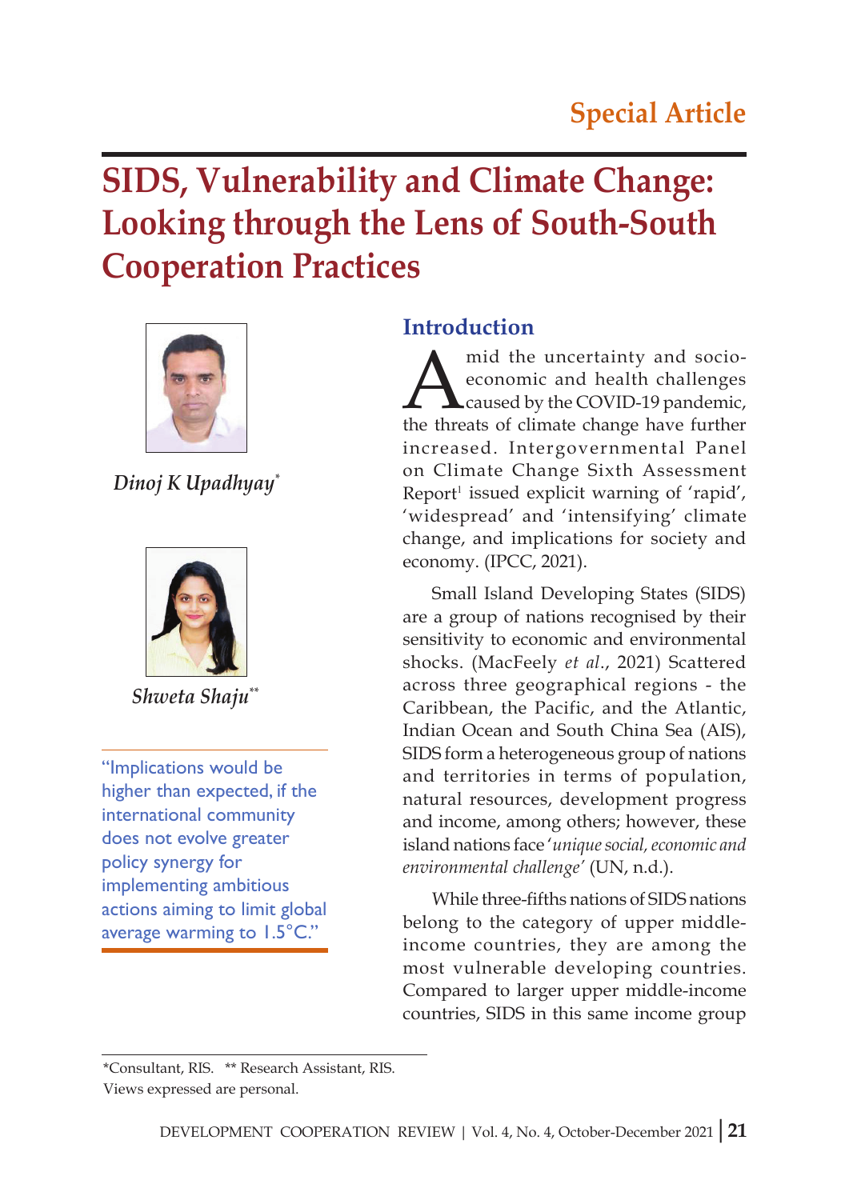Special Article

# SIDS, Vulnerability and Climate Change: Looking through the Lens of South-South Cooperation Practices

*Dinoj K Upadhyay*\*

*Shweta Shaju*\*\*

"Implications would be higher than expected, if the international community does not evolve greater policy synergy for implementing ambitious actions aiming to limit global average warming to 1.5°C."

## Introduction

Amid the uncertainty and socio-economic and health challenges caused by the COVID-19 pandemic, the threats of climate change have further increased. Intergovernmental Panel on Climate Change Sixth Assessment Report[1] issued explicit warning of 'rapid', 'widespread' and 'intensifying' climate change, and implications for society and economy. (IPCC, 2021).

Small Island Developing States (SIDS) are a group of nations recognised by their sensitivity to economic and environmental shocks. (MacFeely *et al*., 2021) Scattered across three geographical regions - the Caribbean, the Pacific, and the Atlantic, Indian Ocean and South China Sea (AIS), SIDS form a heterogeneous group of nations and territories in terms of population, natural resources, development progress and income, among others; however, these island nations face '*unique social, economic and environmental challenge*' (UN, n.d.).

While three-fifths nations of SIDS nations belong to the category of upper middle-income countries, they are among the most vulnerable developing countries. Compared to larger upper middle-income countries, SIDS in this same income group

\*Consultant, RIS. \*\* Research Assistant, RIS.
Views expressed are personal.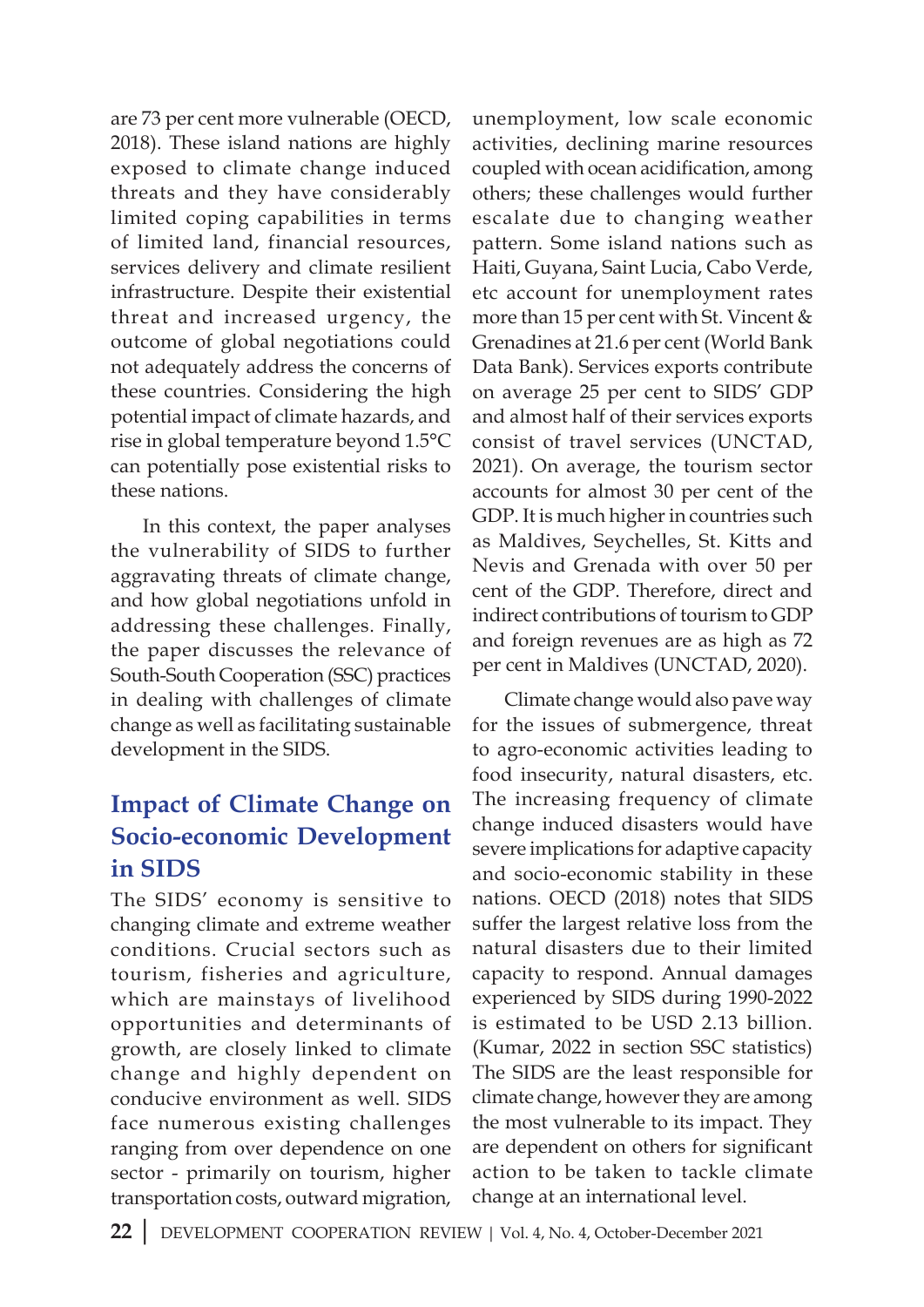are 73 per cent more vulnerable (OECD, 2018). These island nations are highly exposed to climate change induced threats and they have considerably limited coping capabilities in terms of limited land, financial resources, services delivery and climate resilient infrastructure. Despite their existential threat and increased urgency, the outcome of global negotiations could not adequately address the concerns of these countries. Considering the high potential impact of climate hazards, and rise in global temperature beyond 1.5°C can potentially pose existential risks to these nations.

In this context, the paper analyses the vulnerability of SIDS to further aggravating threats of climate change, and how global negotiations unfold in addressing these challenges. Finally, the paper discusses the relevance of South-South Cooperation (SSC) practices in dealing with challenges of climate change as well as facilitating sustainable development in the SIDS.

## Impact of Climate Change on Socio-economic Development in SIDS

The SIDS' economy is sensitive to changing climate and extreme weather conditions. Crucial sectors such as tourism, fisheries and agriculture, which are mainstays of livelihood opportunities and determinants of growth, are closely linked to climate change and highly dependent on conducive environment as well. SIDS face numerous existing challenges ranging from over dependence on one sector - primarily on tourism, higher transportation costs, outward migration, unemployment, low scale economic activities, declining marine resources coupled with ocean acidification, among others; these challenges would further escalate due to changing weather pattern. Some island nations such as Haiti, Guyana, Saint Lucia, Cabo Verde, etc account for unemployment rates more than 15 per cent with St. Vincent & Grenadines at 21.6 per cent (World Bank Data Bank). Services exports contribute on average 25 per cent to SIDS' GDP and almost half of their services exports consist of travel services (UNCTAD, 2021). On average, the tourism sector accounts for almost 30 per cent of the GDP. It is much higher in countries such as Maldives, Seychelles, St. Kitts and Nevis and Grenada with over 50 per cent of the GDP. Therefore, direct and indirect contributions of tourism to GDP and foreign revenues are as high as 72 per cent in Maldives (UNCTAD, 2020).

Climate change would also pave way for the issues of submergence, threat to agro-economic activities leading to food insecurity, natural disasters, etc. The increasing frequency of climate change induced disasters would have severe implications for adaptive capacity and socio-economic stability in these nations. OECD (2018) notes that SIDS suffer the largest relative loss from the natural disasters due to their limited capacity to respond. Annual damages experienced by SIDS during 1990-2022 is estimated to be USD 2.13 billion. (Kumar, 2022 in section SSC statistics) The SIDS are the least responsible for climate change, however they are among the most vulnerable to its impact. They are dependent on others for significant action to be taken to tackle climate change at an international level.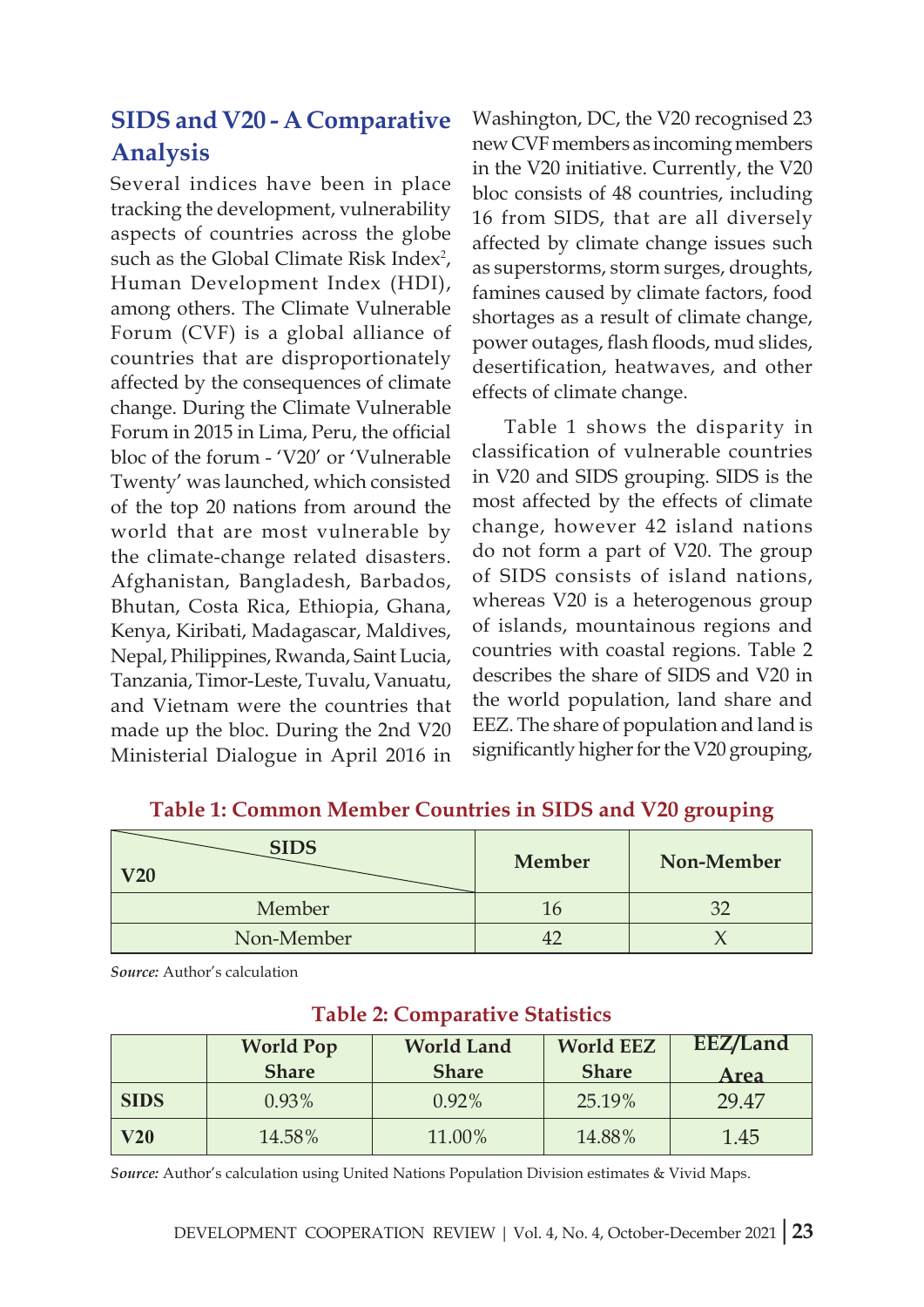## SIDS and V20 - A Comparative Analysis

Several indices have been in place tracking the development, vulnerability aspects of countries across the globe such as the Global Climate Risk Index[2], Human Development Index (HDI), among others. The Climate Vulnerable Forum (CVF) is a global alliance of countries that are disproportionately affected by the consequences of climate change. During the Climate Vulnerable Forum in 2015 in Lima, Peru, the official bloc of the forum - 'V20' or 'Vulnerable Twenty' was launched, which consisted of the top 20 nations from around the world that are most vulnerable by the climate-change related disasters. Afghanistan, Bangladesh, Barbados, Bhutan, Costa Rica, Ethiopia, Ghana, Kenya, Kiribati, Madagascar, Maldives, Nepal, Philippines, Rwanda, Saint Lucia, Tanzania, Timor-Leste, Tuvalu, Vanuatu, and Vietnam were the countries that made up the bloc. During the 2nd V20 Ministerial Dialogue in April 2016 in Washington, DC, the V20 recognised 23 new CVF members as incoming members in the V20 initiative. Currently, the V20 bloc consists of 48 countries, including 16 from SIDS, that are all diversely affected by climate change issues such as superstorms, storm surges, droughts, famines caused by climate factors, food shortages as a result of climate change, power outages, flash floods, mud slides, desertification, heatwaves, and other effects of climate change.

Table 1 shows the disparity in classification of vulnerable countries in V20 and SIDS grouping. SIDS is the most affected by the effects of climate change, however 42 island nations do not form a part of V20. The group of SIDS consists of island nations, whereas V20 is a heterogenous group of islands, mountainous regions and countries with coastal regions. Table 2 describes the share of SIDS and V20 in the world population, land share and EEZ. The share of population and land is significantly higher for the V20 grouping,

**Table 1: Common Member Countries in SIDS and V20 grouping**

| V20 \ SIDS | Member | Non-Member |
|---|---|---|
| Member | 16 | 32 |
| Non-Member | 42 | X |

*Source:* Author's calculation

**Table 2: Comparative Statistics**

| | World Pop Share | World Land Share | World EEZ Share | EEZ/Land Area |
|---|---|---|---|---|
| **SIDS** | 0.93% | 0.92% | 25.19% | 29.47 |
| **V20** | 14.58% | 11.00% | 14.88% | 1.45 |

*Source:* Author's calculation using United Nations Population Division estimates & Vivid Maps.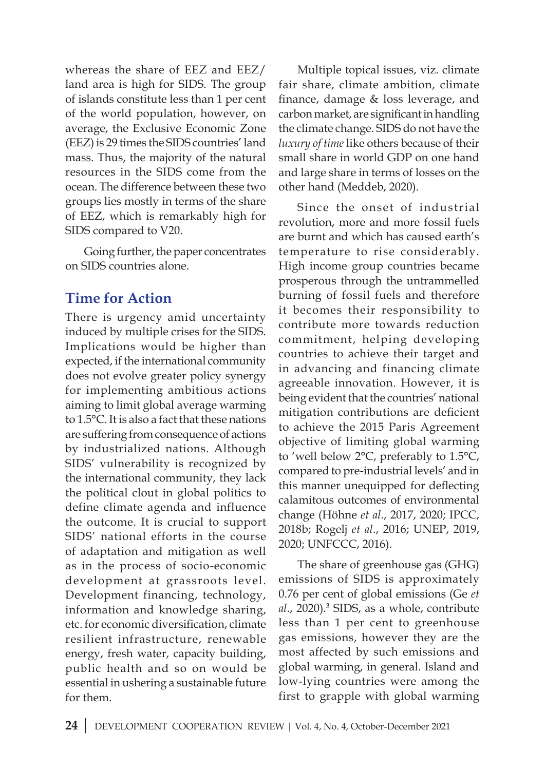whereas the share of EEZ and EEZ/ land area is high for SIDS. The group of islands constitute less than 1 per cent of the world population, however, on average, the Exclusive Economic Zone (EEZ) is 29 times the SIDS countries' land mass. Thus, the majority of the natural resources in the SIDS come from the ocean. The difference between these two groups lies mostly in terms of the share of EEZ, which is remarkably high for SIDS compared to V20.

Going further, the paper concentrates on SIDS countries alone.

## Time for Action

There is urgency amid uncertainty induced by multiple crises for the SIDS. Implications would be higher than expected, if the international community does not evolve greater policy synergy for implementing ambitious actions aiming to limit global average warming to 1.5°C. It is also a fact that these nations are suffering from consequence of actions by industrialized nations. Although SIDS' vulnerability is recognized by the international community, they lack the political clout in global politics to define climate agenda and influence the outcome. It is crucial to support SIDS' national efforts in the course of adaptation and mitigation as well as in the process of socio-economic development at grassroots level. Development financing, technology, information and knowledge sharing, etc. for economic diversification, climate resilient infrastructure, renewable energy, fresh water, capacity building, public health and so on would be essential in ushering a sustainable future for them.

Multiple topical issues, viz. climate fair share, climate ambition, climate finance, damage & loss leverage, and carbon market, are significant in handling the climate change. SIDS do not have the *luxury of time* like others because of their small share in world GDP on one hand and large share in terms of losses on the other hand (Meddeb, 2020).

Since the onset of industrial revolution, more and more fossil fuels are burnt and which has caused earth's temperature to rise considerably. High income group countries became prosperous through the untrammelled burning of fossil fuels and therefore it becomes their responsibility to contribute more towards reduction commitment, helping developing countries to achieve their target and in advancing and financing climate agreeable innovation. However, it is being evident that the countries' national mitigation contributions are deficient to achieve the 2015 Paris Agreement objective of limiting global warming to 'well below 2°C, preferably to 1.5°C, compared to pre-industrial levels' and in this manner unequipped for deflecting calamitous outcomes of environmental change (Höhne *et al*., 2017, 2020; IPCC, 2018b; Rogelj *et al*., 2016; UNEP, 2019, 2020; UNFCCC, 2016).

The share of greenhouse gas (GHG) emissions of SIDS is approximately 0.76 per cent of global emissions (Ge *et al*., 2020).[3] SIDS, as a whole, contribute less than 1 per cent to greenhouse gas emissions, however they are the most affected by such emissions and global warming, in general. Island and low-lying countries were among the first to grapple with global warming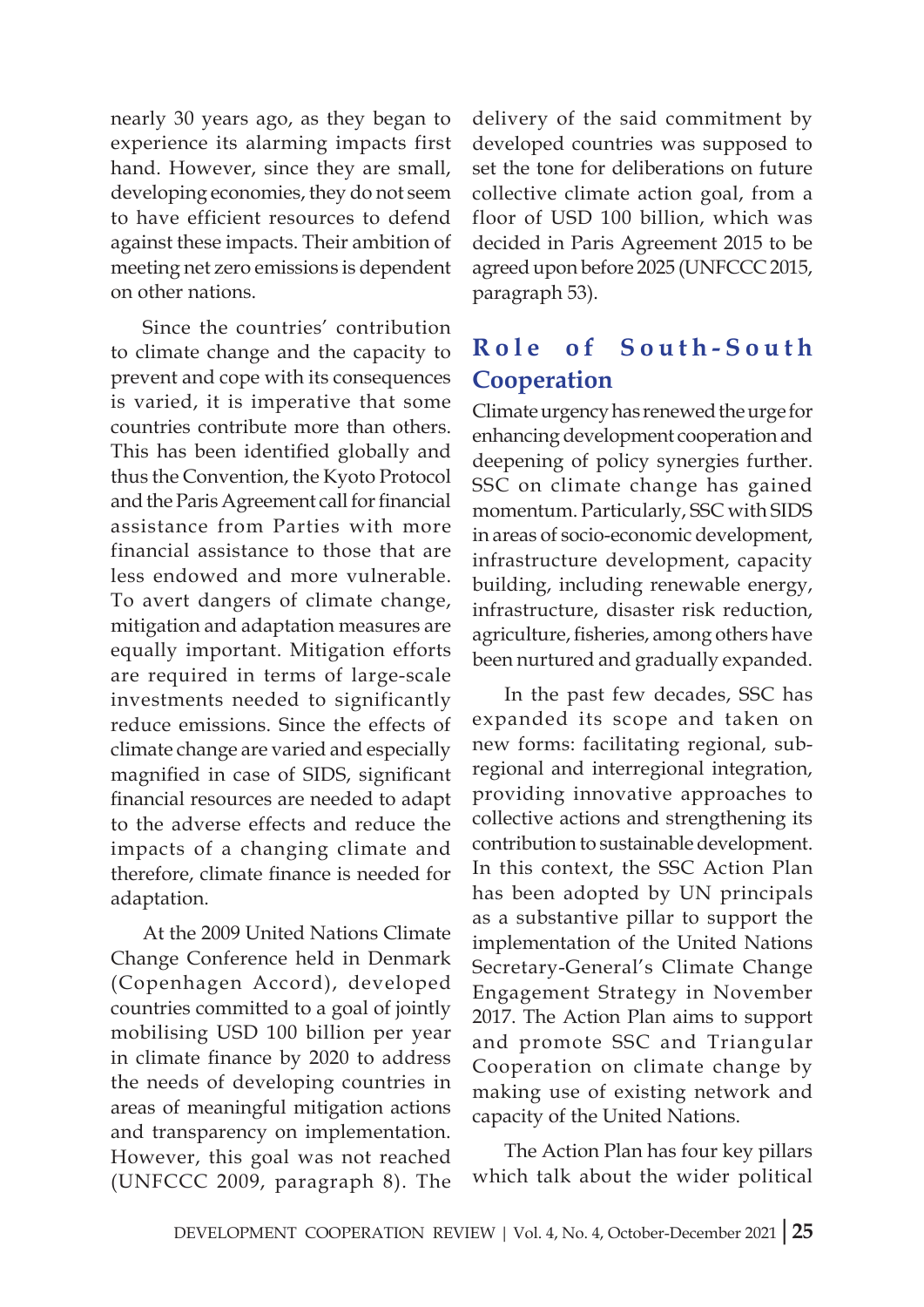nearly 30 years ago, as they began to experience its alarming impacts first hand. However, since they are small, developing economies, they do not seem to have efficient resources to defend against these impacts. Their ambition of meeting net zero emissions is dependent on other nations.

Since the countries' contribution to climate change and the capacity to prevent and cope with its consequences is varied, it is imperative that some countries contribute more than others. This has been identified globally and thus the Convention, the Kyoto Protocol and the Paris Agreement call for financial assistance from Parties with more financial assistance to those that are less endowed and more vulnerable. To avert dangers of climate change, mitigation and adaptation measures are equally important. Mitigation efforts are required in terms of large-scale investments needed to significantly reduce emissions. Since the effects of climate change are varied and especially magnified in case of SIDS, significant financial resources are needed to adapt to the adverse effects and reduce the impacts of a changing climate and therefore, climate finance is needed for adaptation.

At the 2009 United Nations Climate Change Conference held in Denmark (Copenhagen Accord), developed countries committed to a goal of jointly mobilising USD 100 billion per year in climate finance by 2020 to address the needs of developing countries in areas of meaningful mitigation actions and transparency on implementation. However, this goal was not reached (UNFCCC 2009, paragraph 8). The delivery of the said commitment by developed countries was supposed to set the tone for deliberations on future collective climate action goal, from a floor of USD 100 billion, which was decided in Paris Agreement 2015 to be agreed upon before 2025 (UNFCCC 2015, paragraph 53).

## Role of South-South Cooperation

Climate urgency has renewed the urge for enhancing development cooperation and deepening of policy synergies further. SSC on climate change has gained momentum. Particularly, SSC with SIDS in areas of socio-economic development, infrastructure development, capacity building, including renewable energy, infrastructure, disaster risk reduction, agriculture, fisheries, among others have been nurtured and gradually expanded.

In the past few decades, SSC has expanded its scope and taken on new forms: facilitating regional, sub-regional and interregional integration, providing innovative approaches to collective actions and strengthening its contribution to sustainable development. In this context, the SSC Action Plan has been adopted by UN principals as a substantive pillar to support the implementation of the United Nations Secretary-General's Climate Change Engagement Strategy in November 2017. The Action Plan aims to support and promote SSC and Triangular Cooperation on climate change by making use of existing network and capacity of the United Nations.

The Action Plan has four key pillars which talk about the wider political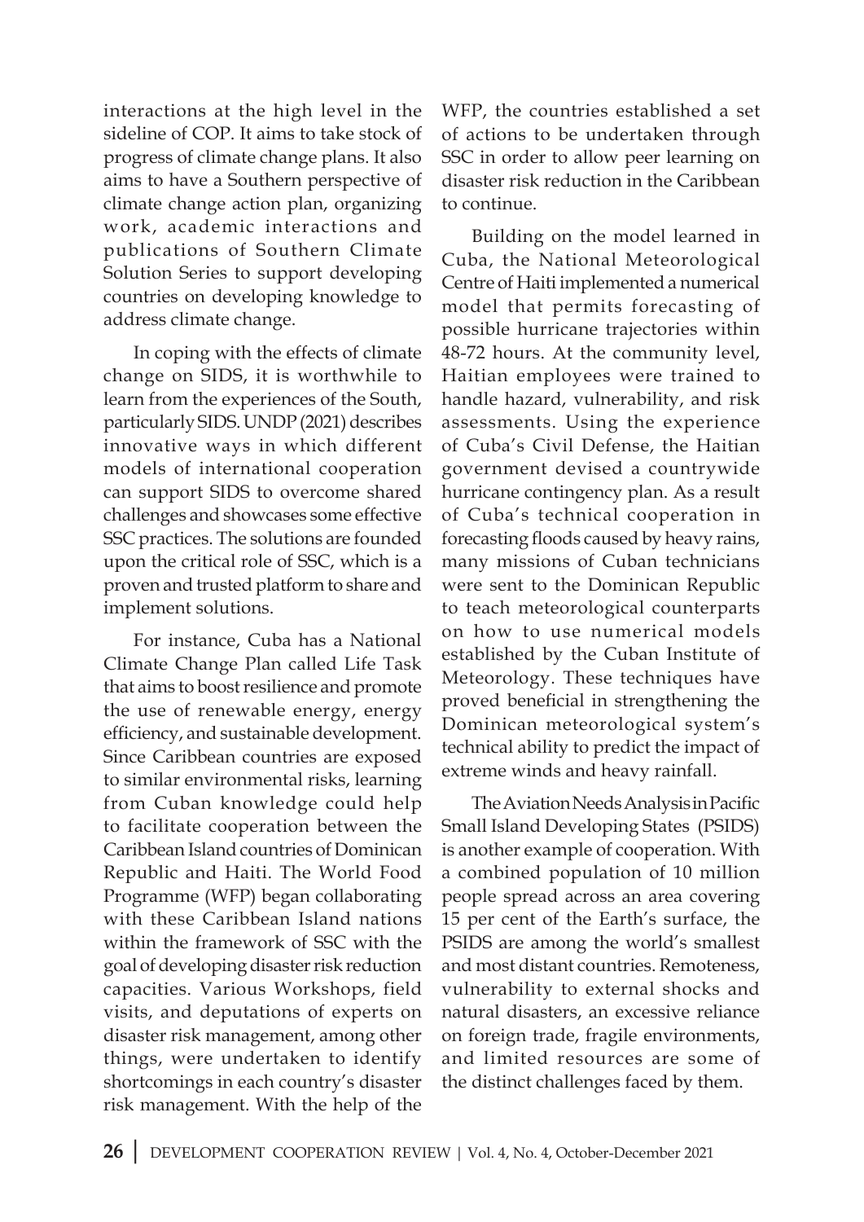interactions at the high level in the sideline of COP. It aims to take stock of progress of climate change plans. It also aims to have a Southern perspective of climate change action plan, organizing work, academic interactions and publications of Southern Climate Solution Series to support developing countries on developing knowledge to address climate change.

In coping with the effects of climate change on SIDS, it is worthwhile to learn from the experiences of the South, particularly SIDS. UNDP (2021) describes innovative ways in which different models of international cooperation can support SIDS to overcome shared challenges and showcases some effective SSC practices. The solutions are founded upon the critical role of SSC, which is a proven and trusted platform to share and implement solutions.

For instance, Cuba has a National Climate Change Plan called Life Task that aims to boost resilience and promote the use of renewable energy, energy efficiency, and sustainable development. Since Caribbean countries are exposed to similar environmental risks, learning from Cuban knowledge could help to facilitate cooperation between the Caribbean Island countries of Dominican Republic and Haiti. The World Food Programme (WFP) began collaborating with these Caribbean Island nations within the framework of SSC with the goal of developing disaster risk reduction capacities. Various Workshops, field visits, and deputations of experts on disaster risk management, among other things, were undertaken to identify shortcomings in each country's disaster risk management. With the help of the WFP, the countries established a set of actions to be undertaken through SSC in order to allow peer learning on disaster risk reduction in the Caribbean to continue.

Building on the model learned in Cuba, the National Meteorological Centre of Haiti implemented a numerical model that permits forecasting of possible hurricane trajectories within 48-72 hours. At the community level, Haitian employees were trained to handle hazard, vulnerability, and risk assessments. Using the experience of Cuba's Civil Defense, the Haitian government devised a countrywide hurricane contingency plan. As a result of Cuba's technical cooperation in forecasting floods caused by heavy rains, many missions of Cuban technicians were sent to the Dominican Republic to teach meteorological counterparts on how to use numerical models established by the Cuban Institute of Meteorology. These techniques have proved beneficial in strengthening the Dominican meteorological system's technical ability to predict the impact of extreme winds and heavy rainfall.

The Aviation Needs Analysis in Pacific Small Island Developing States (PSIDS) is another example of cooperation. With a combined population of 10 million people spread across an area covering 15 per cent of the Earth's surface, the PSIDS are among the world's smallest and most distant countries. Remoteness, vulnerability to external shocks and natural disasters, an excessive reliance on foreign trade, fragile environments, and limited resources are some of the distinct challenges faced by them.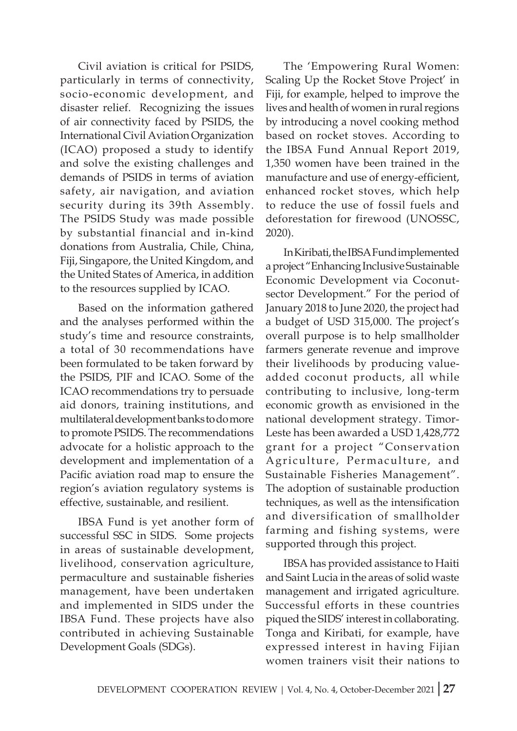Civil aviation is critical for PSIDS, particularly in terms of connectivity, socio-economic development, and disaster relief. Recognizing the issues of air connectivity faced by PSIDS, the International Civil Aviation Organization (ICAO) proposed a study to identify and solve the existing challenges and demands of PSIDS in terms of aviation safety, air navigation, and aviation security during its 39th Assembly. The PSIDS Study was made possible by substantial financial and in-kind donations from Australia, Chile, China, Fiji, Singapore, the United Kingdom, and the United States of America, in addition to the resources supplied by ICAO.

Based on the information gathered and the analyses performed within the study's time and resource constraints, a total of 30 recommendations have been formulated to be taken forward by the PSIDS, PIF and ICAO. Some of the ICAO recommendations try to persuade aid donors, training institutions, and multilateral development banks to do more to promote PSIDS. The recommendations advocate for a holistic approach to the development and implementation of a Pacific aviation road map to ensure the region's aviation regulatory systems is effective, sustainable, and resilient.

IBSA Fund is yet another form of successful SSC in SIDS. Some projects in areas of sustainable development, livelihood, conservation agriculture, permaculture and sustainable fisheries management, have been undertaken and implemented in SIDS under the IBSA Fund. These projects have also contributed in achieving Sustainable Development Goals (SDGs).

The 'Empowering Rural Women: Scaling Up the Rocket Stove Project' in Fiji, for example, helped to improve the lives and health of women in rural regions by introducing a novel cooking method based on rocket stoves. According to the IBSA Fund Annual Report 2019, 1,350 women have been trained in the manufacture and use of energy-efficient, enhanced rocket stoves, which help to reduce the use of fossil fuels and deforestation for firewood (UNOSSC, 2020).

In Kiribati, the IBSA Fund implemented a project "Enhancing Inclusive Sustainable Economic Development via Coconut-sector Development." For the period of January 2018 to June 2020, the project had a budget of USD 315,000. The project's overall purpose is to help smallholder farmers generate revenue and improve their livelihoods by producing value-added coconut products, all while contributing to inclusive, long-term economic growth as envisioned in the national development strategy. Timor-Leste has been awarded a USD 1,428,772 grant for a project "Conservation Agriculture, Permaculture, and Sustainable Fisheries Management". The adoption of sustainable production techniques, as well as the intensification and diversification of smallholder farming and fishing systems, were supported through this project.

IBSA has provided assistance to Haiti and Saint Lucia in the areas of solid waste management and irrigated agriculture. Successful efforts in these countries piqued the SIDS' interest in collaborating. Tonga and Kiribati, for example, have expressed interest in having Fijian women trainers visit their nations to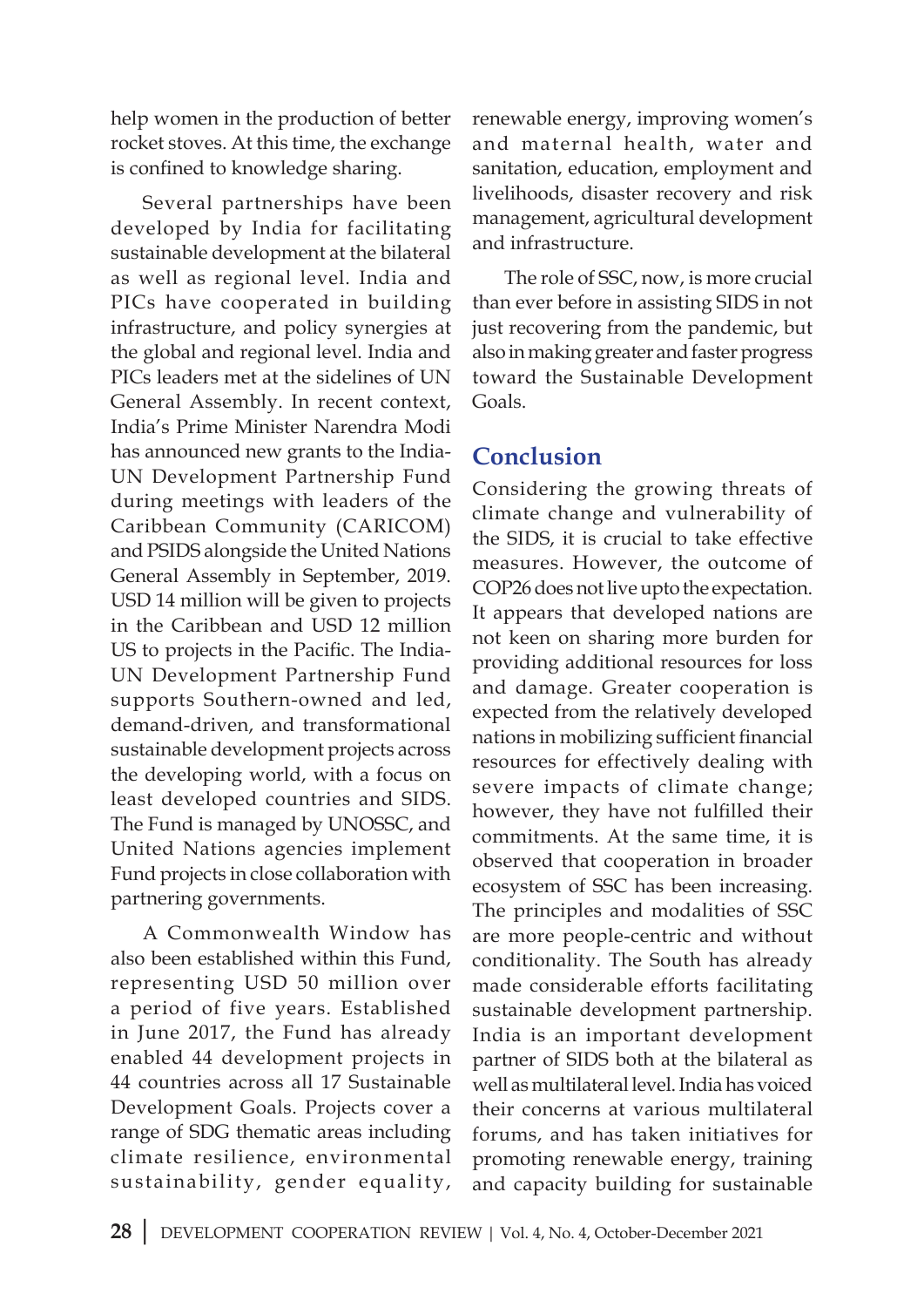help women in the production of better rocket stoves. At this time, the exchange is confined to knowledge sharing.

Several partnerships have been developed by India for facilitating sustainable development at the bilateral as well as regional level. India and PICs have cooperated in building infrastructure, and policy synergies at the global and regional level. India and PICs leaders met at the sidelines of UN General Assembly. In recent context, India's Prime Minister Narendra Modi has announced new grants to the India-UN Development Partnership Fund during meetings with leaders of the Caribbean Community (CARICOM) and PSIDS alongside the United Nations General Assembly in September, 2019. USD 14 million will be given to projects in the Caribbean and USD 12 million US to projects in the Pacific. The India-UN Development Partnership Fund supports Southern-owned and led, demand-driven, and transformational sustainable development projects across the developing world, with a focus on least developed countries and SIDS. The Fund is managed by UNOSSC, and United Nations agencies implement Fund projects in close collaboration with partnering governments.

A Commonwealth Window has also been established within this Fund, representing USD 50 million over a period of five years. Established in June 2017, the Fund has already enabled 44 development projects in 44 countries across all 17 Sustainable Development Goals. Projects cover a range of SDG thematic areas including climate resilience, environmental sustainability, gender equality, renewable energy, improving women's and maternal health, water and sanitation, education, employment and livelihoods, disaster recovery and risk management, agricultural development and infrastructure.

The role of SSC, now, is more crucial than ever before in assisting SIDS in not just recovering from the pandemic, but also in making greater and faster progress toward the Sustainable Development Goals.

## Conclusion

Considering the growing threats of climate change and vulnerability of the SIDS, it is crucial to take effective measures. However, the outcome of COP26 does not live upto the expectation. It appears that developed nations are not keen on sharing more burden for providing additional resources for loss and damage. Greater cooperation is expected from the relatively developed nations in mobilizing sufficient financial resources for effectively dealing with severe impacts of climate change; however, they have not fulfilled their commitments. At the same time, it is observed that cooperation in broader ecosystem of SSC has been increasing. The principles and modalities of SSC are more people-centric and without conditionality. The South has already made considerable efforts facilitating sustainable development partnership. India is an important development partner of SIDS both at the bilateral as well as multilateral level. India has voiced their concerns at various multilateral forums, and has taken initiatives for promoting renewable energy, training and capacity building for sustainable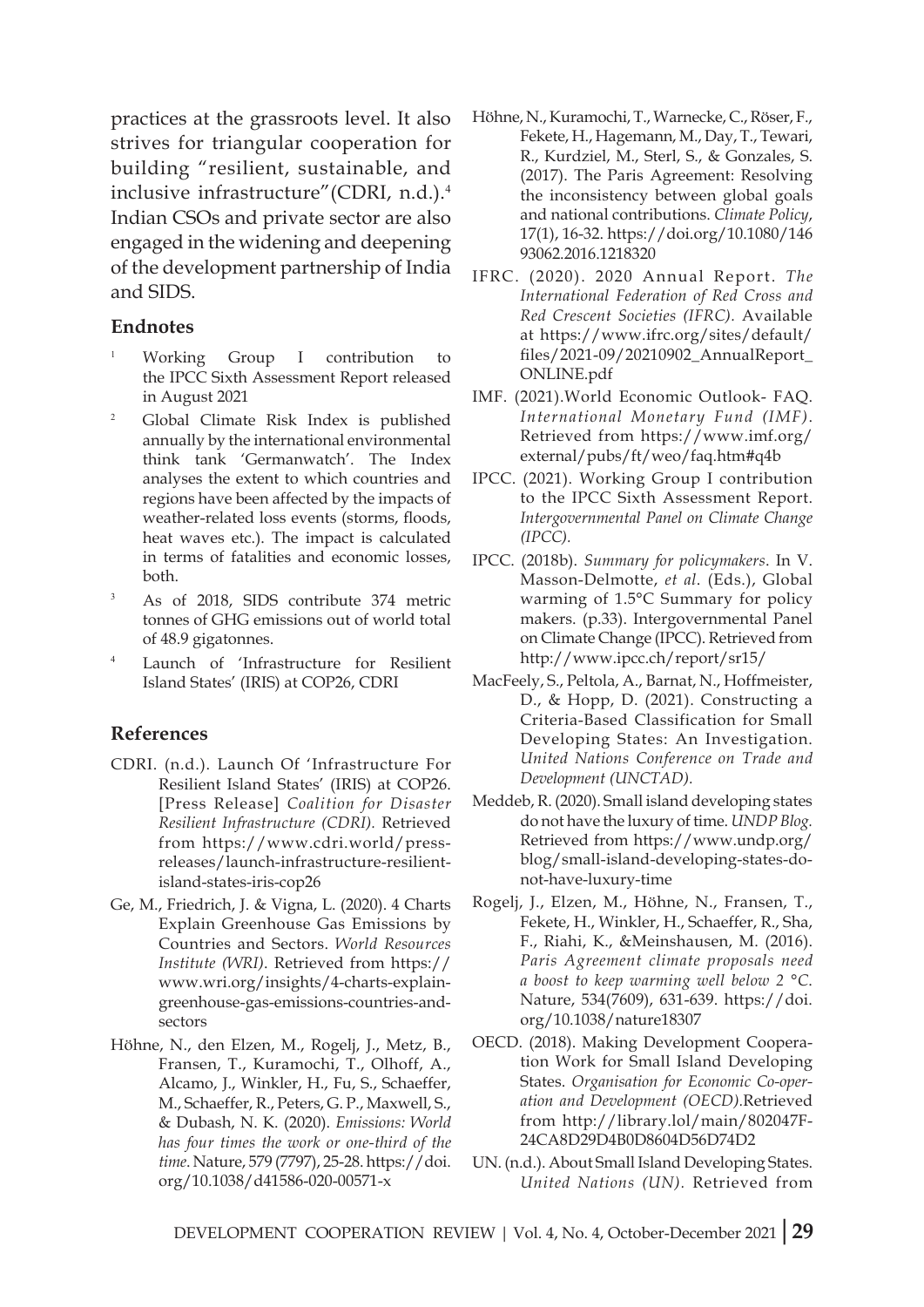practices at the grassroots level. It also strives for triangular cooperation for building "resilient, sustainable, and inclusive infrastructure"(CDRI, n.d.).[4] Indian CSOs and private sector are also engaged in the widening and deepening of the development partnership of India and SIDS.

## Endnotes

1. Working Group I contribution to the IPCC Sixth Assessment Report released in August 2021
2. Global Climate Risk Index is published annually by the international environmental think tank 'Germanwatch'. The Index analyses the extent to which countries and regions have been affected by the impacts of weather-related loss events (storms, floods, heat waves etc.). The impact is calculated in terms of fatalities and economic losses, both.
3. As of 2018, SIDS contribute 374 metric tonnes of GHG emissions out of world total of 48.9 gigatonnes.
4. Launch of 'Infrastructure for Resilient Island States' (IRIS) at COP26, CDRI

## References

CDRI. (n.d.). Launch Of 'Infrastructure For Resilient Island States' (IRIS) at COP26. [Press Release] *Coalition for Disaster Resilient Infrastructure (CDRI).* Retrieved from https://www.cdri.world/press-releases/launch-infrastructure-resilient-island-states-iris-cop26

Ge, M., Friedrich, J. & Vigna, L. (2020). 4 Charts Explain Greenhouse Gas Emissions by Countries and Sectors. *World Resources Institute (WRI)*. Retrieved from https://www.wri.org/insights/4-charts-explain-greenhouse-gas-emissions-countries-and-sectors

Höhne, N., den Elzen, M., Rogelj, J., Metz, B., Fransen, T., Kuramochi, T., Olhoff, A., Alcamo, J., Winkler, H., Fu, S., Schaeffer, M., Schaeffer, R., Peters, G. P., Maxwell, S., & Dubash, N. K. (2020). *Emissions: World has four times the work or one-third of the time*. Nature, 579 (7797), 25-28. https://doi.org/10.1038/d41586-020-00571-x

Höhne, N., Kuramochi, T., Warnecke, C., Röser, F., Fekete, H., Hagemann, M., Day, T., Tewari, R., Kurdziel, M., Sterl, S., & Gonzales, S. (2017). The Paris Agreement: Resolving the inconsistency between global goals and national contributions. *Climate Policy*, 17(1), 16-32. https://doi.org/10.1080/14693062.2016.1218320

IFRC. (2020). 2020 Annual Report. *The International Federation of Red Cross and Red Crescent Societies (IFRC).* Available at https://www.ifrc.org/sites/default/files/2021-09/20210902_AnnualReport_ONLINE.pdf

IMF. (2021).World Economic Outlook- FAQ. *International Monetary Fund (IMF)*. Retrieved from https://www.imf.org/external/pubs/ft/weo/faq.htm#q4b

IPCC. (2021). Working Group I contribution to the IPCC Sixth Assessment Report. *Intergovernmental Panel on Climate Change (IPCC).*

IPCC. (2018b). *Summary for policymakers*. In V. Masson-Delmotte, *et al*. (Eds.), Global warming of 1.5°C Summary for policy makers. (p.33). Intergovernmental Panel on Climate Change (IPCC). Retrieved from http://www.ipcc.ch/report/sr15/

MacFeely, S., Peltola, A., Barnat, N., Hoffmeister, D., & Hopp, D. (2021). Constructing a Criteria-Based Classification for Small Developing States: An Investigation. *United Nations Conference on Trade and Development (UNCTAD).*

Meddeb, R. (2020). Small island developing states do not have the luxury of time. *UNDP Blog.* Retrieved from https://www.undp.org/blog/small-island-developing-states-do-not-have-luxury-time

Rogelj, J., Elzen, M., Höhne, N., Fransen, T., Fekete, H., Winkler, H., Schaeffer, R., Sha, F., Riahi, K., &Meinshausen, M. (2016). *Paris Agreement climate proposals need a boost to keep warming well below 2 °C.* Nature, 534(7609), 631-639. https://doi.org/10.1038/nature18307

OECD. (2018). Making Development Cooperation Work for Small Island Developing States. *Organisation for Economic Co-operation and Development (OECD).*Retrieved from http://library.lol/main/802047F24CA8D29D4B0D8604D56D74D2

UN. (n.d.). About Small Island Developing States. *United Nations (UN).* Retrieved from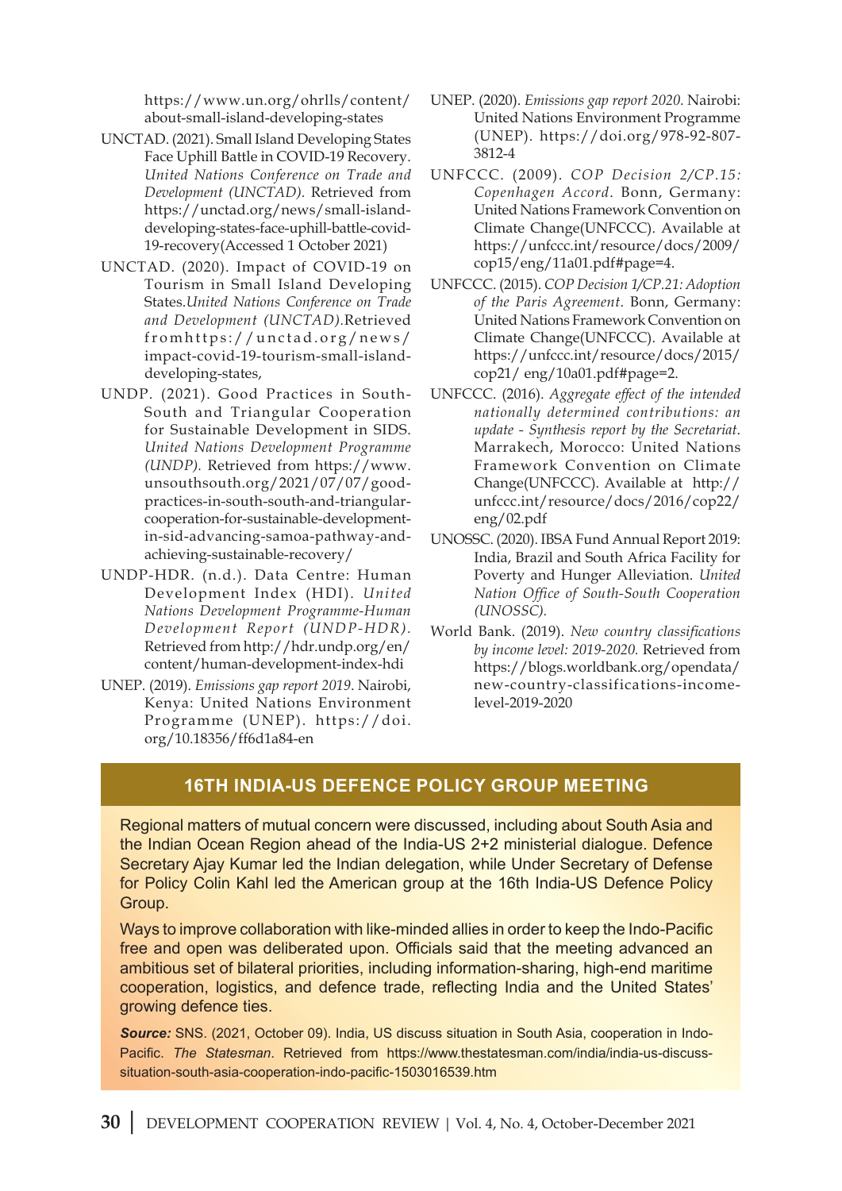https://www.un.org/ohrlls/content/about-small-island-developing-states

UNCTAD. (2021). Small Island Developing States Face Uphill Battle in COVID-19 Recovery. *United Nations Conference on Trade and Development (UNCTAD).* Retrieved from https://unctad.org/news/small-island-developing-states-face-uphill-battle-covid-19-recovery(Accessed 1 October 2021)

UNCTAD. (2020). Impact of COVID-19 on Tourism in Small Island Developing States.*United Nations Conference on Trade and Development (UNCTAD).*Retrieved fromhttps://unctad.org/news/impact-covid-19-tourism-small-island-developing-states,

UNDP. (2021). Good Practices in South-South and Triangular Cooperation for Sustainable Development in SIDS. *United Nations Development Programme (UNDP).* Retrieved from https://www.unsouthsouth.org/2021/07/07/good-practices-in-south-south-and-triangular-cooperation-for-sustainable-development-in-sid-advancing-samoa-pathway-and-achieving-sustainable-recovery/

UNDP-HDR. (n.d.). Data Centre: Human Development Index (HDI). *United Nations Development Programme-Human Development Report (UNDP-HDR).* Retrieved from http://hdr.undp.org/en/content/human-development-index-hdi

UNEP. (2019). *Emissions gap report 2019*. Nairobi, Kenya: United Nations Environment Programme (UNEP). https://doi.org/10.18356/ff6d1a84-en

UNEP. (2020). *Emissions gap report 2020*. Nairobi: United Nations Environment Programme (UNEP). https://doi.org/978-92-807-3812-4

UNFCCC. (2009). *COP Decision 2/CP.15: Copenhagen Accord*. Bonn, Germany: United Nations Framework Convention on Climate Change(UNFCCC). Available at https://unfccc.int/resource/docs/2009/cop15/eng/11a01.pdf#page=4.

UNFCCC. (2015). *COP Decision 1/CP.21: Adoption of the Paris Agreement*. Bonn, Germany: United Nations Framework Convention on Climate Change(UNFCCC). Available at https://unfccc.int/resource/docs/2015/cop21/ eng/10a01.pdf#page=2.

UNFCCC. (2016). *Aggregate effect of the intended nationally determined contributions: an update - Synthesis report by the Secretariat*. Marrakech, Morocco: United Nations Framework Convention on Climate Change(UNFCCC). Available at http://unfccc.int/resource/docs/2016/cop22/eng/02.pdf

UNOSSC. (2020). IBSA Fund Annual Report 2019: India, Brazil and South Africa Facility for Poverty and Hunger Alleviation. *United Nation Office of South-South Cooperation (UNOSSC).*

World Bank. (2019). *New country classifications by income level: 2019-2020.* Retrieved from https://blogs.worldbank.org/opendata/new-country-classifications-income-level-2019-2020

## 16TH INDIA-US DEFENCE POLICY GROUP MEETING

Regional matters of mutual concern were discussed, including about South Asia and the Indian Ocean Region ahead of the India-US 2+2 ministerial dialogue. Defence Secretary Ajay Kumar led the Indian delegation, while Under Secretary of Defense for Policy Colin Kahl led the American group at the 16th India-US Defence Policy Group.

Ways to improve collaboration with like-minded allies in order to keep the Indo-Pacific free and open was deliberated upon. Officials said that the meeting advanced an ambitious set of bilateral priorities, including information-sharing, high-end maritime cooperation, logistics, and defence trade, reflecting India and the United States' growing defence ties.

***Source:*** SNS. (2021, October 09). India, US discuss situation in South Asia, cooperation in Indo-Pacific. *The Statesman*. Retrieved from https://www.thestatesman.com/india/india-us-discuss-situation-south-asia-cooperation-indo-pacific-1503016539.htm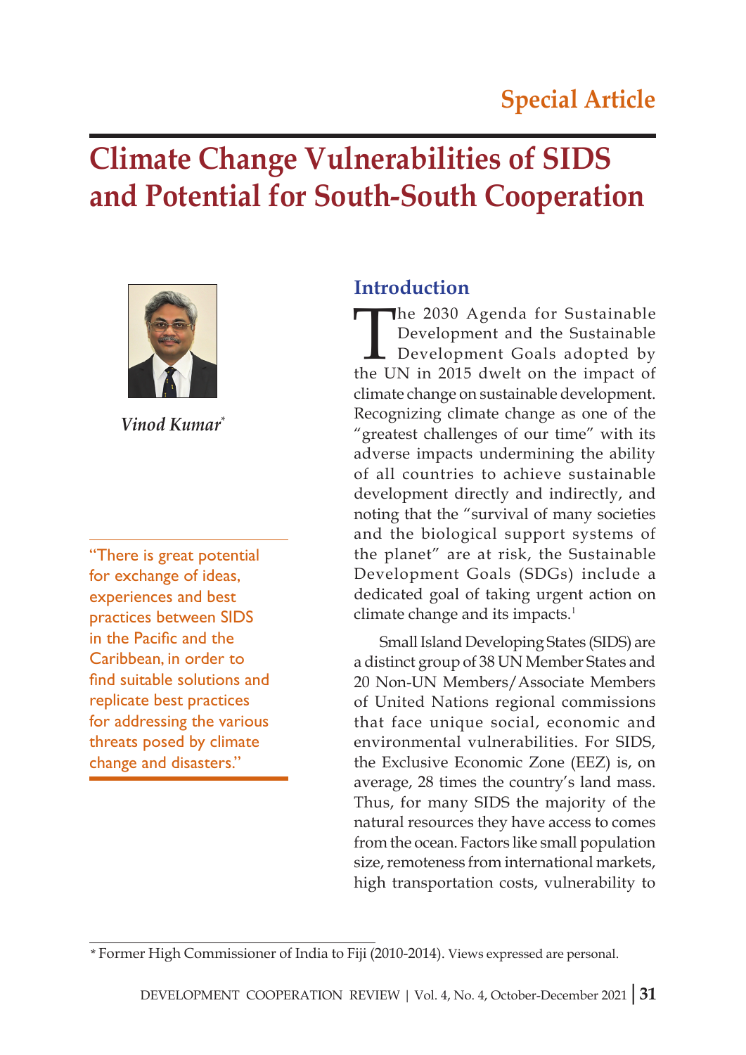# Special Article

# Climate Change Vulnerabilities of SIDS and Potential for South-South Cooperation

*Vinod Kumar**

> "There is great potential for exchange of ideas, experiences and best practices between SIDS in the Pacific and the Caribbean, in order to find suitable solutions and replicate best practices for addressing the various threats posed by climate change and disasters."

## Introduction

The 2030 Agenda for Sustainable Development and the Sustainable Development Goals adopted by the UN in 2015 dwelt on the impact of climate change on sustainable development. Recognizing climate change as one of the "greatest challenges of our time" with its adverse impacts undermining the ability of all countries to achieve sustainable development directly and indirectly, and noting that the "survival of many societies and the biological support systems of the planet" are at risk, the Sustainable Development Goals (SDGs) include a dedicated goal of taking urgent action on climate change and its impacts.[1]

Small Island Developing States (SIDS) are a distinct group of 38 UN Member States and 20 Non-UN Members/Associate Members of United Nations regional commissions that face unique social, economic and environmental vulnerabilities. For SIDS, the Exclusive Economic Zone (EEZ) is, on average, 28 times the country's land mass. Thus, for many SIDS the majority of the natural resources they have access to comes from the ocean. Factors like small population size, remoteness from international markets, high transportation costs, vulnerability to

\* Former High Commissioner of India to Fiji (2010-2014). Views expressed are personal.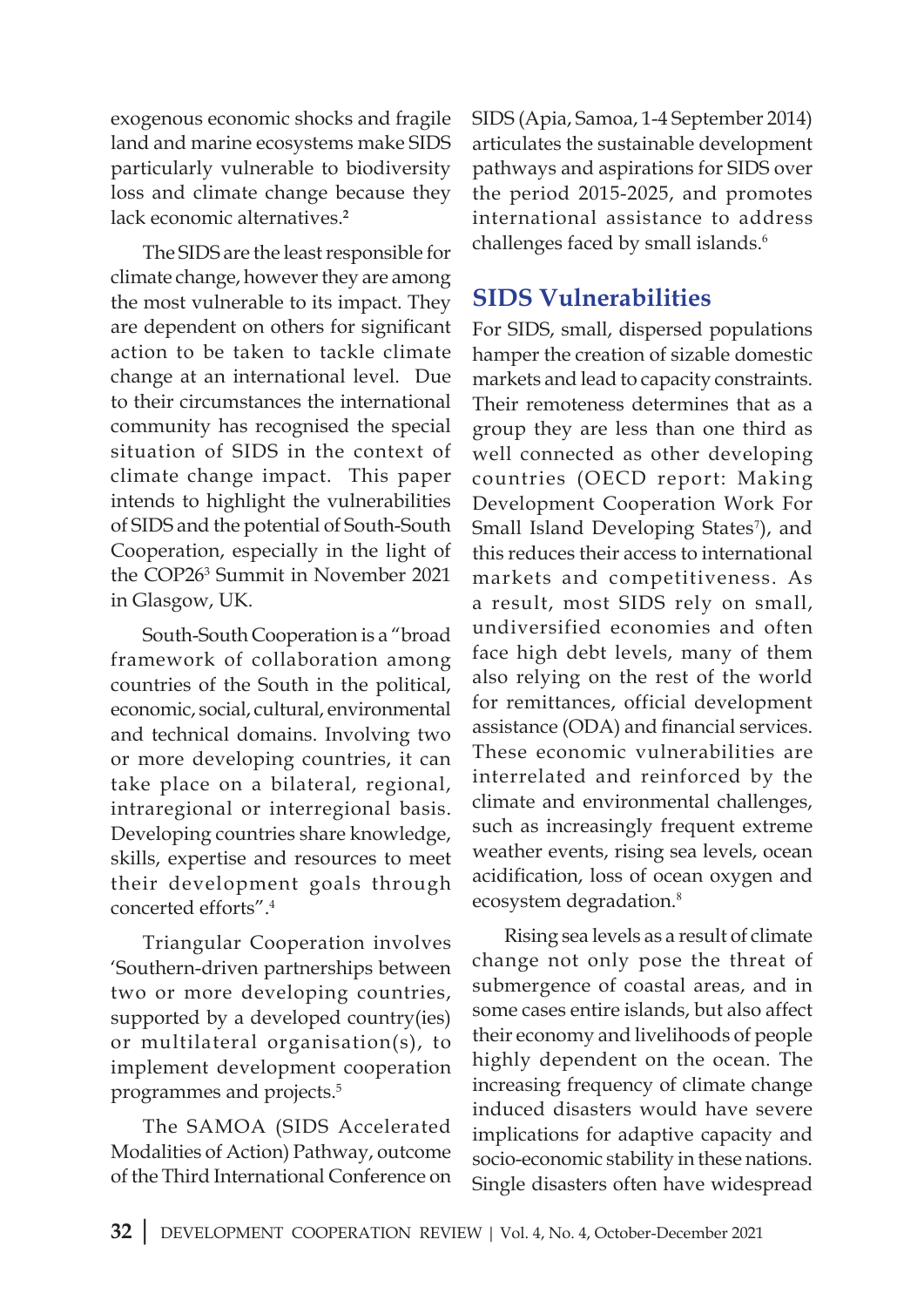exogenous economic shocks and fragile land and marine ecosystems make SIDS particularly vulnerable to biodiversity loss and climate change because they lack economic alternatives.[2]

The SIDS are the least responsible for climate change, however they are among the most vulnerable to its impact. They are dependent on others for significant action to be taken to tackle climate change at an international level. Due to their circumstances the international community has recognised the special situation of SIDS in the context of climate change impact. This paper intends to highlight the vulnerabilities of SIDS and the potential of South-South Cooperation, especially in the light of the COP26[3] Summit in November 2021 in Glasgow, UK.

South-South Cooperation is a "broad framework of collaboration among countries of the South in the political, economic, social, cultural, environmental and technical domains. Involving two or more developing countries, it can take place on a bilateral, regional, intraregional or interregional basis. Developing countries share knowledge, skills, expertise and resources to meet their development goals through concerted efforts".[4]

Triangular Cooperation involves 'Southern-driven partnerships between two or more developing countries, supported by a developed country(ies) or multilateral organisation(s), to implement development cooperation programmes and projects.[5]

The SAMOA (SIDS Accelerated Modalities of Action) Pathway, outcome of the Third International Conference on SIDS (Apia, Samoa, 1-4 September 2014) articulates the sustainable development pathways and aspirations for SIDS over the period 2015-2025, and promotes international assistance to address challenges faced by small islands.[6]

## SIDS Vulnerabilities

For SIDS, small, dispersed populations hamper the creation of sizable domestic markets and lead to capacity constraints. Their remoteness determines that as a group they are less than one third as well connected as other developing countries (OECD report: Making Development Cooperation Work For Small Island Developing States[7]), and this reduces their access to international markets and competitiveness. As a result, most SIDS rely on small, undiversified economies and often face high debt levels, many of them also relying on the rest of the world for remittances, official development assistance (ODA) and financial services. These economic vulnerabilities are interrelated and reinforced by the climate and environmental challenges, such as increasingly frequent extreme weather events, rising sea levels, ocean acidification, loss of ocean oxygen and ecosystem degradation.[8]

Rising sea levels as a result of climate change not only pose the threat of submergence of coastal areas, and in some cases entire islands, but also affect their economy and livelihoods of people highly dependent on the ocean. The increasing frequency of climate change induced disasters would have severe implications for adaptive capacity and socio-economic stability in these nations. Single disasters often have widespread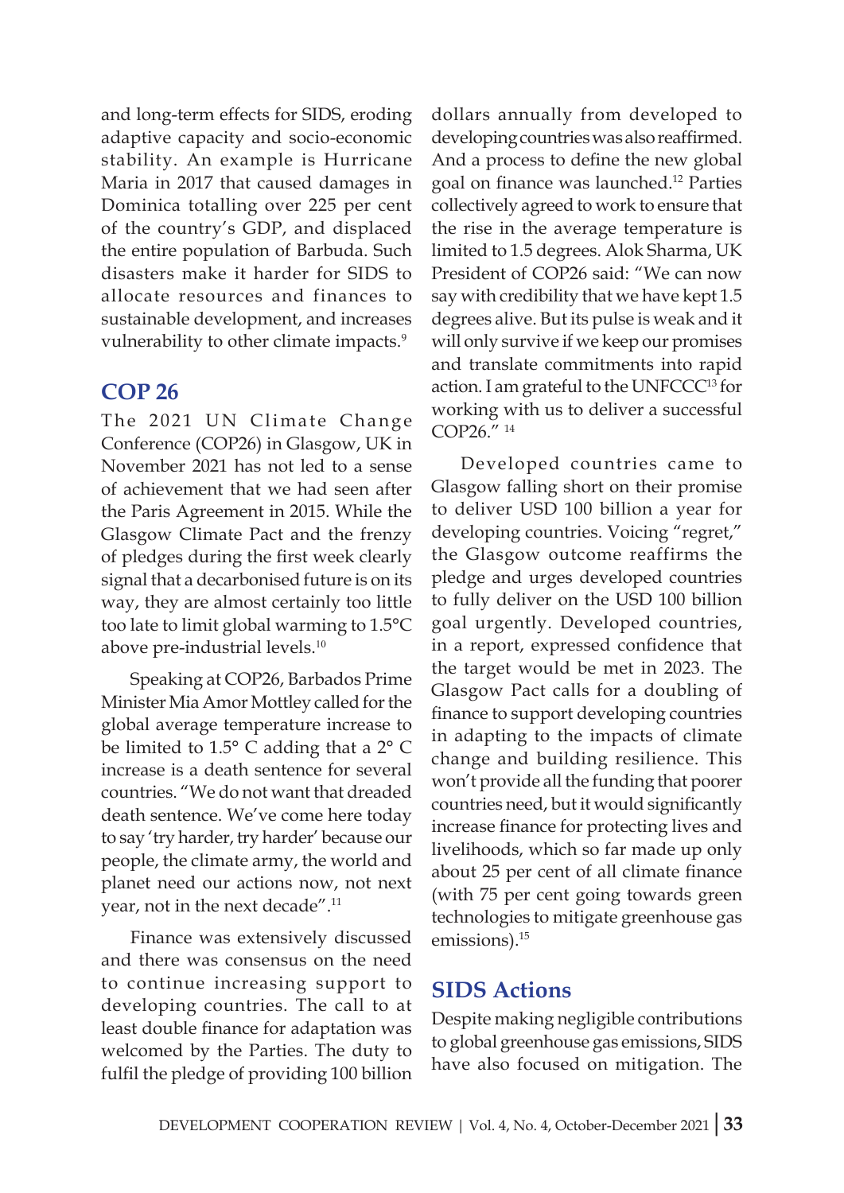and long-term effects for SIDS, eroding adaptive capacity and socio-economic stability. An example is Hurricane Maria in 2017 that caused damages in Dominica totalling over 225 per cent of the country's GDP, and displaced the entire population of Barbuda. Such disasters make it harder for SIDS to allocate resources and finances to sustainable development, and increases vulnerability to other climate impacts.[9]

## COP 26

The 2021 UN Climate Change Conference (COP26) in Glasgow, UK in November 2021 has not led to a sense of achievement that we had seen after the Paris Agreement in 2015. While the Glasgow Climate Pact and the frenzy of pledges during the first week clearly signal that a decarbonised future is on its way, they are almost certainly too little too late to limit global warming to 1.5°C above pre-industrial levels.[10]

Speaking at COP26, Barbados Prime Minister Mia Amor Mottley called for the global average temperature increase to be limited to 1.5° C adding that a 2° C increase is a death sentence for several countries. "We do not want that dreaded death sentence. We've come here today to say 'try harder, try harder' because our people, the climate army, the world and planet need our actions now, not next year, not in the next decade".[11]

Finance was extensively discussed and there was consensus on the need to continue increasing support to developing countries. The call to at least double finance for adaptation was welcomed by the Parties. The duty to fulfil the pledge of providing 100 billion dollars annually from developed to developing countries was also reaffirmed. And a process to define the new global goal on finance was launched.[12] Parties collectively agreed to work to ensure that the rise in the average temperature is limited to 1.5 degrees. Alok Sharma, UK President of COP26 said: "We can now say with credibility that we have kept 1.5 degrees alive. But its pulse is weak and it will only survive if we keep our promises and translate commitments into rapid action. I am grateful to the UNFCCC[13] for working with us to deliver a successful COP26." [14]

Developed countries came to Glasgow falling short on their promise to deliver USD 100 billion a year for developing countries. Voicing "regret," the Glasgow outcome reaffirms the pledge and urges developed countries to fully deliver on the USD 100 billion goal urgently. Developed countries, in a report, expressed confidence that the target would be met in 2023. The Glasgow Pact calls for a doubling of finance to support developing countries in adapting to the impacts of climate change and building resilience. This won't provide all the funding that poorer countries need, but it would significantly increase finance for protecting lives and livelihoods, which so far made up only about 25 per cent of all climate finance (with 75 per cent going towards green technologies to mitigate greenhouse gas emissions).[15]

## SIDS Actions

Despite making negligible contributions to global greenhouse gas emissions, SIDS have also focused on mitigation. The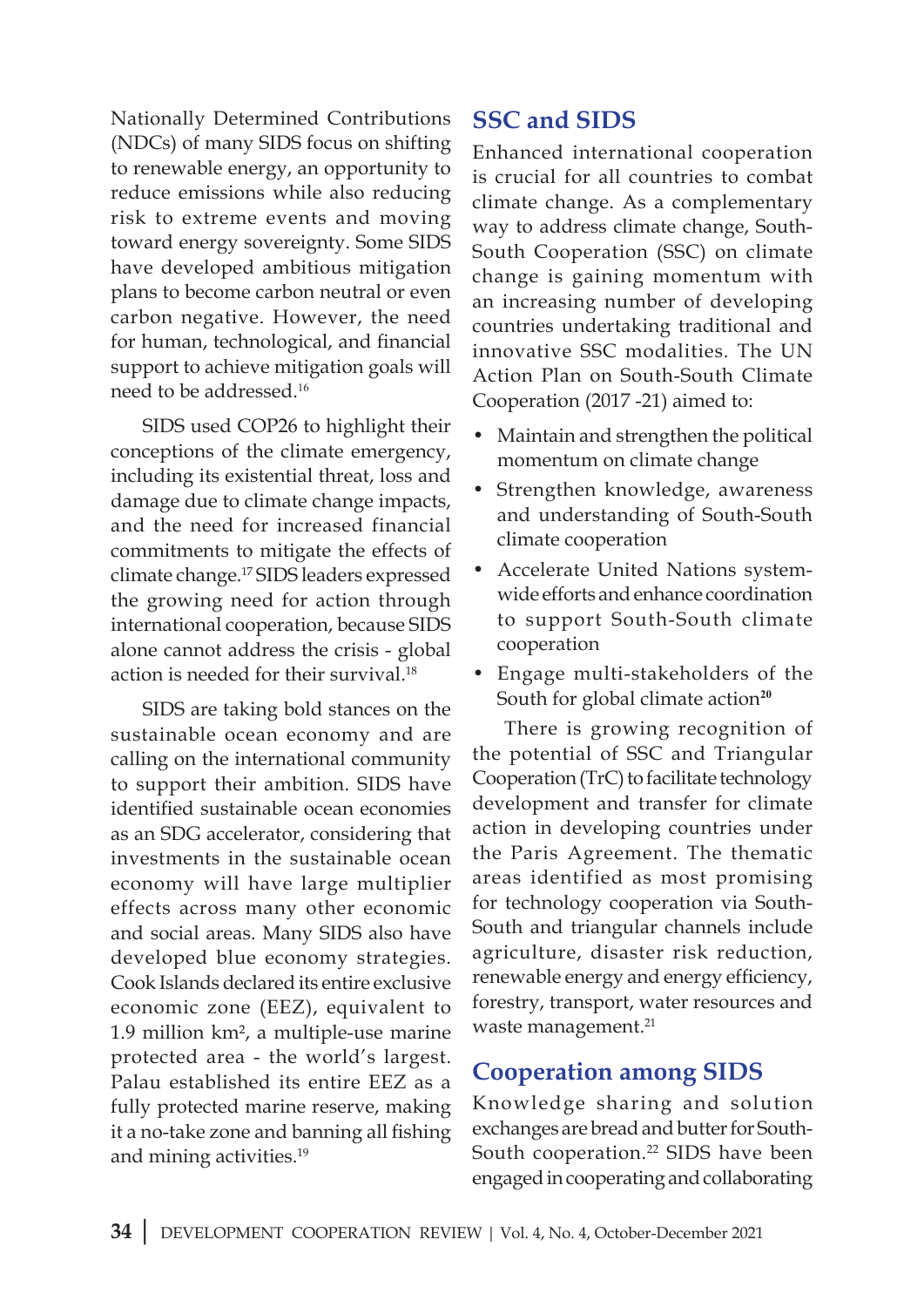Nationally Determined Contributions (NDCs) of many SIDS focus on shifting to renewable energy, an opportunity to reduce emissions while also reducing risk to extreme events and moving toward energy sovereignty. Some SIDS have developed ambitious mitigation plans to become carbon neutral or even carbon negative. However, the need for human, technological, and financial support to achieve mitigation goals will need to be addressed.[16]

SIDS used COP26 to highlight their conceptions of the climate emergency, including its existential threat, loss and damage due to climate change impacts, and the need for increased financial commitments to mitigate the effects of climate change.[17] SIDS leaders expressed the growing need for action through international cooperation, because SIDS alone cannot address the crisis - global action is needed for their survival.[18]

SIDS are taking bold stances on the sustainable ocean economy and are calling on the international community to support their ambition. SIDS have identified sustainable ocean economies as an SDG accelerator, considering that investments in the sustainable ocean economy will have large multiplier effects across many other economic and social areas. Many SIDS also have developed blue economy strategies. Cook Islands declared its entire exclusive economic zone (EEZ), equivalent to 1.9 million km$^2$, a multiple-use marine protected area - the world's largest. Palau established its entire EEZ as a fully protected marine reserve, making it a no-take zone and banning all fishing and mining activities.[19]

## SSC and SIDS

Enhanced international cooperation is crucial for all countries to combat climate change. As a complementary way to address climate change, South-South Cooperation (SSC) on climate change is gaining momentum with an increasing number of developing countries undertaking traditional and innovative SSC modalities. The UN Action Plan on South-South Climate Cooperation (2017 -21) aimed to:

- Maintain and strengthen the political momentum on climate change
- Strengthen knowledge, awareness and understanding of South-South climate cooperation
- Accelerate United Nations system-wide efforts and enhance coordination to support South-South climate cooperation
- Engage multi-stakeholders of the South for global climate action[20]

There is growing recognition of the potential of SSC and Triangular Cooperation (TrC) to facilitate technology development and transfer for climate action in developing countries under the Paris Agreement. The thematic areas identified as most promising for technology cooperation via South-South and triangular channels include agriculture, disaster risk reduction, renewable energy and energy efficiency, forestry, transport, water resources and waste management.[21]

## Cooperation among SIDS

Knowledge sharing and solution exchanges are bread and butter for South-South cooperation.[22] SIDS have been engaged in cooperating and collaborating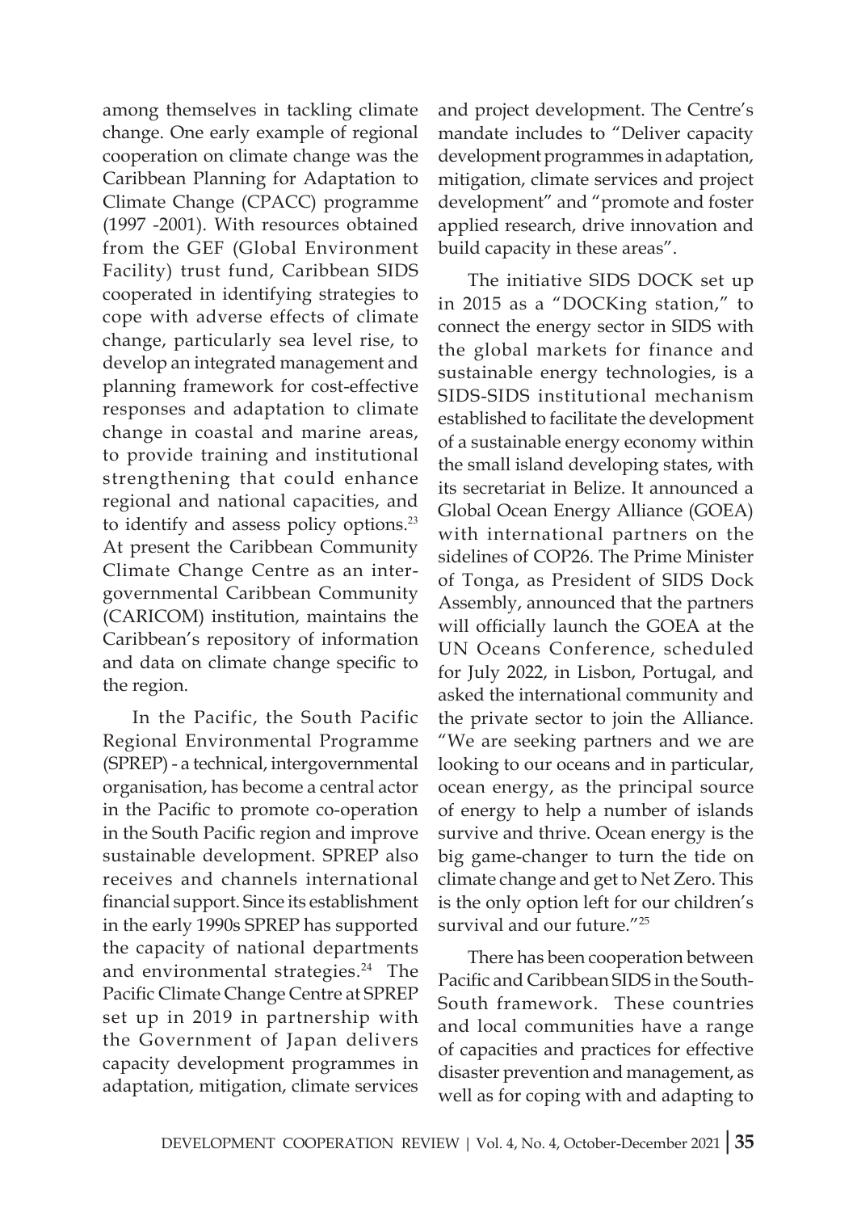among themselves in tackling climate change. One early example of regional cooperation on climate change was the Caribbean Planning for Adaptation to Climate Change (CPACC) programme (1997 -2001). With resources obtained from the GEF (Global Environment Facility) trust fund, Caribbean SIDS cooperated in identifying strategies to cope with adverse effects of climate change, particularly sea level rise, to develop an integrated management and planning framework for cost-effective responses and adaptation to climate change in coastal and marine areas, to provide training and institutional strengthening that could enhance regional and national capacities, and to identify and assess policy options.[23] At present the Caribbean Community Climate Change Centre as an inter-governmental Caribbean Community (CARICOM) institution, maintains the Caribbean's repository of information and data on climate change specific to the region.

In the Pacific, the South Pacific Regional Environmental Programme (SPREP) - a technical, intergovernmental organisation, has become a central actor in the Pacific to promote co-operation in the South Pacific region and improve sustainable development. SPREP also receives and channels international financial support. Since its establishment in the early 1990s SPREP has supported the capacity of national departments and environmental strategies.[24] The Pacific Climate Change Centre at SPREP set up in 2019 in partnership with the Government of Japan delivers capacity development programmes in adaptation, mitigation, climate services and project development. The Centre's mandate includes to "Deliver capacity development programmes in adaptation, mitigation, climate services and project development" and "promote and foster applied research, drive innovation and build capacity in these areas".

The initiative SIDS DOCK set up in 2015 as a "DOCKing station," to connect the energy sector in SIDS with the global markets for finance and sustainable energy technologies, is a SIDS-SIDS institutional mechanism established to facilitate the development of a sustainable energy economy within the small island developing states, with its secretariat in Belize. It announced a Global Ocean Energy Alliance (GOEA) with international partners on the sidelines of COP26. The Prime Minister of Tonga, as President of SIDS Dock Assembly, announced that the partners will officially launch the GOEA at the UN Oceans Conference, scheduled for July 2022, in Lisbon, Portugal, and asked the international community and the private sector to join the Alliance. "We are seeking partners and we are looking to our oceans and in particular, ocean energy, as the principal source of energy to help a number of islands survive and thrive. Ocean energy is the big game-changer to turn the tide on climate change and get to Net Zero. This is the only option left for our children's survival and our future."[25]

There has been cooperation between Pacific and Caribbean SIDS in the South-South framework. These countries and local communities have a range of capacities and practices for effective disaster prevention and management, as well as for coping with and adapting to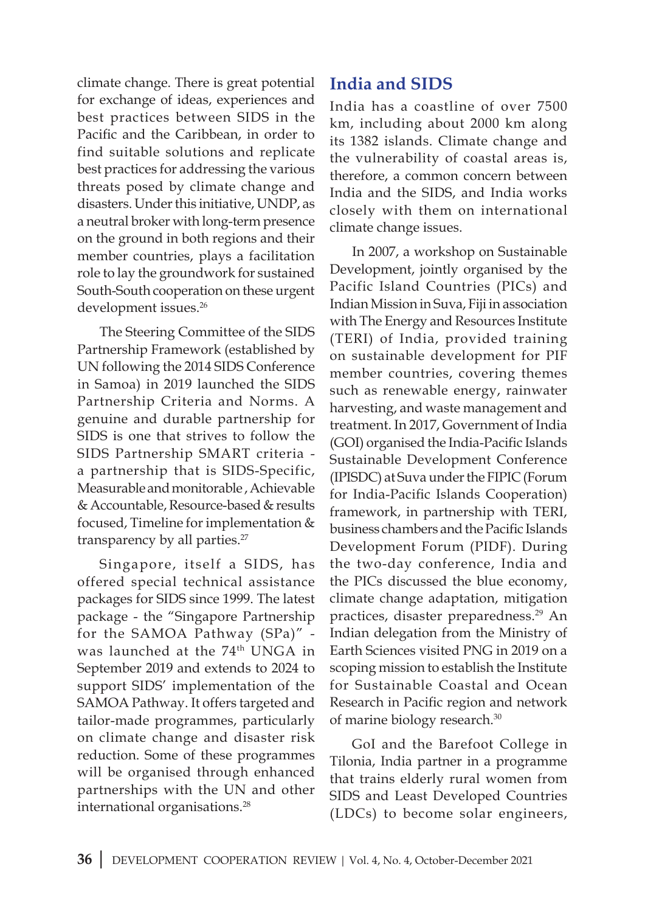climate change. There is great potential for exchange of ideas, experiences and best practices between SIDS in the Pacific and the Caribbean, in order to find suitable solutions and replicate best practices for addressing the various threats posed by climate change and disasters. Under this initiative, UNDP, as a neutral broker with long-term presence on the ground in both regions and their member countries, plays a facilitation role to lay the groundwork for sustained South-South cooperation on these urgent development issues.[26]

The Steering Committee of the SIDS Partnership Framework (established by UN following the 2014 SIDS Conference in Samoa) in 2019 launched the SIDS Partnership Criteria and Norms. A genuine and durable partnership for SIDS is one that strives to follow the SIDS Partnership SMART criteria - a partnership that is SIDS-Specific, Measurable and monitorable , Achievable & Accountable, Resource-based & results focused, Timeline for implementation & transparency by all parties.[27]

Singapore, itself a SIDS, has offered special technical assistance packages for SIDS since 1999. The latest package - the "Singapore Partnership for the SAMOA Pathway (SPa)" - was launched at the 74th UNGA in September 2019 and extends to 2024 to support SIDS' implementation of the SAMOA Pathway. It offers targeted and tailor-made programmes, particularly on climate change and disaster risk reduction. Some of these programmes will be organised through enhanced partnerships with the UN and other international organisations.[28]

## India and SIDS

India has a coastline of over 7500 km, including about 2000 km along its 1382 islands. Climate change and the vulnerability of coastal areas is, therefore, a common concern between India and the SIDS, and India works closely with them on international climate change issues.

In 2007, a workshop on Sustainable Development, jointly organised by the Pacific Island Countries (PICs) and Indian Mission in Suva, Fiji in association with The Energy and Resources Institute (TERI) of India, provided training on sustainable development for PIF member countries, covering themes such as renewable energy, rainwater harvesting, and waste management and treatment. In 2017, Government of India (GOI) organised the India-Pacific Islands Sustainable Development Conference (IPISDC) at Suva under the FIPIC (Forum for India-Pacific Islands Cooperation) framework, in partnership with TERI, business chambers and the Pacific Islands Development Forum (PIDF). During the two-day conference, India and the PICs discussed the blue economy, climate change adaptation, mitigation practices, disaster preparedness.[29] An Indian delegation from the Ministry of Earth Sciences visited PNG in 2019 on a scoping mission to establish the Institute for Sustainable Coastal and Ocean Research in Pacific region and network of marine biology research.[30]

GoI and the Barefoot College in Tilonia, India partner in a programme that trains elderly rural women from SIDS and Least Developed Countries (LDCs) to become solar engineers,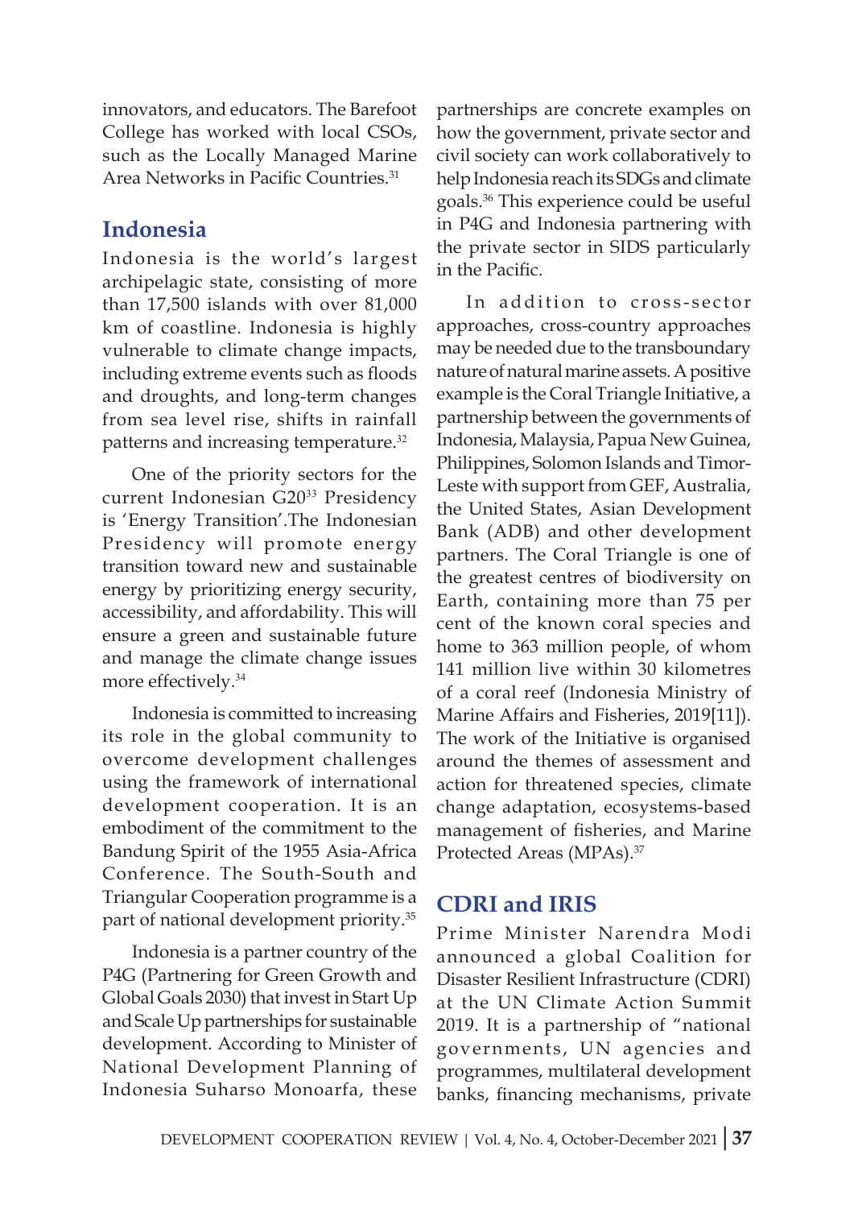innovators, and educators. The Barefoot College has worked with local CSOs, such as the Locally Managed Marine Area Networks in Pacific Countries.[31]

## Indonesia

Indonesia is the world's largest archipelagic state, consisting of more than 17,500 islands with over 81,000 km of coastline. Indonesia is highly vulnerable to climate change impacts, including extreme events such as floods and droughts, and long-term changes from sea level rise, shifts in rainfall patterns and increasing temperature.[32]

One of the priority sectors for the current Indonesian G20[33] Presidency is 'Energy Transition'.The Indonesian Presidency will promote energy transition toward new and sustainable energy by prioritizing energy security, accessibility, and affordability. This will ensure a green and sustainable future and manage the climate change issues more effectively.[34]

Indonesia is committed to increasing its role in the global community to overcome development challenges using the framework of international development cooperation. It is an embodiment of the commitment to the Bandung Spirit of the 1955 Asia-Africa Conference. The South-South and Triangular Cooperation programme is a part of national development priority.[35]

Indonesia is a partner country of the P4G (Partnering for Green Growth and Global Goals 2030) that invest in Start Up and Scale Up partnerships for sustainable development. According to Minister of National Development Planning of Indonesia Suharso Monoarfa, these partnerships are concrete examples on how the government, private sector and civil society can work collaboratively to help Indonesia reach its SDGs and climate goals.[36] This experience could be useful in P4G and Indonesia partnering with the private sector in SIDS particularly in the Pacific.

In addition to cross-sector approaches, cross-country approaches may be needed due to the transboundary nature of natural marine assets. A positive example is the Coral Triangle Initiative, a partnership between the governments of Indonesia, Malaysia, Papua New Guinea, Philippines, Solomon Islands and Timor-Leste with support from GEF, Australia, the United States, Asian Development Bank (ADB) and other development partners. The Coral Triangle is one of the greatest centres of biodiversity on Earth, containing more than 75 per cent of the known coral species and home to 363 million people, of whom 141 million live within 30 kilometres of a coral reef (Indonesia Ministry of Marine Affairs and Fisheries, 2019[11]). The work of the Initiative is organised around the themes of assessment and action for threatened species, climate change adaptation, ecosystems-based management of fisheries, and Marine Protected Areas (MPAs).[37]

## CDRI and IRIS

Prime Minister Narendra Modi announced a global Coalition for Disaster Resilient Infrastructure (CDRI) at the UN Climate Action Summit 2019. It is a partnership of "national governments, UN agencies and programmes, multilateral development banks, financing mechanisms, private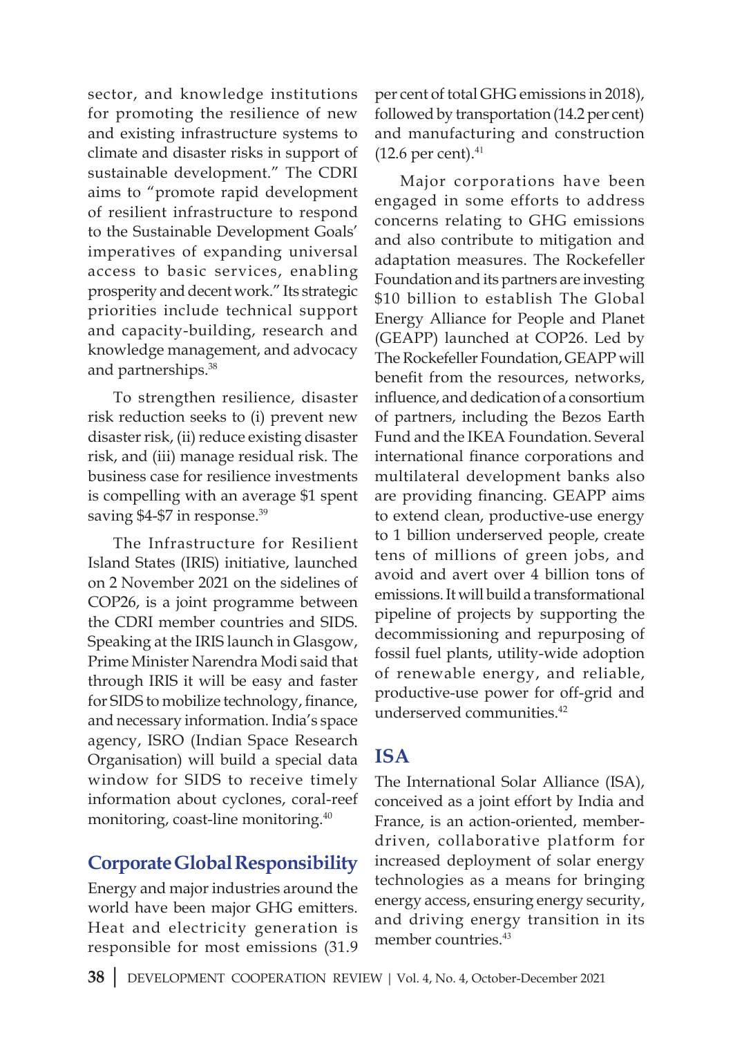sector, and knowledge institutions for promoting the resilience of new and existing infrastructure systems to climate and disaster risks in support of sustainable development." The CDRI aims to "promote rapid development of resilient infrastructure to respond to the Sustainable Development Goals' imperatives of expanding universal access to basic services, enabling prosperity and decent work." Its strategic priorities include technical support and capacity-building, research and knowledge management, and advocacy and partnerships.[38]

To strengthen resilience, disaster risk reduction seeks to (i) prevent new disaster risk, (ii) reduce existing disaster risk, and (iii) manage residual risk. The business case for resilience investments is compelling with an average $1 spent saving $4-$7 in response.[39]

The Infrastructure for Resilient Island States (IRIS) initiative, launched on 2 November 2021 on the sidelines of COP26, is a joint programme between the CDRI member countries and SIDS. Speaking at the IRIS launch in Glasgow, Prime Minister Narendra Modi said that through IRIS it will be easy and faster for SIDS to mobilize technology, finance, and necessary information. India's space agency, ISRO (Indian Space Research Organisation) will build a special data window for SIDS to receive timely information about cyclones, coral-reef monitoring, coast-line monitoring.[40]

## Corporate Global Responsibility

Energy and major industries around the world have been major GHG emitters. Heat and electricity generation is responsible for most emissions (31.9 per cent of total GHG emissions in 2018), followed by transportation (14.2 per cent) and manufacturing and construction (12.6 per cent).[41]

Major corporations have been engaged in some efforts to address concerns relating to GHG emissions and also contribute to mitigation and adaptation measures. The Rockefeller Foundation and its partners are investing $10 billion to establish The Global Energy Alliance for People and Planet (GEAPP) launched at COP26. Led by The Rockefeller Foundation, GEAPP will benefit from the resources, networks, influence, and dedication of a consortium of partners, including the Bezos Earth Fund and the IKEA Foundation. Several international finance corporations and multilateral development banks also are providing financing. GEAPP aims to extend clean, productive-use energy to 1 billion underserved people, create tens of millions of green jobs, and avoid and avert over 4 billion tons of emissions. It will build a transformational pipeline of projects by supporting the decommissioning and repurposing of fossil fuel plants, utility-wide adoption of renewable energy, and reliable, productive-use power for off-grid and underserved communities.[42]

## ISA

The International Solar Alliance (ISA), conceived as a joint effort by India and France, is an action-oriented, member-driven, collaborative platform for increased deployment of solar energy technologies as a means for bringing energy access, ensuring energy security, and driving energy transition in its member countries.[43]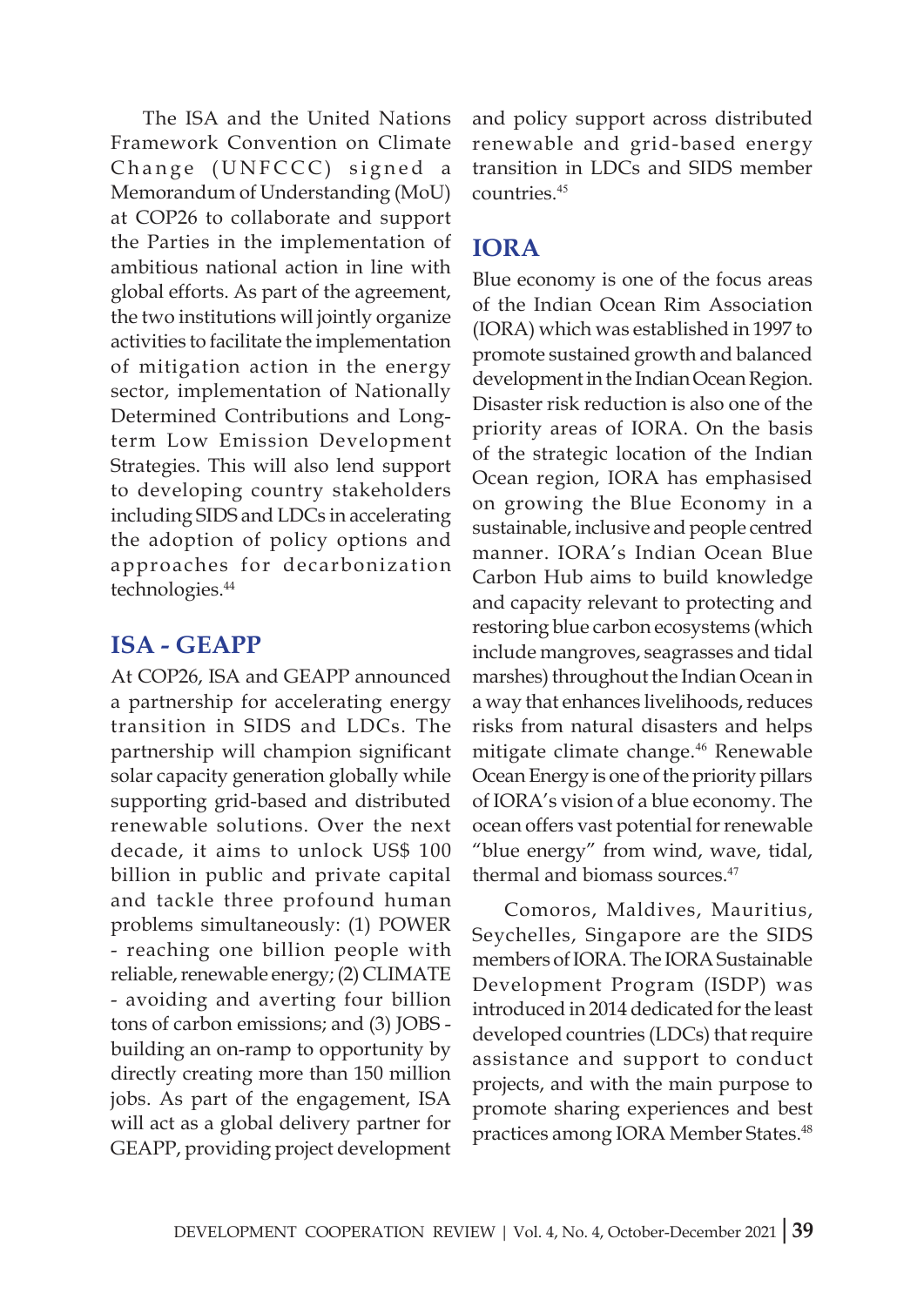The ISA and the United Nations Framework Convention on Climate Change (UNFCCC) signed a Memorandum of Understanding (MoU) at COP26 to collaborate and support the Parties in the implementation of ambitious national action in line with global efforts. As part of the agreement, the two institutions will jointly organize activities to facilitate the implementation of mitigation action in the energy sector, implementation of Nationally Determined Contributions and Long-term Low Emission Development Strategies. This will also lend support to developing country stakeholders including SIDS and LDCs in accelerating the adoption of policy options and approaches for decarbonization technologies.[44]

## ISA - GEAPP

At COP26, ISA and GEAPP announced a partnership for accelerating energy transition in SIDS and LDCs. The partnership will champion significant solar capacity generation globally while supporting grid-based and distributed renewable solutions. Over the next decade, it aims to unlock US$ 100 billion in public and private capital and tackle three profound human problems simultaneously: (1) POWER - reaching one billion people with reliable, renewable energy; (2) CLIMATE - avoiding and averting four billion tons of carbon emissions; and (3) JOBS - building an on-ramp to opportunity by directly creating more than 150 million jobs. As part of the engagement, ISA will act as a global delivery partner for GEAPP, providing project development and policy support across distributed renewable and grid-based energy transition in LDCs and SIDS member countries.[45]

## IORA

Blue economy is one of the focus areas of the Indian Ocean Rim Association (IORA) which was established in 1997 to promote sustained growth and balanced development in the Indian Ocean Region. Disaster risk reduction is also one of the priority areas of IORA. On the basis of the strategic location of the Indian Ocean region, IORA has emphasised on growing the Blue Economy in a sustainable, inclusive and people centred manner. IORA's Indian Ocean Blue Carbon Hub aims to build knowledge and capacity relevant to protecting and restoring blue carbon ecosystems (which include mangroves, seagrasses and tidal marshes) throughout the Indian Ocean in a way that enhances livelihoods, reduces risks from natural disasters and helps mitigate climate change.[46] Renewable Ocean Energy is one of the priority pillars of IORA's vision of a blue economy. The ocean offers vast potential for renewable "blue energy" from wind, wave, tidal, thermal and biomass sources.[47]

Comoros, Maldives, Mauritius, Seychelles, Singapore are the SIDS members of IORA. The IORA Sustainable Development Program (ISDP) was introduced in 2014 dedicated for the least developed countries (LDCs) that require assistance and support to conduct projects, and with the main purpose to promote sharing experiences and best practices among IORA Member States.[48]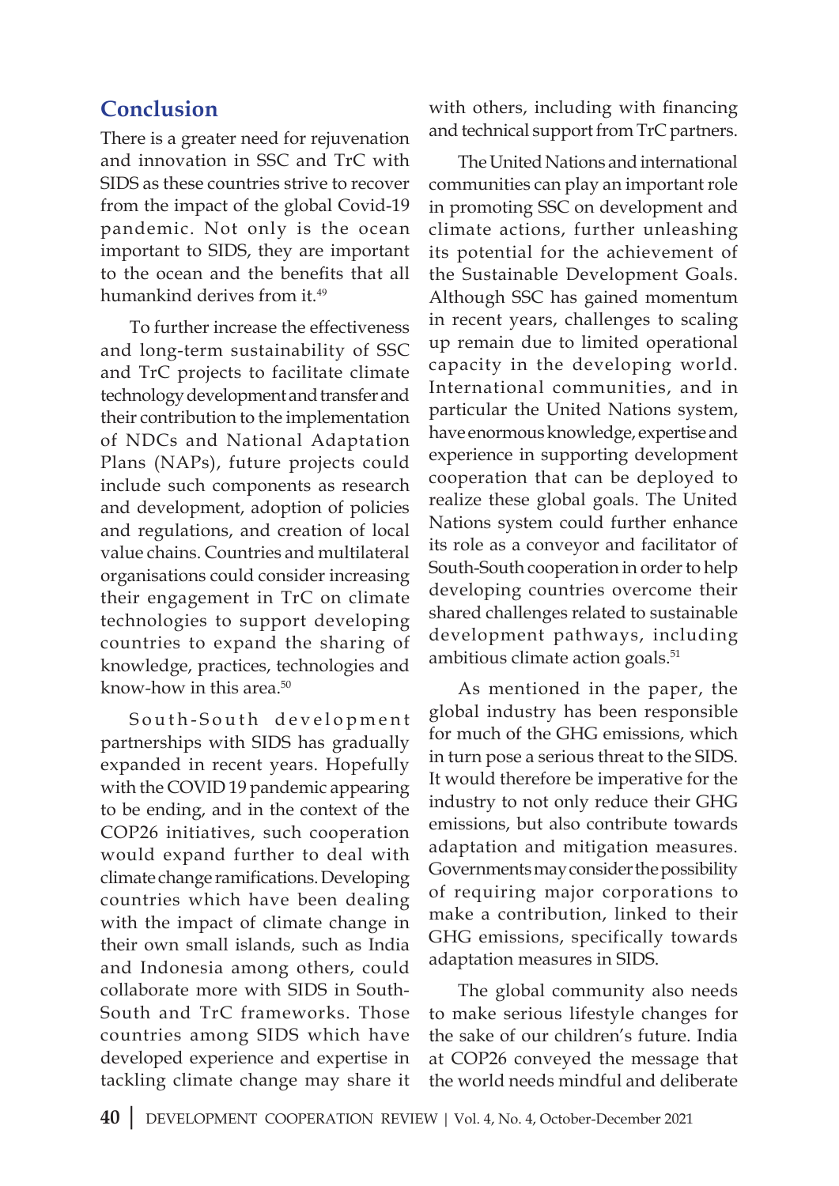## Conclusion

There is a greater need for rejuvenation and innovation in SSC and TrC with SIDS as these countries strive to recover from the impact of the global Covid-19 pandemic. Not only is the ocean important to SIDS, they are important to the ocean and the benefits that all humankind derives from it.[49]

To further increase the effectiveness and long-term sustainability of SSC and TrC projects to facilitate climate technology development and transfer and their contribution to the implementation of NDCs and National Adaptation Plans (NAPs), future projects could include such components as research and development, adoption of policies and regulations, and creation of local value chains. Countries and multilateral organisations could consider increasing their engagement in TrC on climate technologies to support developing countries to expand the sharing of knowledge, practices, technologies and know-how in this area.[50]

South-South development partnerships with SIDS has gradually expanded in recent years. Hopefully with the COVID 19 pandemic appearing to be ending, and in the context of the COP26 initiatives, such cooperation would expand further to deal with climate change ramifications. Developing countries which have been dealing with the impact of climate change in their own small islands, such as India and Indonesia among others, could collaborate more with SIDS in South-South and TrC frameworks. Those countries among SIDS which have developed experience and expertise in tackling climate change may share it with others, including with financing and technical support from TrC partners.

The United Nations and international communities can play an important role in promoting SSC on development and climate actions, further unleashing its potential for the achievement of the Sustainable Development Goals. Although SSC has gained momentum in recent years, challenges to scaling up remain due to limited operational capacity in the developing world. International communities, and in particular the United Nations system, have enormous knowledge, expertise and experience in supporting development cooperation that can be deployed to realize these global goals. The United Nations system could further enhance its role as a conveyor and facilitator of South-South cooperation in order to help developing countries overcome their shared challenges related to sustainable development pathways, including ambitious climate action goals.[51]

As mentioned in the paper, the global industry has been responsible for much of the GHG emissions, which in turn pose a serious threat to the SIDS. It would therefore be imperative for the industry to not only reduce their GHG emissions, but also contribute towards adaptation and mitigation measures. Governments may consider the possibility of requiring major corporations to make a contribution, linked to their GHG emissions, specifically towards adaptation measures in SIDS.

The global community also needs to make serious lifestyle changes for the sake of our children's future. India at COP26 conveyed the message that the world needs mindful and deliberate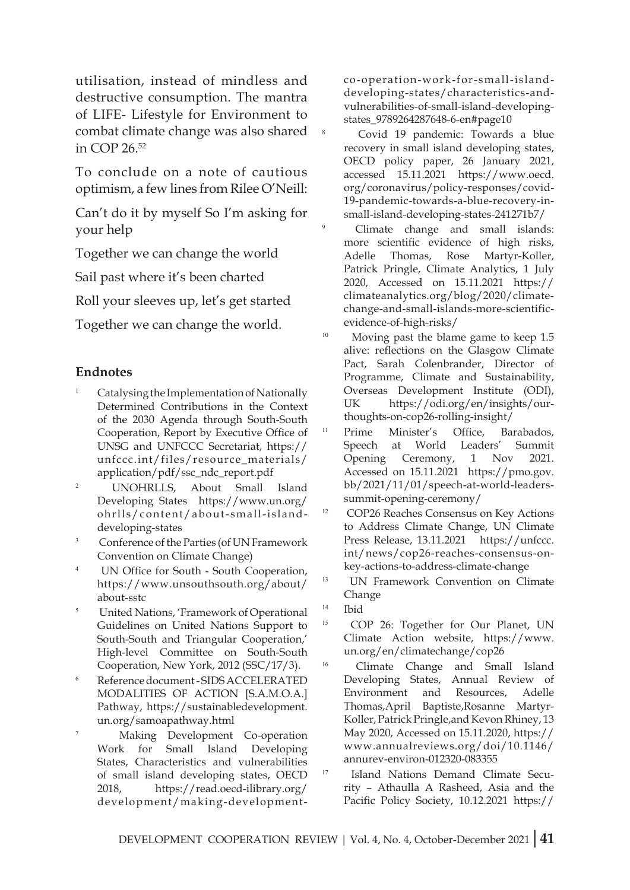utilisation, instead of mindless and destructive consumption. The mantra of LIFE- Lifestyle for Environment to combat climate change was also shared in COP 26.[52]

To conclude on a note of cautious optimism, a few lines from Rilee O'Neill:

Can't do it by myself So I'm asking for your help

Together we can change the world

Sail past where it's been charted

Roll your sleeves up, let's get started

Together we can change the world.

## Endnotes

1. Catalysing the Implementation of Nationally Determined Contributions in the Context of the 2030 Agenda through South-South Cooperation, Report by Executive Office of UNSG and UNFCCC Secretariat, https://unfccc.int/files/resource_materials/application/pdf/ssc_ndc_report.pdf
2. UNOHRLLS, About Small Island Developing States https://www.un.org/ohrlls/content/about-small-island-developing-states
3. Conference of the Parties (of UN Framework Convention on Climate Change)
4. UN Office for South - South Cooperation, https://www.unsouthsouth.org/about/about-sstc
5. United Nations, 'Framework of Operational Guidelines on United Nations Support to South-South and Triangular Cooperation,' High-level Committee on South-South Cooperation, New York, 2012 (SSC/17/3).
6. Reference document - SIDS ACCELERATED MODALITIES OF ACTION [S.A.M.O.A.] Pathway, https://sustainabledevelopment.un.org/samoapathway.html
7. Making Development Co-operation Work for Small Island Developing States, Characteristics and vulnerabilities of small island developing states, OECD 2018, https://read.oecd-ilibrary.org/development/making-development-co-operation-work-for-small-island-developing-states/characteristics-and-vulnerabilities-of-small-island-developing-states_9789264287648-6-en#page10
8. Covid 19 pandemic: Towards a blue recovery in small island developing states, OECD policy paper, 26 January 2021, accessed 15.11.2021 https://www.oecd.org/coronavirus/policy-responses/covid-19-pandemic-towards-a-blue-recovery-in-small-island-developing-states-241271b7/
9. Climate change and small islands: more scientific evidence of high risks, Adelle Thomas, Rose Martyr-Koller, Patrick Pringle, Climate Analytics, 1 July 2020, Accessed on 15.11.2021 https://climateanalytics.org/blog/2020/climate-change-and-small-islands-more-scientific-evidence-of-high-risks/
10. Moving past the blame game to keep 1.5 alive: reflections on the Glasgow Climate Pact, Sarah Colenbrander, Director of Programme, Climate and Sustainability, Overseas Development Institute (ODI), UK https://odi.org/en/insights/our-thoughts-on-cop26-rolling-insight/
11. Prime Minister's Office, Barabados, Speech at World Leaders' Summit Opening Ceremony, 1 Nov 2021. Accessed on 15.11.2021 https://pmo.gov.bb/2021/11/01/speech-at-world-leaders-summit-opening-ceremony/
12. COP26 Reaches Consensus on Key Actions to Address Climate Change, UN Climate Press Release, 13.11.2021 https://unfccc.int/news/cop26-reaches-consensus-on-key-actions-to-address-climate-change
13. UN Framework Convention on Climate Change
14. Ibid
15. COP 26: Together for Our Planet, UN Climate Action website, https://www.un.org/en/climatechange/cop26
16. Climate Change and Small Island Developing States, Annual Review of Environment and Resources, Adelle Thomas,April Baptiste,Rosanne Martyr-Koller, Patrick Pringle,and Kevon Rhiney, 13 May 2020, Accessed on 15.11.2020, https://www.annualreviews.org/doi/10.1146/annurev-environ-012320-083355
17. Island Nations Demand Climate Security – Athaulla A Rasheed, Asia and the Pacific Policy Society, 10.12.2021 https://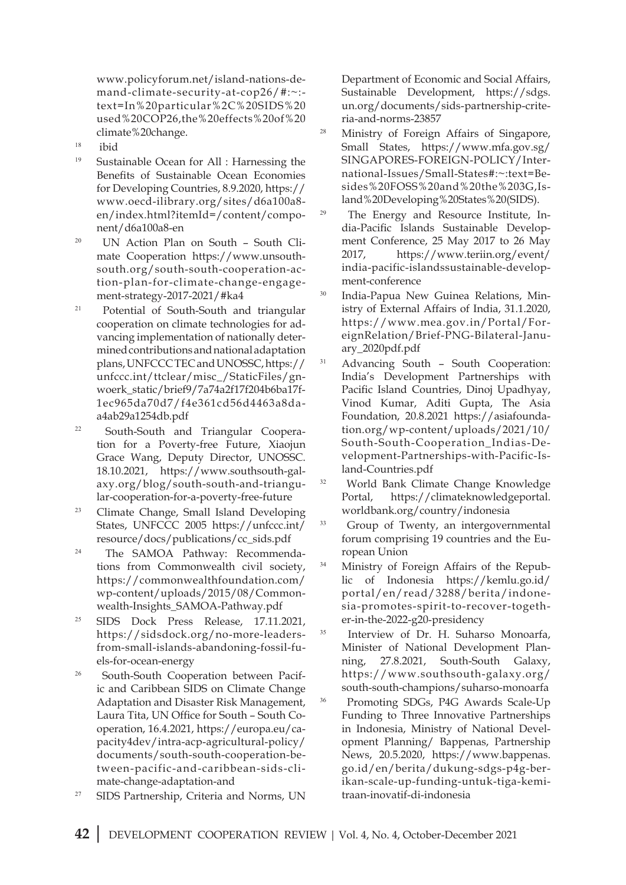www.policyforum.net/island-nations-demand-climate-security-at-cop26/#:~:text=In%20particular%2C%20SIDS%20used%20COP26,the%20effects%20of%20climate%20change.

[18] ibid

[19] Sustainable Ocean for All : Harnessing the Benefits of Sustainable Ocean Economies for Developing Countries, 8.9.2020, https://www.oecd-ilibrary.org/sites/d6a100a8-en/index.html?itemId=/content/component/d6a100a8-en

[20] UN Action Plan on South – South Climate Cooperation https://www.unsouthsouth.org/south-south-cooperation-action-plan-for-climate-change-engagement-strategy-2017-2021/#ka4

[21] Potential of South-South and triangular cooperation on climate technologies for advancing implementation of nationally determined contributions and national adaptation plans, UNFCCC TEC and UNOSSC, https://unfccc.int/ttclear/misc_/StaticFiles/gnwoerk_static/brief9/7a74a2f17f204b6ba17f1ec965da70d7/f4e361cd56d4463a8daa4ab29a1254db.pdf

[22] South-South and Triangular Cooperation for a Poverty-free Future, Xiaojun Grace Wang, Deputy Director, UNOSSC. 18.10.2021, https://www.southsouth-galaxy.org/blog/south-south-and-triangular-cooperation-for-a-poverty-free-future

[23] Climate Change, Small Island Developing States, UNFCCC 2005 https://unfccc.int/resource/docs/publications/cc_sids.pdf

[24] The SAMOA Pathway: Recommendations from Commonwealth civil society, https://commonwealthfoundation.com/wp-content/uploads/2015/08/Commonwealth-Insights_SAMOA-Pathway.pdf

[25] SIDS Dock Press Release, 17.11.2021, https://sidsdock.org/no-more-leaders-from-small-islands-abandoning-fossil-fuels-for-ocean-energy

[26] South-South Cooperation between Pacific and Caribbean SIDS on Climate Change Adaptation and Disaster Risk Management, Laura Tita, UN Office for South – South Cooperation, 16.4.2021, https://europa.eu/capacity4dev/intra-acp-agricultural-policy/documents/south-south-cooperation-between-pacific-and-caribbean-sids-climate-change-adaptation-and

[27] SIDS Partnership, Criteria and Norms, UN Department of Economic and Social Affairs, Sustainable Development, https://sdgs.un.org/documents/sids-partnership-criteria-and-norms-23857

[28] Ministry of Foreign Affairs of Singapore, Small States, https://www.mfa.gov.sg/SINGAPORES-FOREIGN-POLICY/International-Issues/Small-States#:~:text=Besides%20FOSS%20and%20the%203G,Island%20Developing%20States%20(SIDS).

[29] The Energy and Resource Institute, India-Pacific Islands Sustainable Development Conference, 25 May 2017 to 26 May 2017, https://www.teriin.org/event/india-pacific-islandssustainable-development-conference

[30] India-Papua New Guinea Relations, Ministry of External Affairs of India, 31.1.2020, https://www.mea.gov.in/Portal/ForeignRelation/Brief-PNG-Bilateral-January_2020pdf.pdf

[31] Advancing South – South Cooperation: India's Development Partnerships with Pacific Island Countries, Dinoj Upadhyay, Vinod Kumar, Aditi Gupta, The Asia Foundation, 20.8.2021 https://asiafoundation.org/wp-content/uploads/2021/10/South-South-Cooperation_Indias-Development-Partnerships-with-Pacific-Island-Countries.pdf

[32] World Bank Climate Change Knowledge Portal, https://climateknowledgeportal.worldbank.org/country/indonesia

[33] Group of Twenty, an intergovernmental forum comprising 19 countries and the European Union

[34] Ministry of Foreign Affairs of the Republic of Indonesia https://kemlu.go.id/portal/en/read/3288/berita/indonesia-promotes-spirit-to-recover-together-in-the-2022-g20-presidency

[35] Interview of Dr. H. Suharso Monoarfa, Minister of National Development Planning, 27.8.2021, South-South Galaxy, https://www.southsouth-galaxy.org/south-south-champions/suharso-monoarfa

[36] Promoting SDGs, P4G Awards Scale-Up Funding to Three Innovative Partnerships in Indonesia, Ministry of National Development Planning/ Bappenas, Partnership News, 20.5.2020, https://www.bappenas.go.id/en/berita/dukung-sdgs-p4g-berikan-scale-up-funding-untuk-tiga-kemitraan-inovatif-di-indonesia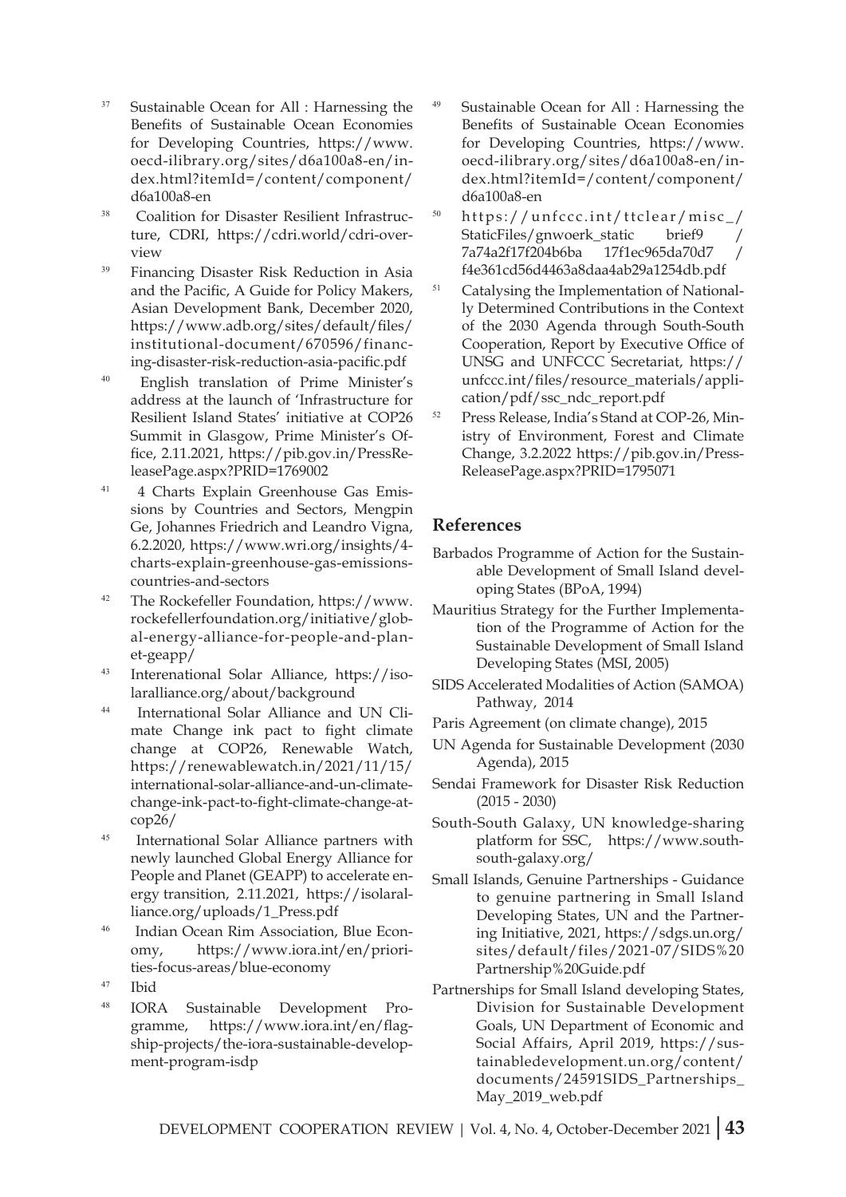37 Sustainable Ocean for All : Harnessing the Benefits of Sustainable Ocean Economies for Developing Countries, https://www.oecd-ilibrary.org/sites/d6a100a8-en/index.html?itemId=/content/component/d6a100a8-en

38 Coalition for Disaster Resilient Infrastructure, CDRI, https://cdri.world/cdri-overview

39 Financing Disaster Risk Reduction in Asia and the Pacific, A Guide for Policy Makers, Asian Development Bank, December 2020, https://www.adb.org/sites/default/files/institutional-document/670596/financing-disaster-risk-reduction-asia-pacific.pdf

40 English translation of Prime Minister's address at the launch of 'Infrastructure for Resilient Island States' initiative at COP26 Summit in Glasgow, Prime Minister's Office, 2.11.2021, https://pib.gov.in/PressReleasePage.aspx?PRID=1769002

41 4 Charts Explain Greenhouse Gas Emissions by Countries and Sectors, Mengpin Ge, Johannes Friedrich and Leandro Vigna, 6.2.2020, https://www.wri.org/insights/4-charts-explain-greenhouse-gas-emissions-countries-and-sectors

42 The Rockefeller Foundation, https://www.rockefellerfoundation.org/initiative/global-energy-alliance-for-people-and-planet-geapp/

43 Interenational Solar Alliance, https://isolaralliance.org/about/background

44 International Solar Alliance and UN Climate Change ink pact to fight climate change at COP26, Renewable Watch, https://renewablewatch.in/2021/11/15/international-solar-alliance-and-un-climate-change-ink-pact-to-fight-climate-change-at-cop26/

45 International Solar Alliance partners with newly launched Global Energy Alliance for People and Planet (GEAPP) to accelerate energy transition, 2.11.2021, https://isolaralliance.org/uploads/1_Press.pdf

46 Indian Ocean Rim Association, Blue Economy, https://www.iora.int/en/priorities-focus-areas/blue-economy

47 Ibid

48 IORA Sustainable Development Programme, https://www.iora.int/en/flagship-projects/the-iora-sustainable-development-program-isdp

49 Sustainable Ocean for All : Harnessing the Benefits of Sustainable Ocean Economies for Developing Countries, https://www.oecd-ilibrary.org/sites/d6a100a8-en/index.html?itemId=/content/component/d6a100a8-en

50 https://unfccc.int/ttclear/misc_/StaticFiles/gnwoerk_static brief9 / 7a74a2f17f204b6ba 17f1ec965da70d7 / f4e361cd56d4463a8daa4ab29a1254db.pdf

51 Catalysing the Implementation of Nationally Determined Contributions in the Context of the 2030 Agenda through South-South Cooperation, Report by Executive Office of UNSG and UNFCCC Secretariat, https://unfccc.int/files/resource_materials/application/pdf/ssc_ndc_report.pdf

52 Press Release, India's Stand at COP-26, Ministry of Environment, Forest and Climate Change, 3.2.2022 https://pib.gov.in/PressReleasePage.aspx?PRID=1795071

## References

Barbados Programme of Action for the Sustainable Development of Small Island developing States (BPoA, 1994)

Mauritius Strategy for the Further Implementation of the Programme of Action for the Sustainable Development of Small Island Developing States (MSI, 2005)

SIDS Accelerated Modalities of Action (SAMOA) Pathway, 2014

Paris Agreement (on climate change), 2015

UN Agenda for Sustainable Development (2030 Agenda), 2015

Sendai Framework for Disaster Risk Reduction (2015 - 2030)

South-South Galaxy, UN knowledge-sharing platform for SSC, https://www.south-south-galaxy.org/

Small Islands, Genuine Partnerships - Guidance to genuine partnering in Small Island Developing States, UN and the Partnering Initiative, 2021, https://sdgs.un.org/sites/default/files/2021-07/SIDS%20Partnership%20Guide.pdf

Partnerships for Small Island developing States, Division for Sustainable Development Goals, UN Department of Economic and Social Affairs, April 2019, https://sustainabledevelopment.un.org/content/documents/24591SIDS_Partnerships_May_2019_web.pdf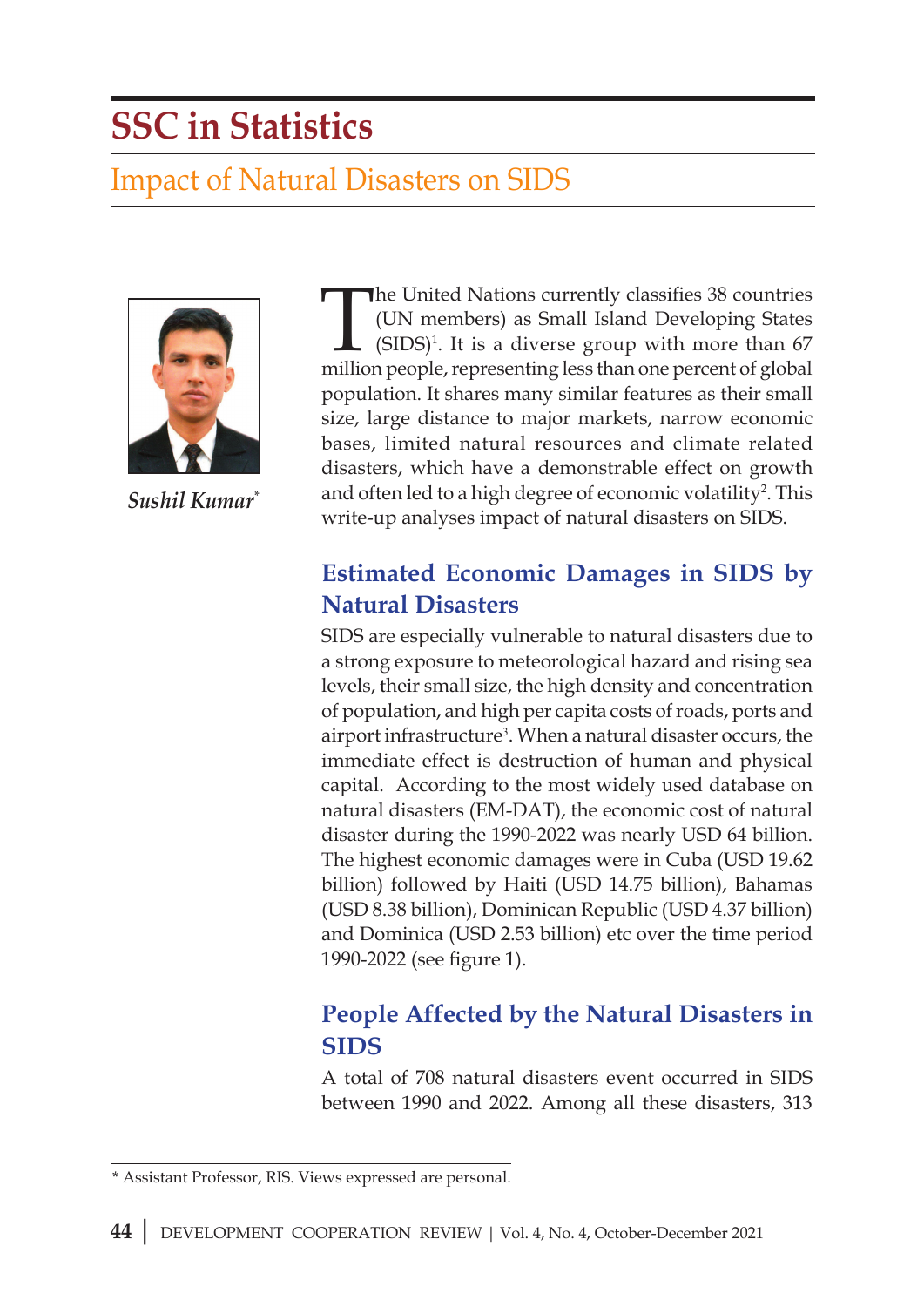# SSC in Statistics

## Impact of Natural Disasters on SIDS

*Sushil Kumar*\*

The United Nations currently classifies 38 countries (UN members) as Small Island Developing States (SIDS)[1]. It is a diverse group with more than 67 million people, representing less than one percent of global population. It shares many similar features as their small size, large distance to major markets, narrow economic bases, limited natural resources and climate related disasters, which have a demonstrable effect on growth and often led to a high degree of economic volatility[2]. This write-up analyses impact of natural disasters on SIDS.

### Estimated Economic Damages in SIDS by Natural Disasters

SIDS are especially vulnerable to natural disasters due to a strong exposure to meteorological hazard and rising sea levels, their small size, the high density and concentration of population, and high per capita costs of roads, ports and airport infrastructure[3]. When a natural disaster occurs, the immediate effect is destruction of human and physical capital. According to the most widely used database on natural disasters (EM-DAT), the economic cost of natural disaster during the 1990-2022 was nearly USD 64 billion. The highest economic damages were in Cuba (USD 19.62 billion) followed by Haiti (USD 14.75 billion), Bahamas (USD 8.38 billion), Dominican Republic (USD 4.37 billion) and Dominica (USD 2.53 billion) etc over the time period 1990-2022 (see figure 1).

### People Affected by the Natural Disasters in SIDS

A total of 708 natural disasters event occurred in SIDS between 1990 and 2022. Among all these disasters, 313

\* Assistant Professor, RIS. Views expressed are personal.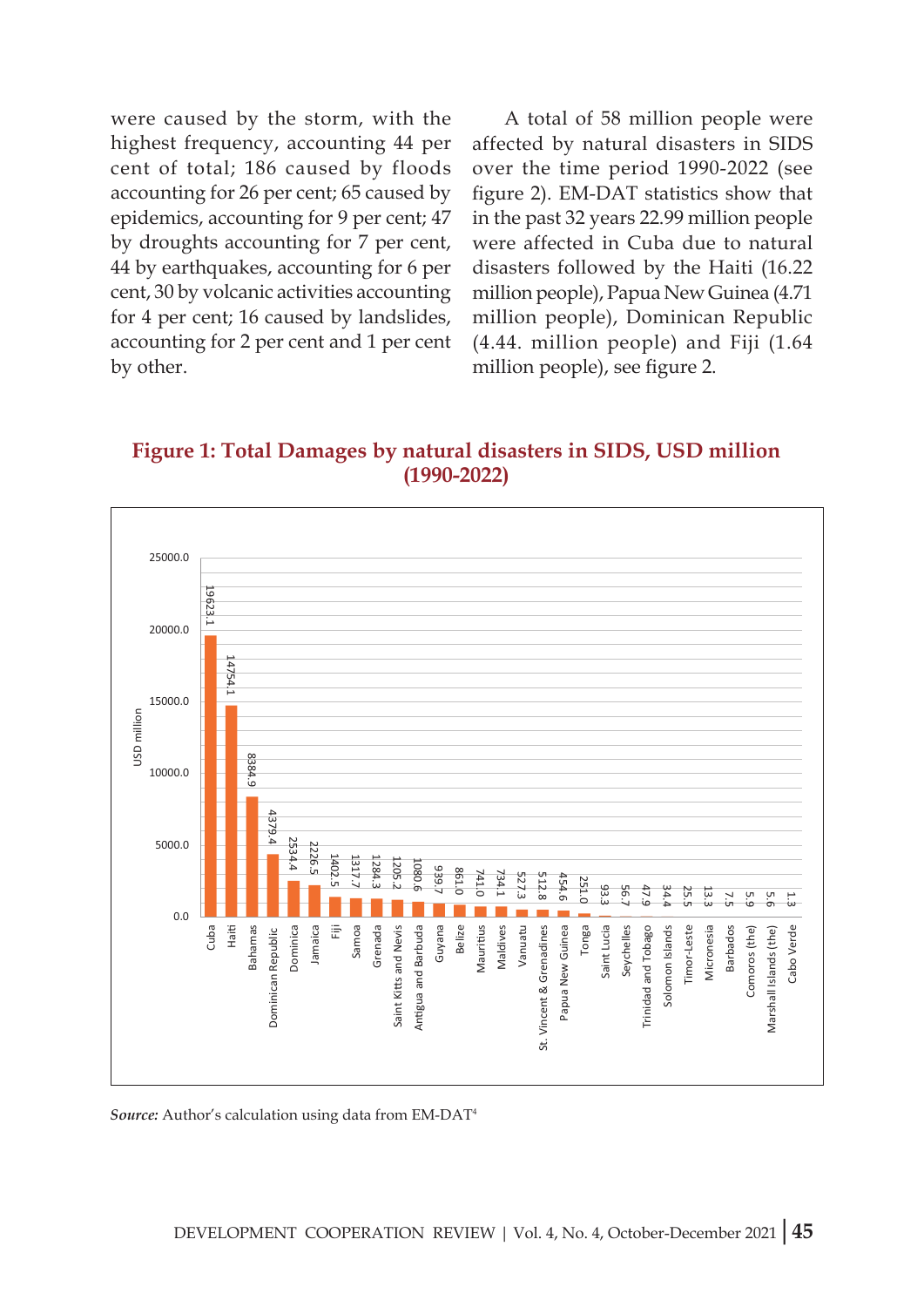were caused by the storm, with the highest frequency, accounting 44 per cent of total; 186 caused by floods accounting for 26 per cent; 65 caused by epidemics, accounting for 9 per cent; 47 by droughts accounting for 7 per cent, 44 by earthquakes, accounting for 6 per cent, 30 by volcanic activities accounting for 4 per cent; 16 caused by landslides, accounting for 2 per cent and 1 per cent by other.

A total of 58 million people were affected by natural disasters in SIDS over the time period 1990-2022 (see figure 2). EM-DAT statistics show that in the past 32 years 22.99 million people were affected in Cuba due to natural disasters followed by the Haiti (16.22 million people), Papua New Guinea (4.71 million people), Dominican Republic (4.44. million people) and Fiji (1.64 million people), see figure 2.

**Figure 1: Total Damages by natural disasters in SIDS, USD million (1990-2022)**

| Country | USD million |
|---|---|
| Cuba | 19623.1 |
| Haiti | 14754.1 |
| Bahamas | 8384.9 |
| Dominican Republic | 4379.4 |
| Dominica | 2534.4 |
| Jamaica | 2226.5 |
| Fiji | 1402.5 |
| Samoa | 1317.7 |
| Grenada | 1284.3 |
| Saint Kitts and Nevis | 1205.2 |
| Antigua and Barbuda | 1080.6 |
| Guyana | 939.7 |
| Belize | 861.0 |
| Mauritius | 741.0 |
| Maldives | 734.1 |
| Vanuatu | 527.3 |
| St. Vincent & Grenadines | 512.8 |
| Papua New Guinea | 454.6 |
| Tonga | 251.0 |
| Saint Lucia | 93.3 |
| Seychelles | 56.7 |
| Trinidad and Tobago | 47.9 |
| Solomon Islands | 34.4 |
| Timor-Leste | 25.5 |
| Micronesia | 13.3 |
| Barbados | 7.5 |
| Comoros (the) | 5.9 |
| Marshall Islands (the) | 5.6 |
| Cabo Verde | 1.3 |

*Source:* Author's calculation using data from EM-DAT[4]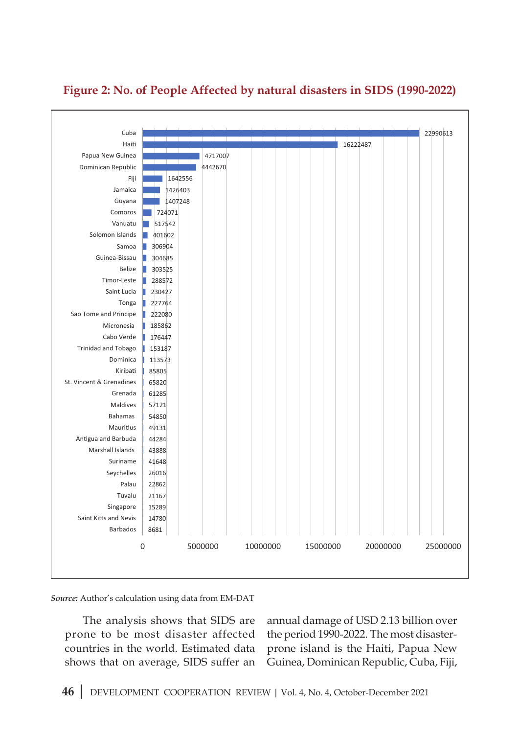## Figure 2: No. of People Affected by natural disasters in SIDS (1990-2022)

| Country | No. of People Affected |
|---|---|
| Cuba | 22990613 |
| Haiti | 16222487 |
| Papua New Guinea | 4717007 |
| Dominican Republic | 4442670 |
| Fiji | 1642556 |
| Jamaica | 1426403 |
| Guyana | 1407248 |
| Comoros | 724071 |
| Vanuatu | 517542 |
| Solomon Islands | 401602 |
| Samoa | 306904 |
| Guinea-Bissau | 304685 |
| Belize | 303525 |
| Timor-Leste | 288572 |
| Saint Lucia | 230427 |
| Tonga | 227764 |
| Sao Tome and Principe | 222080 |
| Micronesia | 185862 |
| Cabo Verde | 176447 |
| Trinidad and Tobago | 153187 |
| Dominica | 113573 |
| Kiribati | 85805 |
| St. Vincent & Grenadines | 65820 |
| Grenada | 61285 |
| Maldives | 57121 |
| Bahamas | 54850 |
| Mauritius | 49131 |
| Antigua and Barbuda | 44284 |
| Marshall Islands | 43888 |
| Suriname | 41648 |
| Seychelles | 26016 |
| Palau | 22862 |
| Tuvalu | 21167 |
| Singapore | 15289 |
| Saint Kitts and Nevis | 14780 |
| Barbados | 8681 |

*Source:* Author's calculation using data from EM-DAT

The analysis shows that SIDS are prone to be most disaster affected countries in the world. Estimated data shows that on average, SIDS suffer an annual damage of USD 2.13 billion over the period 1990-2022. The most disaster-prone island is the Haiti, Papua New Guinea, Dominican Republic, Cuba, Fiji,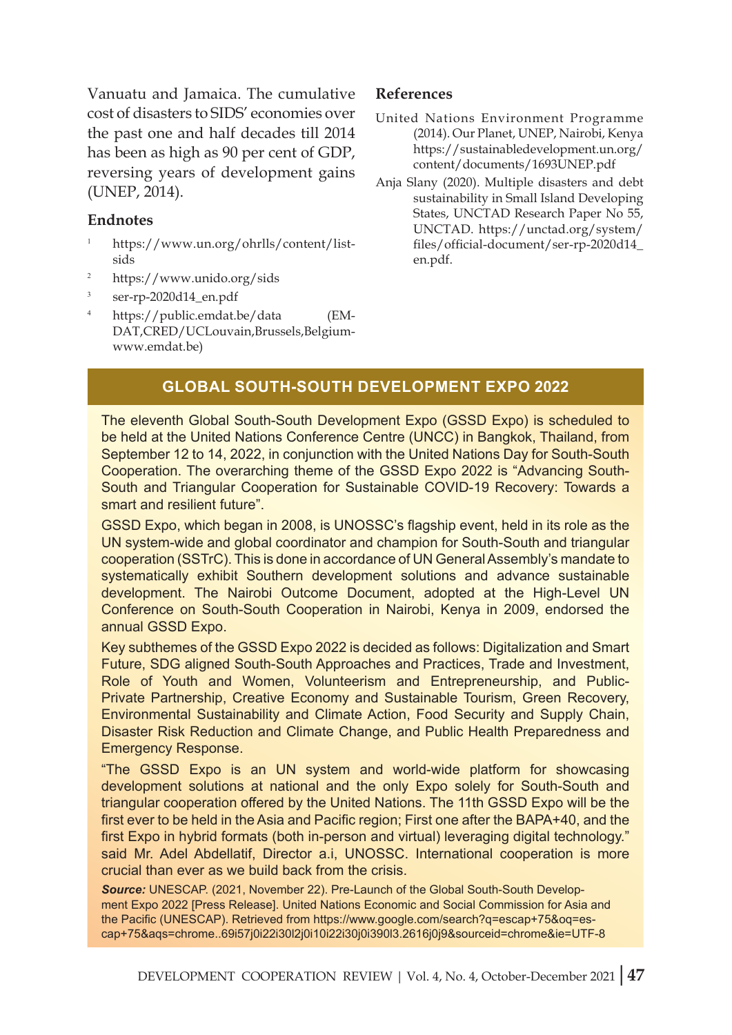Vanuatu and Jamaica. The cumulative cost of disasters to SIDS' economies over the past one and half decades till 2014 has been as high as 90 per cent of GDP, reversing years of development gains (UNEP, 2014).

### Endnotes

1. https://www.un.org/ohrlls/content/list-sids
2. https://www.unido.org/sids
3. ser-rp-2020d14_en.pdf
4. https://public.emdat.be/data (EM-DAT,CRED/UCLouvain,Brussels,Belgium-www.emdat.be)

### References

United Nations Environment Programme (2014). Our Planet, UNEP, Nairobi, Kenya https://sustainabledevelopment.un.org/content/documents/1693UNEP.pdf

Anja Slany (2020). Multiple disasters and debt sustainability in Small Island Developing States, UNCTAD Research Paper No 55, UNCTAD. https://unctad.org/system/files/official-document/ser-rp-2020d14_en.pdf.

## GLOBAL SOUTH-SOUTH DEVELOPMENT EXPO 2022

The eleventh Global South-South Development Expo (GSSD Expo) is scheduled to be held at the United Nations Conference Centre (UNCC) in Bangkok, Thailand, from September 12 to 14, 2022, in conjunction with the United Nations Day for South-South Cooperation. The overarching theme of the GSSD Expo 2022 is "Advancing South-South and Triangular Cooperation for Sustainable COVID-19 Recovery: Towards a smart and resilient future".

GSSD Expo, which began in 2008, is UNOSSC's flagship event, held in its role as the UN system-wide and global coordinator and champion for South-South and triangular cooperation (SSTrC). This is done in accordance of UN General Assembly's mandate to systematically exhibit Southern development solutions and advance sustainable development. The Nairobi Outcome Document, adopted at the High-Level UN Conference on South-South Cooperation in Nairobi, Kenya in 2009, endorsed the annual GSSD Expo.

Key subthemes of the GSSD Expo 2022 is decided as follows: Digitalization and Smart Future, SDG aligned South-South Approaches and Practices, Trade and Investment, Role of Youth and Women, Volunteerism and Entrepreneurship, and Public-Private Partnership, Creative Economy and Sustainable Tourism, Green Recovery, Environmental Sustainability and Climate Action, Food Security and Supply Chain, Disaster Risk Reduction and Climate Change, and Public Health Preparedness and Emergency Response.

"The GSSD Expo is an UN system and world-wide platform for showcasing development solutions at national and the only Expo solely for South-South and triangular cooperation offered by the United Nations. The 11th GSSD Expo will be the first ever to be held in the Asia and Pacific region; First one after the BAPA+40, and the first Expo in hybrid formats (both in-person and virtual) leveraging digital technology." said Mr. Adel Abdellatif, Director a.i, UNOSSC. International cooperation is more crucial than ever as we build back from the crisis.

***Source:*** UNESCAP. (2021, November 22). Pre-Launch of the Global South-South Development Expo 2022 [Press Release]. United Nations Economic and Social Commission for Asia and the Pacific (UNESCAP). Retrieved from https://www.google.com/search?q=escap+75&oq=escap+75&aqs=chrome..69i57j0i22i30l2j0i10i22i30j0i390l3.2616j0j9&sourceid=chrome&ie=UTF-8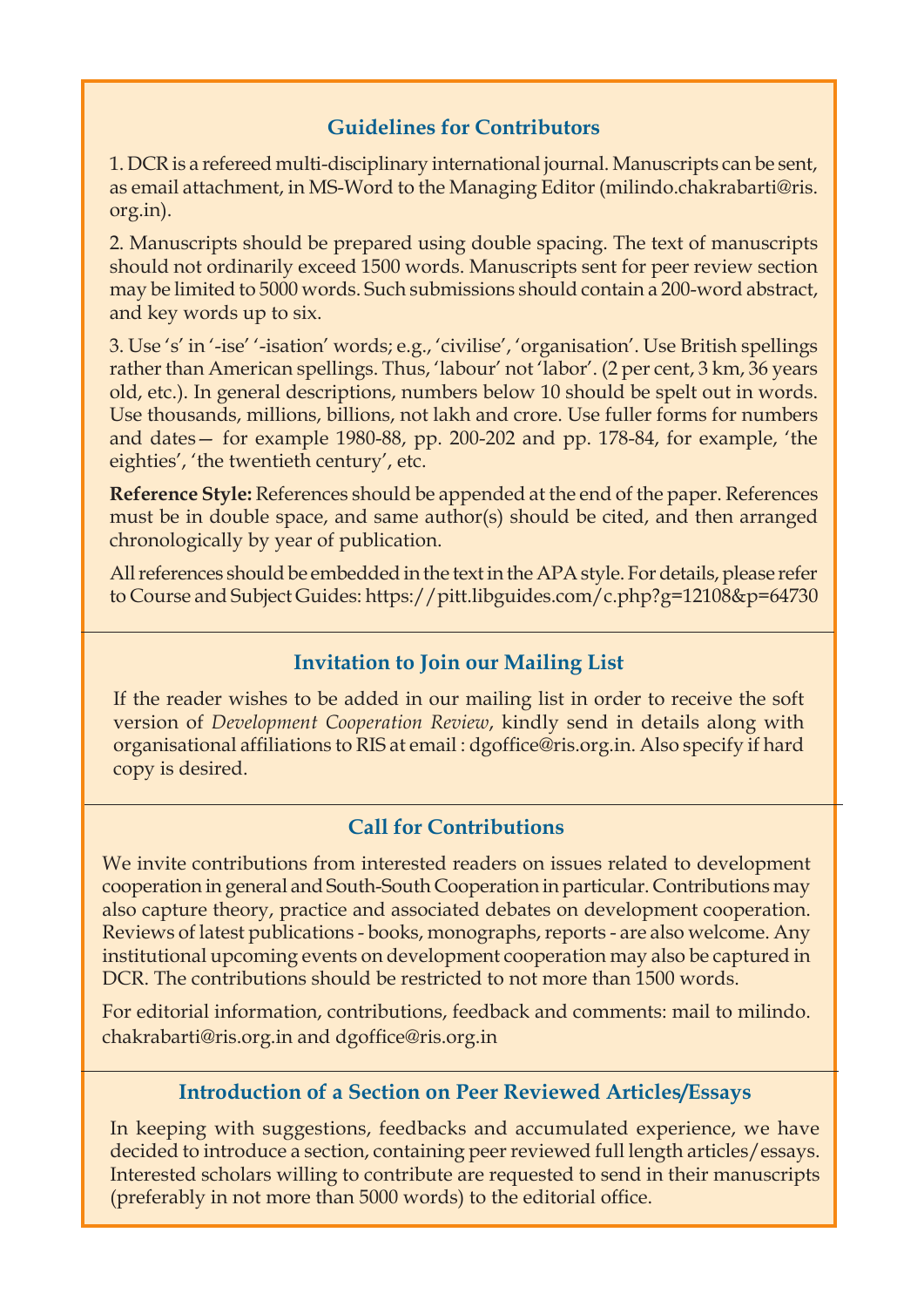## Guidelines for Contributors

1. DCR is a refereed multi-disciplinary international journal. Manuscripts can be sent, as email attachment, in MS-Word to the Managing Editor (milindo.chakrabarti@ris.org.in).

2. Manuscripts should be prepared using double spacing. The text of manuscripts should not ordinarily exceed 1500 words. Manuscripts sent for peer review section may be limited to 5000 words. Such submissions should contain a 200-word abstract, and key words up to six.

3. Use 's' in '-ise' '-isation' words; e.g., 'civilise', 'organisation'. Use British spellings rather than American spellings. Thus, 'labour' not 'labor'. (2 per cent, 3 km, 36 years old, etc.). In general descriptions, numbers below 10 should be spelt out in words. Use thousands, millions, billions, not lakh and crore. Use fuller forms for numbers and dates— for example 1980-88, pp. 200-202 and pp. 178-84, for example, 'the eighties', 'the twentieth century', etc.

**Reference Style:** References should be appended at the end of the paper. References must be in double space, and same author(s) should be cited, and then arranged chronologically by year of publication.

All references should be embedded in the text in the APA style. For details, please refer to Course and Subject Guides: https://pitt.libguides.com/c.php?g=12108&p=64730

## Invitation to Join our Mailing List

If the reader wishes to be added in our mailing list in order to receive the soft version of *Development Cooperation Review*, kindly send in details along with organisational affiliations to RIS at email : dgoffice@ris.org.in. Also specify if hard copy is desired.

## Call for Contributions

We invite contributions from interested readers on issues related to development cooperation in general and South-South Cooperation in particular. Contributions may also capture theory, practice and associated debates on development cooperation. Reviews of latest publications - books, monographs, reports - are also welcome. Any institutional upcoming events on development cooperation may also be captured in DCR. The contributions should be restricted to not more than 1500 words.

For editorial information, contributions, feedback and comments: mail to milindo.chakrabarti@ris.org.in and dgoffice@ris.org.in

## Introduction of a Section on Peer Reviewed Articles/Essays

In keeping with suggestions, feedbacks and accumulated experience, we have decided to introduce a section, containing peer reviewed full length articles/essays. Interested scholars willing to contribute are requested to send in their manuscripts (preferably in not more than 5000 words) to the editorial office.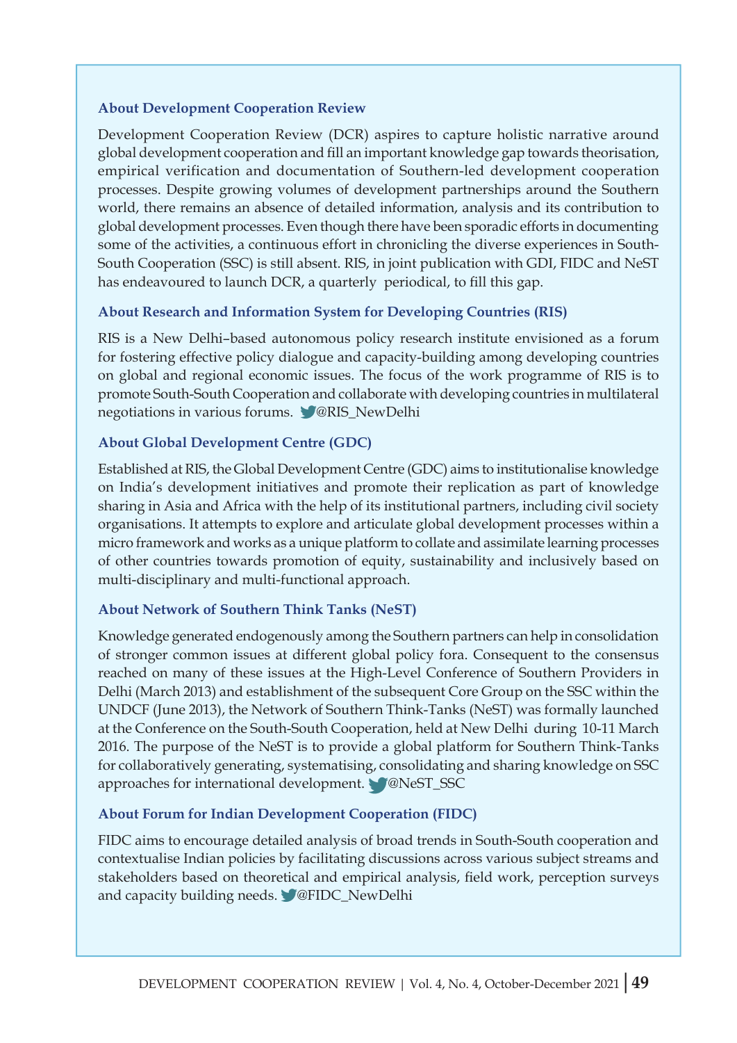### About Development Cooperation Review

Development Cooperation Review (DCR) aspires to capture holistic narrative around global development cooperation and fill an important knowledge gap towards theorisation, empirical verification and documentation of Southern-led development cooperation processes. Despite growing volumes of development partnerships around the Southern world, there remains an absence of detailed information, analysis and its contribution to global development processes. Even though there have been sporadic efforts in documenting some of the activities, a continuous effort in chronicling the diverse experiences in South-South Cooperation (SSC) is still absent. RIS, in joint publication with GDI, FIDC and NeST has endeavoured to launch DCR, a quarterly periodical, to fill this gap.

### About Research and Information System for Developing Countries (RIS)

RIS is a New Delhi–based autonomous policy research institute envisioned as a forum for fostering effective policy dialogue and capacity-building among developing countries on global and regional economic issues. The focus of the work programme of RIS is to promote South-South Cooperation and collaborate with developing countries in multilateral negotiations in various forums. @RIS_NewDelhi

### About Global Development Centre (GDC)

Established at RIS, the Global Development Centre (GDC) aims to institutionalise knowledge on India's development initiatives and promote their replication as part of knowledge sharing in Asia and Africa with the help of its institutional partners, including civil society organisations. It attempts to explore and articulate global development processes within a micro framework and works as a unique platform to collate and assimilate learning processes of other countries towards promotion of equity, sustainability and inclusively based on multi-disciplinary and multi-functional approach.

### About Network of Southern Think Tanks (NeST)

Knowledge generated endogenously among the Southern partners can help in consolidation of stronger common issues at different global policy fora. Consequent to the consensus reached on many of these issues at the High-Level Conference of Southern Providers in Delhi (March 2013) and establishment of the subsequent Core Group on the SSC within the UNDCF (June 2013), the Network of Southern Think-Tanks (NeST) was formally launched at the Conference on the South-South Cooperation, held at New Delhi during 10-11 March 2016. The purpose of the NeST is to provide a global platform for Southern Think-Tanks for collaboratively generating, systematising, consolidating and sharing knowledge on SSC approaches for international development. @NeST_SSC

### About Forum for Indian Development Cooperation (FIDC)

FIDC aims to encourage detailed analysis of broad trends in South-South cooperation and contextualise Indian policies by facilitating discussions across various subject streams and stakeholders based on theoretical and empirical analysis, field work, perception surveys and capacity building needs. @FIDC_NewDelhi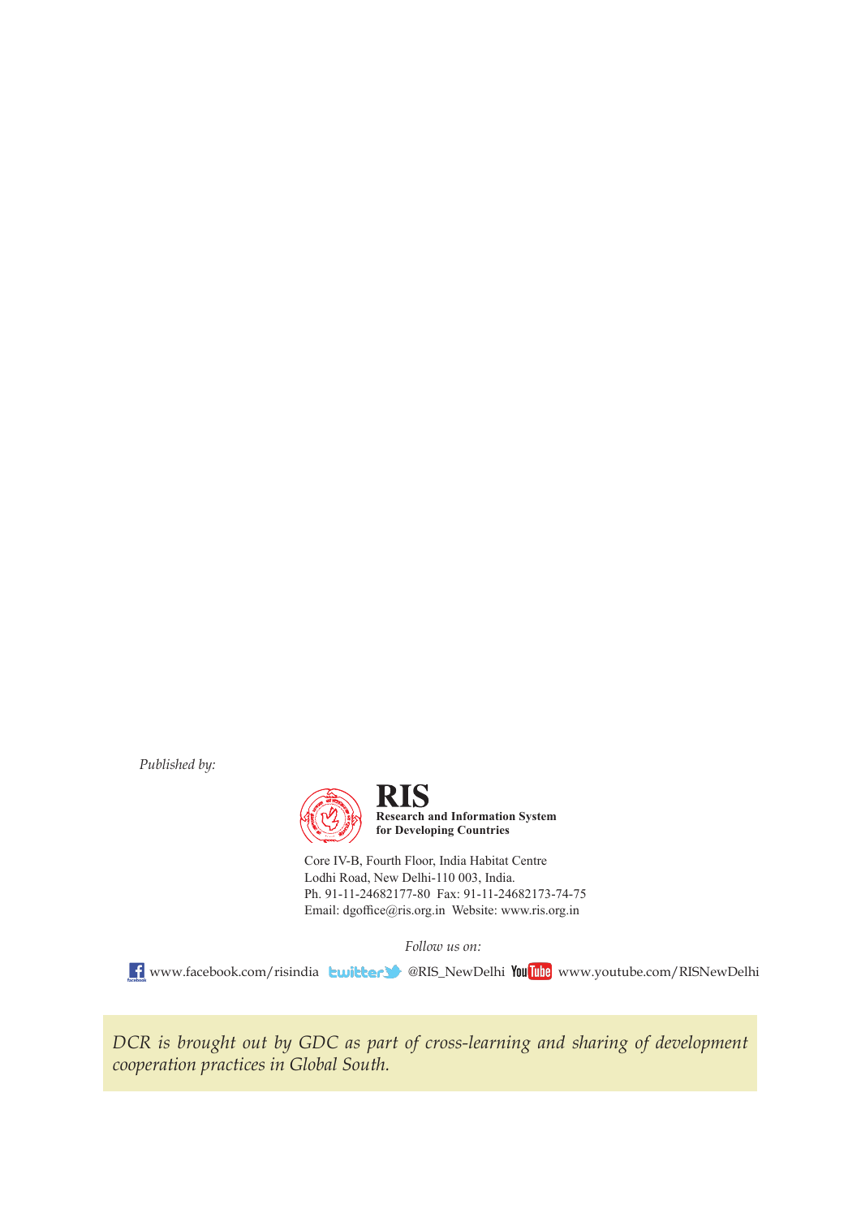*Published by:*

**RIS**
**Research and Information System for Developing Countries**

Core IV-B, Fourth Floor, India Habitat Centre
Lodhi Road, New Delhi-110 003, India.
Ph. 91-11-24682177-80 Fax: 91-11-24682173-74-75
Email: dgoffice@ris.org.in Website: www.ris.org.in

*Follow us on:*

www.facebook.com/risindia @RIS_NewDelhi www.youtube.com/RISNewDelhi

*DCR is brought out by GDC as part of cross-learning and sharing of development cooperation practices in Global South.*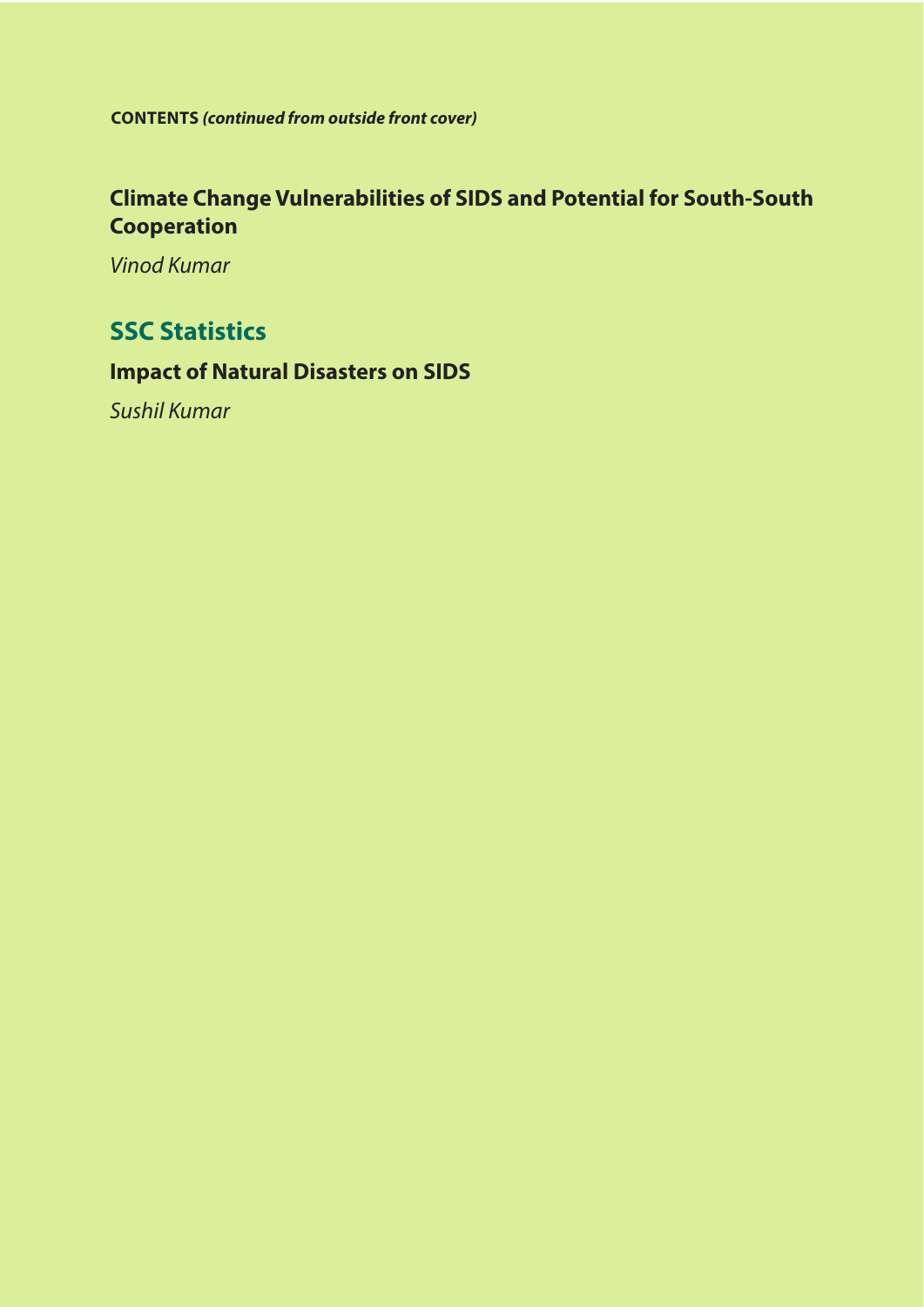**CONTENTS *(continued from outside front cover)***

## Climate Change Vulnerabilities of SIDS and Potential for South-South Cooperation

*Vinod Kumar*

# SSC Statistics

## Impact of Natural Disasters on SIDS

*Sushil Kumar*